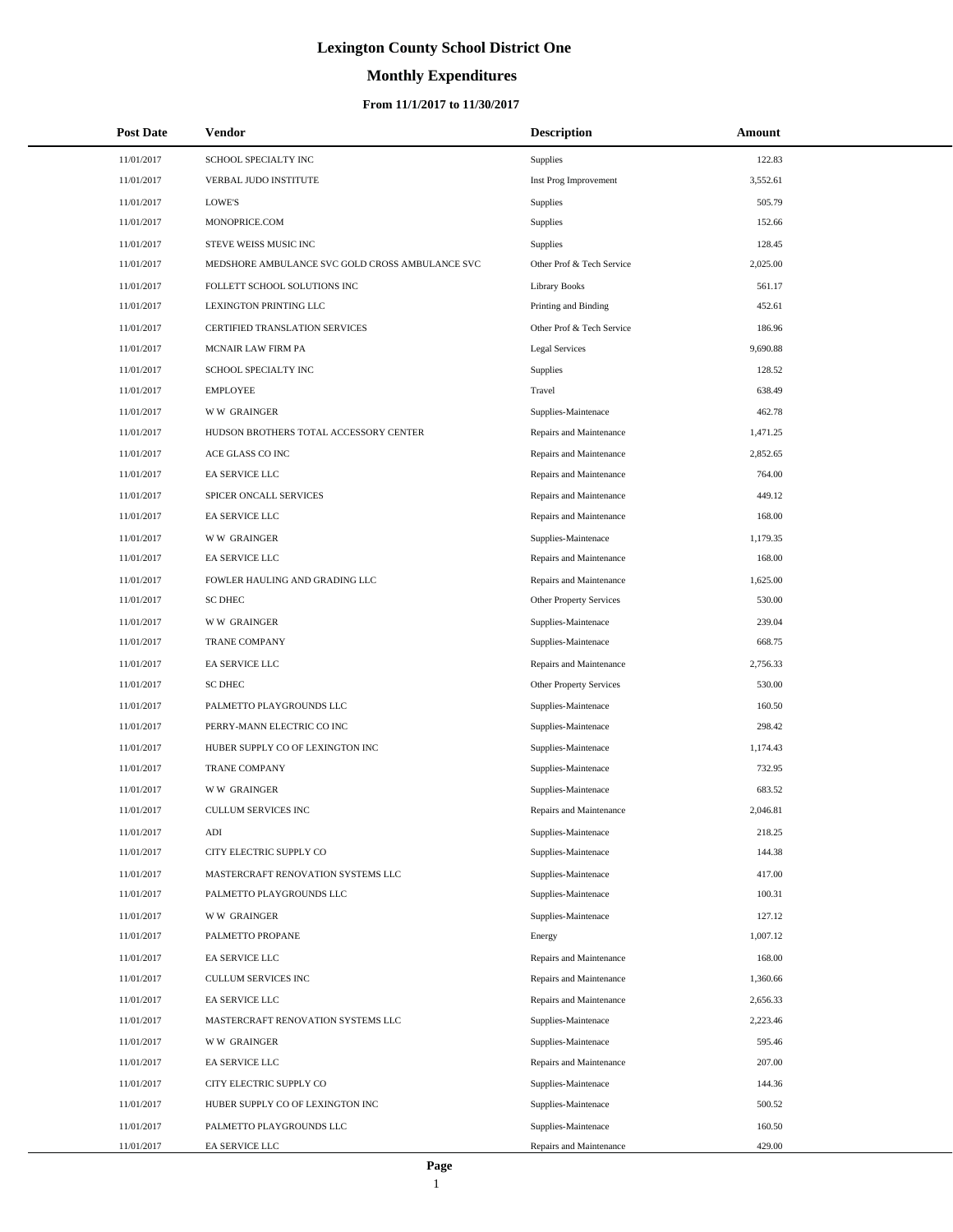# Lexington County School District One

## Monthly Expenditures

### From 11/1/2017 to 11/30/2017

| Post Date | Vendor | Description | Amount |
|---|---|---|---|
| 11/01/2017 | SCHOOL SPECIALTY INC | Supplies | 122.83 |
| 11/01/2017 | VERBAL JUDO INSTITUTE | Inst Prog Improvement | 3,552.61 |
| 11/01/2017 | LOWE'S | Supplies | 505.79 |
| 11/01/2017 | MONOPRICE.COM | Supplies | 152.66 |
| 11/01/2017 | STEVE WEISS MUSIC INC | Supplies | 128.45 |
| 11/01/2017 | MEDSHORE AMBULANCE SVC GOLD CROSS AMBULANCE SVC | Other Prof & Tech Service | 2,025.00 |
| 11/01/2017 | FOLLETT SCHOOL SOLUTIONS INC | Library Books | 561.17 |
| 11/01/2017 | LEXINGTON PRINTING LLC | Printing and Binding | 452.61 |
| 11/01/2017 | CERTIFIED TRANSLATION SERVICES | Other Prof & Tech Service | 186.96 |
| 11/01/2017 | MCNAIR LAW FIRM PA | Legal Services | 9,690.88 |
| 11/01/2017 | SCHOOL SPECIALTY INC | Supplies | 128.52 |
| 11/01/2017 | EMPLOYEE | Travel | 638.49 |
| 11/01/2017 | W W GRAINGER | Supplies-Maintenace | 462.78 |
| 11/01/2017 | HUDSON BROTHERS TOTAL ACCESSORY CENTER | Repairs and Maintenance | 1,471.25 |
| 11/01/2017 | ACE GLASS CO INC | Repairs and Maintenance | 2,852.65 |
| 11/01/2017 | EA SERVICE LLC | Repairs and Maintenance | 764.00 |
| 11/01/2017 | SPICER ONCALL SERVICES | Repairs and Maintenance | 449.12 |
| 11/01/2017 | EA SERVICE LLC | Repairs and Maintenance | 168.00 |
| 11/01/2017 | W W GRAINGER | Supplies-Maintenace | 1,179.35 |
| 11/01/2017 | EA SERVICE LLC | Repairs and Maintenance | 168.00 |
| 11/01/2017 | FOWLER HAULING AND GRADING LLC | Repairs and Maintenance | 1,625.00 |
| 11/01/2017 | SC DHEC | Other Property Services | 530.00 |
| 11/01/2017 | W W GRAINGER | Supplies-Maintenace | 239.04 |
| 11/01/2017 | TRANE COMPANY | Supplies-Maintenace | 668.75 |
| 11/01/2017 | EA SERVICE LLC | Repairs and Maintenance | 2,756.33 |
| 11/01/2017 | SC DHEC | Other Property Services | 530.00 |
| 11/01/2017 | PALMETTO PLAYGROUNDS LLC | Supplies-Maintenace | 160.50 |
| 11/01/2017 | PERRY-MANN ELECTRIC CO INC | Supplies-Maintenace | 298.42 |
| 11/01/2017 | HUBER SUPPLY CO OF LEXINGTON INC | Supplies-Maintenace | 1,174.43 |
| 11/01/2017 | TRANE COMPANY | Supplies-Maintenace | 732.95 |
| 11/01/2017 | W W GRAINGER | Supplies-Maintenace | 683.52 |
| 11/01/2017 | CULLUM SERVICES INC | Repairs and Maintenance | 2,046.81 |
| 11/01/2017 | ADI | Supplies-Maintenace | 218.25 |
| 11/01/2017 | CITY ELECTRIC SUPPLY CO | Supplies-Maintenace | 144.38 |
| 11/01/2017 | MASTERCRAFT RENOVATION SYSTEMS LLC | Supplies-Maintenace | 417.00 |
| 11/01/2017 | PALMETTO PLAYGROUNDS LLC | Supplies-Maintenace | 100.31 |
| 11/01/2017 | W W GRAINGER | Supplies-Maintenace | 127.12 |
| 11/01/2017 | PALMETTO PROPANE | Energy | 1,007.12 |
| 11/01/2017 | EA SERVICE LLC | Repairs and Maintenance | 168.00 |
| 11/01/2017 | CULLUM SERVICES INC | Repairs and Maintenance | 1,360.66 |
| 11/01/2017 | EA SERVICE LLC | Repairs and Maintenance | 2,656.33 |
| 11/01/2017 | MASTERCRAFT RENOVATION SYSTEMS LLC | Supplies-Maintenace | 2,223.46 |
| 11/01/2017 | W W GRAINGER | Supplies-Maintenace | 595.46 |
| 11/01/2017 | EA SERVICE LLC | Repairs and Maintenance | 207.00 |
| 11/01/2017 | CITY ELECTRIC SUPPLY CO | Supplies-Maintenace | 144.36 |
| 11/01/2017 | HUBER SUPPLY CO OF LEXINGTON INC | Supplies-Maintenace | 500.52 |
| 11/01/2017 | PALMETTO PLAYGROUNDS LLC | Supplies-Maintenace | 160.50 |
| 11/01/2017 | EA SERVICE LLC | Repairs and Maintenance | 429.00 |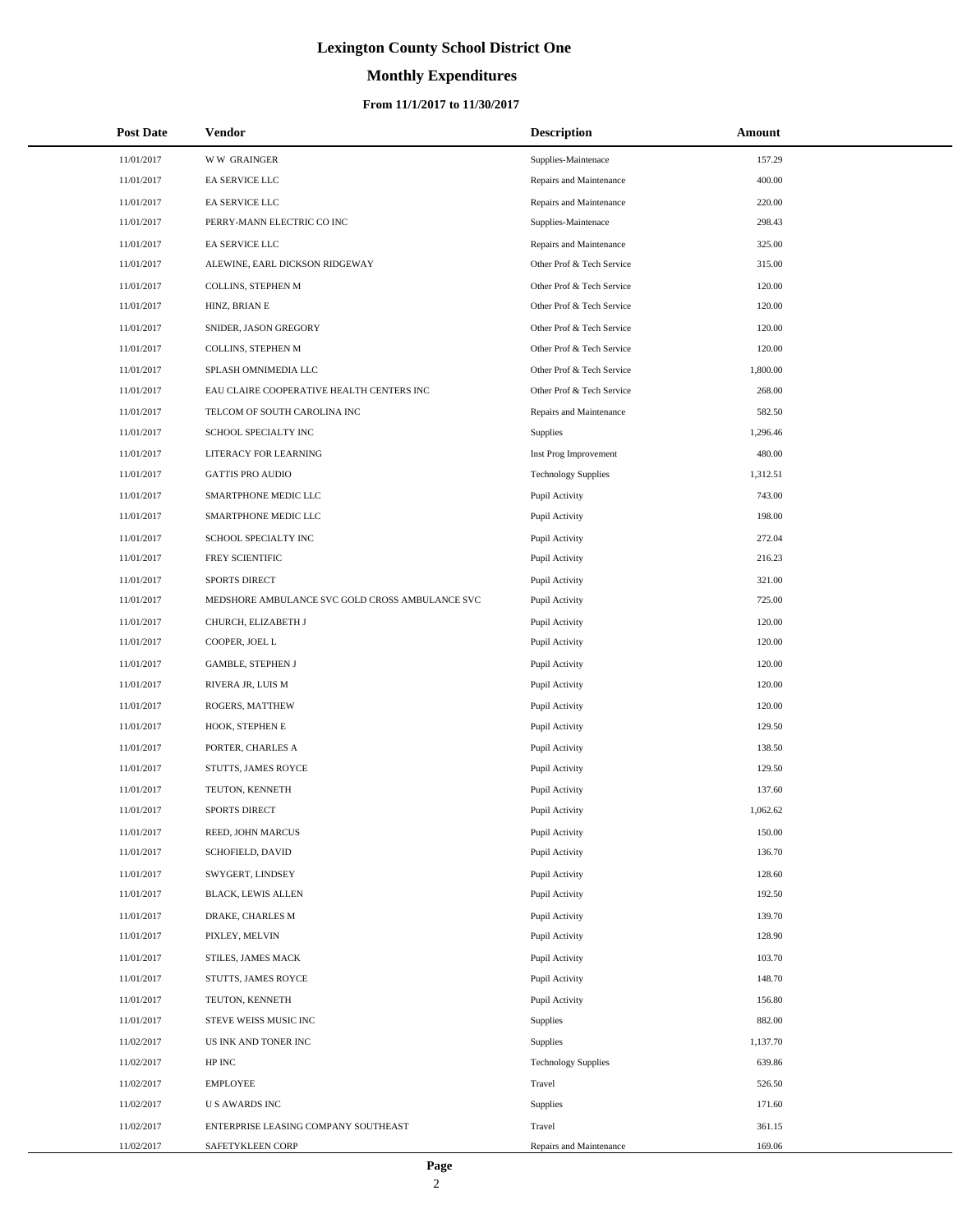# Lexington County School District One

## Monthly Expenditures

### From 11/1/2017 to 11/30/2017

| Post Date | Vendor | Description | Amount |
|---|---|---|---|
| 11/01/2017 | W W GRAINGER | Supplies-Maintenace | 157.29 |
| 11/01/2017 | EA SERVICE LLC | Repairs and Maintenance | 400.00 |
| 11/01/2017 | EA SERVICE LLC | Repairs and Maintenance | 220.00 |
| 11/01/2017 | PERRY-MANN ELECTRIC CO INC | Supplies-Maintenace | 298.43 |
| 11/01/2017 | EA SERVICE LLC | Repairs and Maintenance | 325.00 |
| 11/01/2017 | ALEWINE, EARL DICKSON RIDGEWAY | Other Prof & Tech Service | 315.00 |
| 11/01/2017 | COLLINS, STEPHEN M | Other Prof & Tech Service | 120.00 |
| 11/01/2017 | HINZ, BRIAN E | Other Prof & Tech Service | 120.00 |
| 11/01/2017 | SNIDER, JASON GREGORY | Other Prof & Tech Service | 120.00 |
| 11/01/2017 | COLLINS, STEPHEN M | Other Prof & Tech Service | 120.00 |
| 11/01/2017 | SPLASH OMNIMEDIA LLC | Other Prof & Tech Service | 1,800.00 |
| 11/01/2017 | EAU CLAIRE COOPERATIVE HEALTH CENTERS INC | Other Prof & Tech Service | 268.00 |
| 11/01/2017 | TELCOM OF SOUTH CAROLINA INC | Repairs and Maintenance | 582.50 |
| 11/01/2017 | SCHOOL SPECIALTY INC | Supplies | 1,296.46 |
| 11/01/2017 | LITERACY FOR LEARNING | Inst Prog Improvement | 480.00 |
| 11/01/2017 | GATTIS PRO AUDIO | Technology Supplies | 1,312.51 |
| 11/01/2017 | SMARTPHONE MEDIC LLC | Pupil Activity | 743.00 |
| 11/01/2017 | SMARTPHONE MEDIC LLC | Pupil Activity | 198.00 |
| 11/01/2017 | SCHOOL SPECIALTY INC | Pupil Activity | 272.04 |
| 11/01/2017 | FREY SCIENTIFIC | Pupil Activity | 216.23 |
| 11/01/2017 | SPORTS DIRECT | Pupil Activity | 321.00 |
| 11/01/2017 | MEDSHORE AMBULANCE SVC GOLD CROSS AMBULANCE SVC | Pupil Activity | 725.00 |
| 11/01/2017 | CHURCH, ELIZABETH J | Pupil Activity | 120.00 |
| 11/01/2017 | COOPER, JOEL L | Pupil Activity | 120.00 |
| 11/01/2017 | GAMBLE, STEPHEN J | Pupil Activity | 120.00 |
| 11/01/2017 | RIVERA JR, LUIS M | Pupil Activity | 120.00 |
| 11/01/2017 | ROGERS, MATTHEW | Pupil Activity | 120.00 |
| 11/01/2017 | HOOK, STEPHEN E | Pupil Activity | 129.50 |
| 11/01/2017 | PORTER, CHARLES A | Pupil Activity | 138.50 |
| 11/01/2017 | STUTTS, JAMES ROYCE | Pupil Activity | 129.50 |
| 11/01/2017 | TEUTON, KENNETH | Pupil Activity | 137.60 |
| 11/01/2017 | SPORTS DIRECT | Pupil Activity | 1,062.62 |
| 11/01/2017 | REED, JOHN MARCUS | Pupil Activity | 150.00 |
| 11/01/2017 | SCHOFIELD, DAVID | Pupil Activity | 136.70 |
| 11/01/2017 | SWYGERT, LINDSEY | Pupil Activity | 128.60 |
| 11/01/2017 | BLACK, LEWIS ALLEN | Pupil Activity | 192.50 |
| 11/01/2017 | DRAKE, CHARLES M | Pupil Activity | 139.70 |
| 11/01/2017 | PIXLEY, MELVIN | Pupil Activity | 128.90 |
| 11/01/2017 | STILES, JAMES MACK | Pupil Activity | 103.70 |
| 11/01/2017 | STUTTS, JAMES ROYCE | Pupil Activity | 148.70 |
| 11/01/2017 | TEUTON, KENNETH | Pupil Activity | 156.80 |
| 11/01/2017 | STEVE WEISS MUSIC INC | Supplies | 882.00 |
| 11/02/2017 | US INK AND TONER INC | Supplies | 1,137.70 |
| 11/02/2017 | HP INC | Technology Supplies | 639.86 |
| 11/02/2017 | EMPLOYEE | Travel | 526.50 |
| 11/02/2017 | U S AWARDS INC | Supplies | 171.60 |
| 11/02/2017 | ENTERPRISE LEASING COMPANY SOUTHEAST | Travel | 361.15 |
| 11/02/2017 | SAFETYKLEEN CORP | Repairs and Maintenance | 169.06 |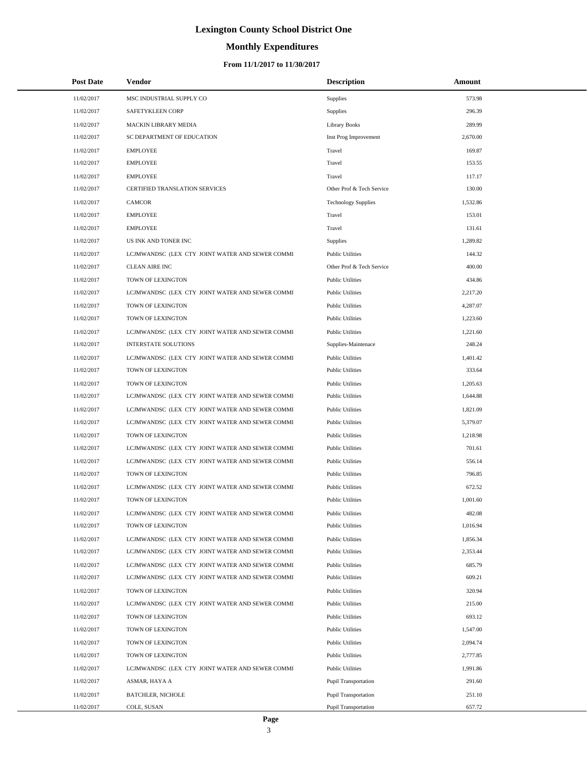# Lexington County School District One

## Monthly Expenditures

### From 11/1/2017 to 11/30/2017

| Post Date | Vendor | Description | Amount |
|---|---|---|---|
| 11/02/2017 | MSC INDUSTRIAL SUPPLY CO | Supplies | 573.98 |
| 11/02/2017 | SAFETYKLEEN CORP | Supplies | 296.39 |
| 11/02/2017 | MACKIN LIBRARY MEDIA | Library Books | 289.99 |
| 11/02/2017 | SC DEPARTMENT OF EDUCATION | Inst Prog Improvement | 2,670.00 |
| 11/02/2017 | EMPLOYEE | Travel | 169.87 |
| 11/02/2017 | EMPLOYEE | Travel | 153.55 |
| 11/02/2017 | EMPLOYEE | Travel | 117.17 |
| 11/02/2017 | CERTIFIED TRANSLATION SERVICES | Other Prof & Tech Service | 130.00 |
| 11/02/2017 | CAMCOR | Technology Supplies | 1,532.86 |
| 11/02/2017 | EMPLOYEE | Travel | 153.01 |
| 11/02/2017 | EMPLOYEE | Travel | 131.61 |
| 11/02/2017 | US INK AND TONER INC | Supplies | 1,289.82 |
| 11/02/2017 | LCJMWANDSC (LEX CTY JOINT WATER AND SEWER COMMI | Public Utilities | 144.32 |
| 11/02/2017 | CLEAN AIRE INC | Other Prof & Tech Service | 400.00 |
| 11/02/2017 | TOWN OF LEXINGTON | Public Utilities | 434.86 |
| 11/02/2017 | LCJMWANDSC (LEX CTY JOINT WATER AND SEWER COMMI | Public Utilities | 2,217.20 |
| 11/02/2017 | TOWN OF LEXINGTON | Public Utilities | 4,287.07 |
| 11/02/2017 | TOWN OF LEXINGTON | Public Utilities | 1,223.60 |
| 11/02/2017 | LCJMWANDSC (LEX CTY JOINT WATER AND SEWER COMMI | Public Utilities | 1,221.60 |
| 11/02/2017 | INTERSTATE SOLUTIONS | Supplies-Maintenace | 248.24 |
| 11/02/2017 | LCJMWANDSC (LEX CTY JOINT WATER AND SEWER COMMI | Public Utilities | 1,401.42 |
| 11/02/2017 | TOWN OF LEXINGTON | Public Utilities | 333.64 |
| 11/02/2017 | TOWN OF LEXINGTON | Public Utilities | 1,205.63 |
| 11/02/2017 | LCJMWANDSC (LEX CTY JOINT WATER AND SEWER COMMI | Public Utilities | 1,644.88 |
| 11/02/2017 | LCJMWANDSC (LEX CTY JOINT WATER AND SEWER COMMI | Public Utilities | 1,821.09 |
| 11/02/2017 | LCJMWANDSC (LEX CTY JOINT WATER AND SEWER COMMI | Public Utilities | 5,379.07 |
| 11/02/2017 | TOWN OF LEXINGTON | Public Utilities | 1,218.98 |
| 11/02/2017 | LCJMWANDSC (LEX CTY JOINT WATER AND SEWER COMMI | Public Utilities | 701.61 |
| 11/02/2017 | LCJMWANDSC (LEX CTY JOINT WATER AND SEWER COMMI | Public Utilities | 556.14 |
| 11/02/2017 | TOWN OF LEXINGTON | Public Utilities | 796.85 |
| 11/02/2017 | LCJMWANDSC (LEX CTY JOINT WATER AND SEWER COMMI | Public Utilities | 672.52 |
| 11/02/2017 | TOWN OF LEXINGTON | Public Utilities | 1,001.60 |
| 11/02/2017 | LCJMWANDSC (LEX CTY JOINT WATER AND SEWER COMMI | Public Utilities | 482.08 |
| 11/02/2017 | TOWN OF LEXINGTON | Public Utilities | 1,016.94 |
| 11/02/2017 | LCJMWANDSC (LEX CTY JOINT WATER AND SEWER COMMI | Public Utilities | 1,856.34 |
| 11/02/2017 | LCJMWANDSC (LEX CTY JOINT WATER AND SEWER COMMI | Public Utilities | 2,353.44 |
| 11/02/2017 | LCJMWANDSC (LEX CTY JOINT WATER AND SEWER COMMI | Public Utilities | 685.79 |
| 11/02/2017 | LCJMWANDSC (LEX CTY JOINT WATER AND SEWER COMMI | Public Utilities | 609.21 |
| 11/02/2017 | TOWN OF LEXINGTON | Public Utilities | 320.94 |
| 11/02/2017 | LCJMWANDSC (LEX CTY JOINT WATER AND SEWER COMMI | Public Utilities | 215.00 |
| 11/02/2017 | TOWN OF LEXINGTON | Public Utilities | 693.12 |
| 11/02/2017 | TOWN OF LEXINGTON | Public Utilities | 1,547.00 |
| 11/02/2017 | TOWN OF LEXINGTON | Public Utilities | 2,094.74 |
| 11/02/2017 | TOWN OF LEXINGTON | Public Utilities | 2,777.85 |
| 11/02/2017 | LCJMWANDSC (LEX CTY JOINT WATER AND SEWER COMMI | Public Utilities | 1,991.86 |
| 11/02/2017 | ASMAR, HAYA A | Pupil Transportation | 291.60 |
| 11/02/2017 | BATCHLER, NICHOLE | Pupil Transportation | 251.10 |
| 11/02/2017 | COLE, SUSAN | Pupil Transportation | 657.72 |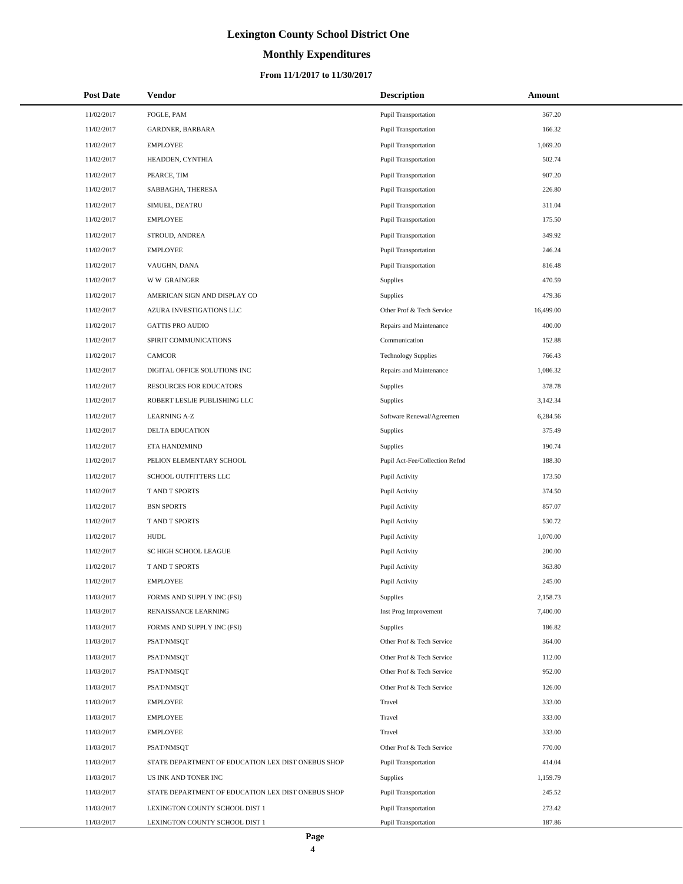# Lexington County School District One

## Monthly Expenditures

### From 11/1/2017 to 11/30/2017

| Post Date | Vendor | Description | Amount |
| --- | --- | --- | --- |
| 11/02/2017 | FOGLE, PAM | Pupil Transportation | 367.20 |
| 11/02/2017 | GARDNER, BARBARA | Pupil Transportation | 166.32 |
| 11/02/2017 | EMPLOYEE | Pupil Transportation | 1,069.20 |
| 11/02/2017 | HEADDEN, CYNTHIA | Pupil Transportation | 502.74 |
| 11/02/2017 | PEARCE, TIM | Pupil Transportation | 907.20 |
| 11/02/2017 | SABBAGHA, THERESA | Pupil Transportation | 226.80 |
| 11/02/2017 | SIMUEL, DEATRU | Pupil Transportation | 311.04 |
| 11/02/2017 | EMPLOYEE | Pupil Transportation | 175.50 |
| 11/02/2017 | STROUD, ANDREA | Pupil Transportation | 349.92 |
| 11/02/2017 | EMPLOYEE | Pupil Transportation | 246.24 |
| 11/02/2017 | VAUGHN, DANA | Pupil Transportation | 816.48 |
| 11/02/2017 | W W GRAINGER | Supplies | 470.59 |
| 11/02/2017 | AMERICAN SIGN AND DISPLAY CO | Supplies | 479.36 |
| 11/02/2017 | AZURA INVESTIGATIONS LLC | Other Prof & Tech Service | 16,499.00 |
| 11/02/2017 | GATTIS PRO AUDIO | Repairs and Maintenance | 400.00 |
| 11/02/2017 | SPIRIT COMMUNICATIONS | Communication | 152.88 |
| 11/02/2017 | CAMCOR | Technology Supplies | 766.43 |
| 11/02/2017 | DIGITAL OFFICE SOLUTIONS INC | Repairs and Maintenance | 1,086.32 |
| 11/02/2017 | RESOURCES FOR EDUCATORS | Supplies | 378.78 |
| 11/02/2017 | ROBERT LESLIE PUBLISHING LLC | Supplies | 3,142.34 |
| 11/02/2017 | LEARNING A-Z | Software Renewal/Agreemen | 6,284.56 |
| 11/02/2017 | DELTA EDUCATION | Supplies | 375.49 |
| 11/02/2017 | ETA HAND2MIND | Supplies | 190.74 |
| 11/02/2017 | PELION ELEMENTARY SCHOOL | Pupil Act-Fee/Collection Refnd | 188.30 |
| 11/02/2017 | SCHOOL OUTFITTERS LLC | Pupil Activity | 173.50 |
| 11/02/2017 | T AND T SPORTS | Pupil Activity | 374.50 |
| 11/02/2017 | BSN SPORTS | Pupil Activity | 857.07 |
| 11/02/2017 | T AND T SPORTS | Pupil Activity | 530.72 |
| 11/02/2017 | HUDL | Pupil Activity | 1,070.00 |
| 11/02/2017 | SC HIGH SCHOOL LEAGUE | Pupil Activity | 200.00 |
| 11/02/2017 | T AND T SPORTS | Pupil Activity | 363.80 |
| 11/02/2017 | EMPLOYEE | Pupil Activity | 245.00 |
| 11/03/2017 | FORMS AND SUPPLY INC (FSI) | Supplies | 2,158.73 |
| 11/03/2017 | RENAISSANCE LEARNING | Inst Prog Improvement | 7,400.00 |
| 11/03/2017 | FORMS AND SUPPLY INC (FSI) | Supplies | 186.82 |
| 11/03/2017 | PSAT/NMSQT | Other Prof & Tech Service | 364.00 |
| 11/03/2017 | PSAT/NMSQT | Other Prof & Tech Service | 112.00 |
| 11/03/2017 | PSAT/NMSQT | Other Prof & Tech Service | 952.00 |
| 11/03/2017 | PSAT/NMSQT | Other Prof & Tech Service | 126.00 |
| 11/03/2017 | EMPLOYEE | Travel | 333.00 |
| 11/03/2017 | EMPLOYEE | Travel | 333.00 |
| 11/03/2017 | EMPLOYEE | Travel | 333.00 |
| 11/03/2017 | PSAT/NMSQT | Other Prof & Tech Service | 770.00 |
| 11/03/2017 | STATE DEPARTMENT OF EDUCATION LEX DIST ONEBUS SHOP | Pupil Transportation | 414.04 |
| 11/03/2017 | US INK AND TONER INC | Supplies | 1,159.79 |
| 11/03/2017 | STATE DEPARTMENT OF EDUCATION LEX DIST ONEBUS SHOP | Pupil Transportation | 245.52 |
| 11/03/2017 | LEXINGTON COUNTY SCHOOL DIST 1 | Pupil Transportation | 273.42 |
| 11/03/2017 | LEXINGTON COUNTY SCHOOL DIST 1 | Pupil Transportation | 187.86 |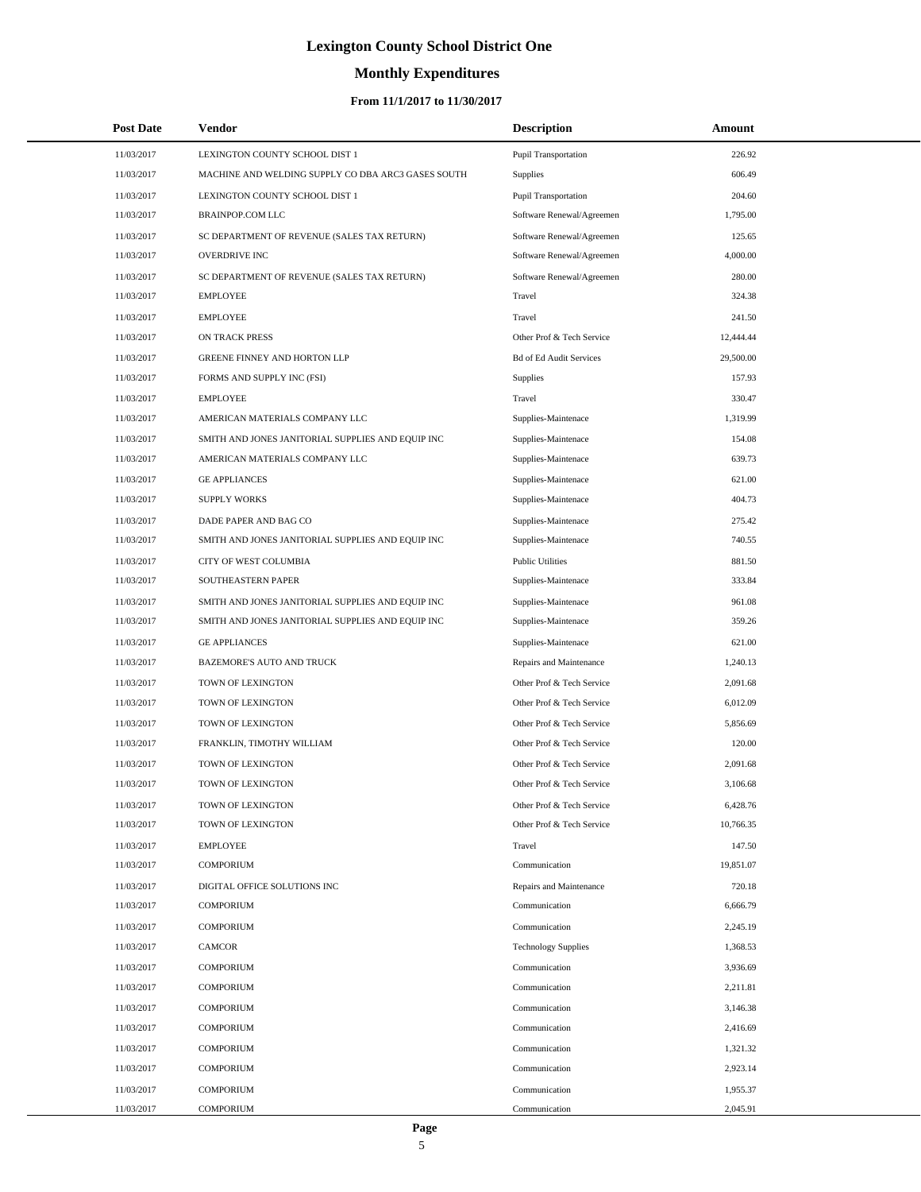# Lexington County School District One

## Monthly Expenditures

### From 11/1/2017 to 11/30/2017

| Post Date | Vendor | Description | Amount |
|---|---|---|---|
| 11/03/2017 | LEXINGTON COUNTY SCHOOL DIST 1 | Pupil Transportation | 226.92 |
| 11/03/2017 | MACHINE AND WELDING SUPPLY CO DBA ARC3 GASES SOUTH | Supplies | 606.49 |
| 11/03/2017 | LEXINGTON COUNTY SCHOOL DIST 1 | Pupil Transportation | 204.60 |
| 11/03/2017 | BRAINPOP.COM LLC | Software Renewal/Agreemen | 1,795.00 |
| 11/03/2017 | SC DEPARTMENT OF REVENUE (SALES TAX RETURN) | Software Renewal/Agreemen | 125.65 |
| 11/03/2017 | OVERDRIVE INC | Software Renewal/Agreemen | 4,000.00 |
| 11/03/2017 | SC DEPARTMENT OF REVENUE (SALES TAX RETURN) | Software Renewal/Agreemen | 280.00 |
| 11/03/2017 | EMPLOYEE | Travel | 324.38 |
| 11/03/2017 | EMPLOYEE | Travel | 241.50 |
| 11/03/2017 | ON TRACK PRESS | Other Prof & Tech Service | 12,444.44 |
| 11/03/2017 | GREENE FINNEY AND HORTON LLP | Bd of Ed Audit Services | 29,500.00 |
| 11/03/2017 | FORMS AND SUPPLY INC (FSI) | Supplies | 157.93 |
| 11/03/2017 | EMPLOYEE | Travel | 330.47 |
| 11/03/2017 | AMERICAN MATERIALS COMPANY LLC | Supplies-Maintenace | 1,319.99 |
| 11/03/2017 | SMITH AND JONES JANITORIAL SUPPLIES AND EQUIP INC | Supplies-Maintenace | 154.08 |
| 11/03/2017 | AMERICAN MATERIALS COMPANY LLC | Supplies-Maintenace | 639.73 |
| 11/03/2017 | GE APPLIANCES | Supplies-Maintenace | 621.00 |
| 11/03/2017 | SUPPLY WORKS | Supplies-Maintenace | 404.73 |
| 11/03/2017 | DADE PAPER AND BAG CO | Supplies-Maintenace | 275.42 |
| 11/03/2017 | SMITH AND JONES JANITORIAL SUPPLIES AND EQUIP INC | Supplies-Maintenace | 740.55 |
| 11/03/2017 | CITY OF WEST COLUMBIA | Public Utilities | 881.50 |
| 11/03/2017 | SOUTHEASTERN PAPER | Supplies-Maintenace | 333.84 |
| 11/03/2017 | SMITH AND JONES JANITORIAL SUPPLIES AND EQUIP INC | Supplies-Maintenace | 961.08 |
| 11/03/2017 | SMITH AND JONES JANITORIAL SUPPLIES AND EQUIP INC | Supplies-Maintenace | 359.26 |
| 11/03/2017 | GE APPLIANCES | Supplies-Maintenace | 621.00 |
| 11/03/2017 | BAZEMORE'S AUTO AND TRUCK | Repairs and Maintenance | 1,240.13 |
| 11/03/2017 | TOWN OF LEXINGTON | Other Prof & Tech Service | 2,091.68 |
| 11/03/2017 | TOWN OF LEXINGTON | Other Prof & Tech Service | 6,012.09 |
| 11/03/2017 | TOWN OF LEXINGTON | Other Prof & Tech Service | 5,856.69 |
| 11/03/2017 | FRANKLIN, TIMOTHY WILLIAM | Other Prof & Tech Service | 120.00 |
| 11/03/2017 | TOWN OF LEXINGTON | Other Prof & Tech Service | 2,091.68 |
| 11/03/2017 | TOWN OF LEXINGTON | Other Prof & Tech Service | 3,106.68 |
| 11/03/2017 | TOWN OF LEXINGTON | Other Prof & Tech Service | 6,428.76 |
| 11/03/2017 | TOWN OF LEXINGTON | Other Prof & Tech Service | 10,766.35 |
| 11/03/2017 | EMPLOYEE | Travel | 147.50 |
| 11/03/2017 | COMPORIUM | Communication | 19,851.07 |
| 11/03/2017 | DIGITAL OFFICE SOLUTIONS INC | Repairs and Maintenance | 720.18 |
| 11/03/2017 | COMPORIUM | Communication | 6,666.79 |
| 11/03/2017 | COMPORIUM | Communication | 2,245.19 |
| 11/03/2017 | CAMCOR | Technology Supplies | 1,368.53 |
| 11/03/2017 | COMPORIUM | Communication | 3,936.69 |
| 11/03/2017 | COMPORIUM | Communication | 2,211.81 |
| 11/03/2017 | COMPORIUM | Communication | 3,146.38 |
| 11/03/2017 | COMPORIUM | Communication | 2,416.69 |
| 11/03/2017 | COMPORIUM | Communication | 1,321.32 |
| 11/03/2017 | COMPORIUM | Communication | 2,923.14 |
| 11/03/2017 | COMPORIUM | Communication | 1,955.37 |
| 11/03/2017 | COMPORIUM | Communication | 2,045.91 |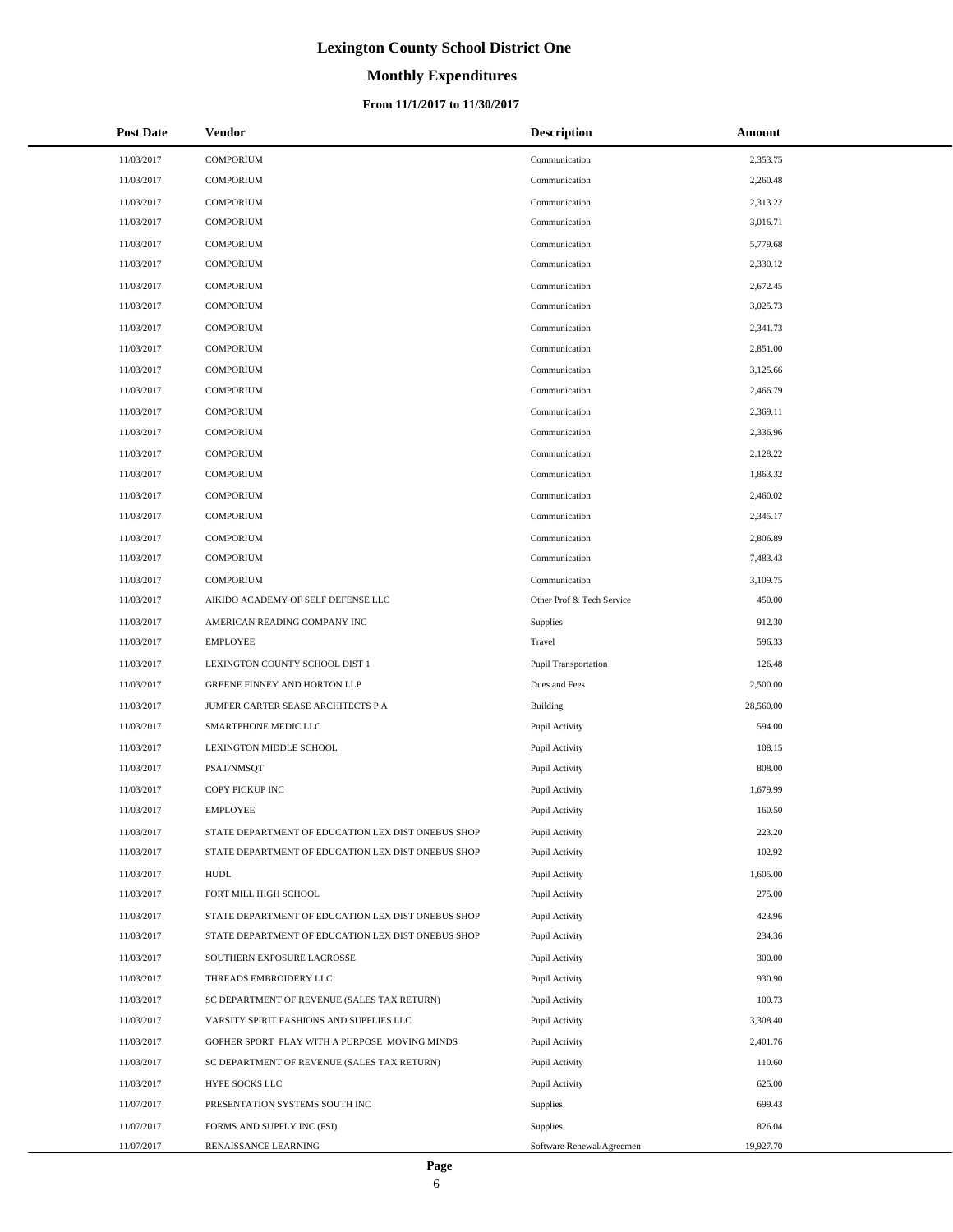# Lexington County School District One

## Monthly Expenditures

### From 11/1/2017 to 11/30/2017

| Post Date | Vendor | Description | Amount |
|---|---|---|---|
| 11/03/2017 | COMPORIUM | Communication | 2,353.75 |
| 11/03/2017 | COMPORIUM | Communication | 2,260.48 |
| 11/03/2017 | COMPORIUM | Communication | 2,313.22 |
| 11/03/2017 | COMPORIUM | Communication | 3,016.71 |
| 11/03/2017 | COMPORIUM | Communication | 5,779.68 |
| 11/03/2017 | COMPORIUM | Communication | 2,330.12 |
| 11/03/2017 | COMPORIUM | Communication | 2,672.45 |
| 11/03/2017 | COMPORIUM | Communication | 3,025.73 |
| 11/03/2017 | COMPORIUM | Communication | 2,341.73 |
| 11/03/2017 | COMPORIUM | Communication | 2,851.00 |
| 11/03/2017 | COMPORIUM | Communication | 3,125.66 |
| 11/03/2017 | COMPORIUM | Communication | 2,466.79 |
| 11/03/2017 | COMPORIUM | Communication | 2,369.11 |
| 11/03/2017 | COMPORIUM | Communication | 2,336.96 |
| 11/03/2017 | COMPORIUM | Communication | 2,128.22 |
| 11/03/2017 | COMPORIUM | Communication | 1,863.32 |
| 11/03/2017 | COMPORIUM | Communication | 2,460.02 |
| 11/03/2017 | COMPORIUM | Communication | 2,345.17 |
| 11/03/2017 | COMPORIUM | Communication | 2,806.89 |
| 11/03/2017 | COMPORIUM | Communication | 7,483.43 |
| 11/03/2017 | COMPORIUM | Communication | 3,109.75 |
| 11/03/2017 | AIKIDO ACADEMY OF SELF DEFENSE LLC | Other Prof & Tech Service | 450.00 |
| 11/03/2017 | AMERICAN READING COMPANY INC | Supplies | 912.30 |
| 11/03/2017 | EMPLOYEE | Travel | 596.33 |
| 11/03/2017 | LEXINGTON COUNTY SCHOOL DIST 1 | Pupil Transportation | 126.48 |
| 11/03/2017 | GREENE FINNEY AND HORTON LLP | Dues and Fees | 2,500.00 |
| 11/03/2017 | JUMPER CARTER SEASE ARCHITECTS P A | Building | 28,560.00 |
| 11/03/2017 | SMARTPHONE MEDIC LLC | Pupil Activity | 594.00 |
| 11/03/2017 | LEXINGTON MIDDLE SCHOOL | Pupil Activity | 108.15 |
| 11/03/2017 | PSAT/NMSQT | Pupil Activity | 808.00 |
| 11/03/2017 | COPY PICKUP INC | Pupil Activity | 1,679.99 |
| 11/03/2017 | EMPLOYEE | Pupil Activity | 160.50 |
| 11/03/2017 | STATE DEPARTMENT OF EDUCATION LEX DIST ONEBUS SHOP | Pupil Activity | 223.20 |
| 11/03/2017 | STATE DEPARTMENT OF EDUCATION LEX DIST ONEBUS SHOP | Pupil Activity | 102.92 |
| 11/03/2017 | HUDL | Pupil Activity | 1,605.00 |
| 11/03/2017 | FORT MILL HIGH SCHOOL | Pupil Activity | 275.00 |
| 11/03/2017 | STATE DEPARTMENT OF EDUCATION LEX DIST ONEBUS SHOP | Pupil Activity | 423.96 |
| 11/03/2017 | STATE DEPARTMENT OF EDUCATION LEX DIST ONEBUS SHOP | Pupil Activity | 234.36 |
| 11/03/2017 | SOUTHERN EXPOSURE LACROSSE | Pupil Activity | 300.00 |
| 11/03/2017 | THREADS EMBROIDERY LLC | Pupil Activity | 930.90 |
| 11/03/2017 | SC DEPARTMENT OF REVENUE (SALES TAX RETURN) | Pupil Activity | 100.73 |
| 11/03/2017 | VARSITY SPIRIT FASHIONS AND SUPPLIES LLC | Pupil Activity | 3,308.40 |
| 11/03/2017 | GOPHER SPORT PLAY WITH A PURPOSE MOVING MINDS | Pupil Activity | 2,401.76 |
| 11/03/2017 | SC DEPARTMENT OF REVENUE (SALES TAX RETURN) | Pupil Activity | 110.60 |
| 11/03/2017 | HYPE SOCKS LLC | Pupil Activity | 625.00 |
| 11/07/2017 | PRESENTATION SYSTEMS SOUTH INC | Supplies | 699.43 |
| 11/07/2017 | FORMS AND SUPPLY INC (FSI) | Supplies | 826.04 |
| 11/07/2017 | RENAISSANCE LEARNING | Software Renewal/Agreemen | 19,927.70 |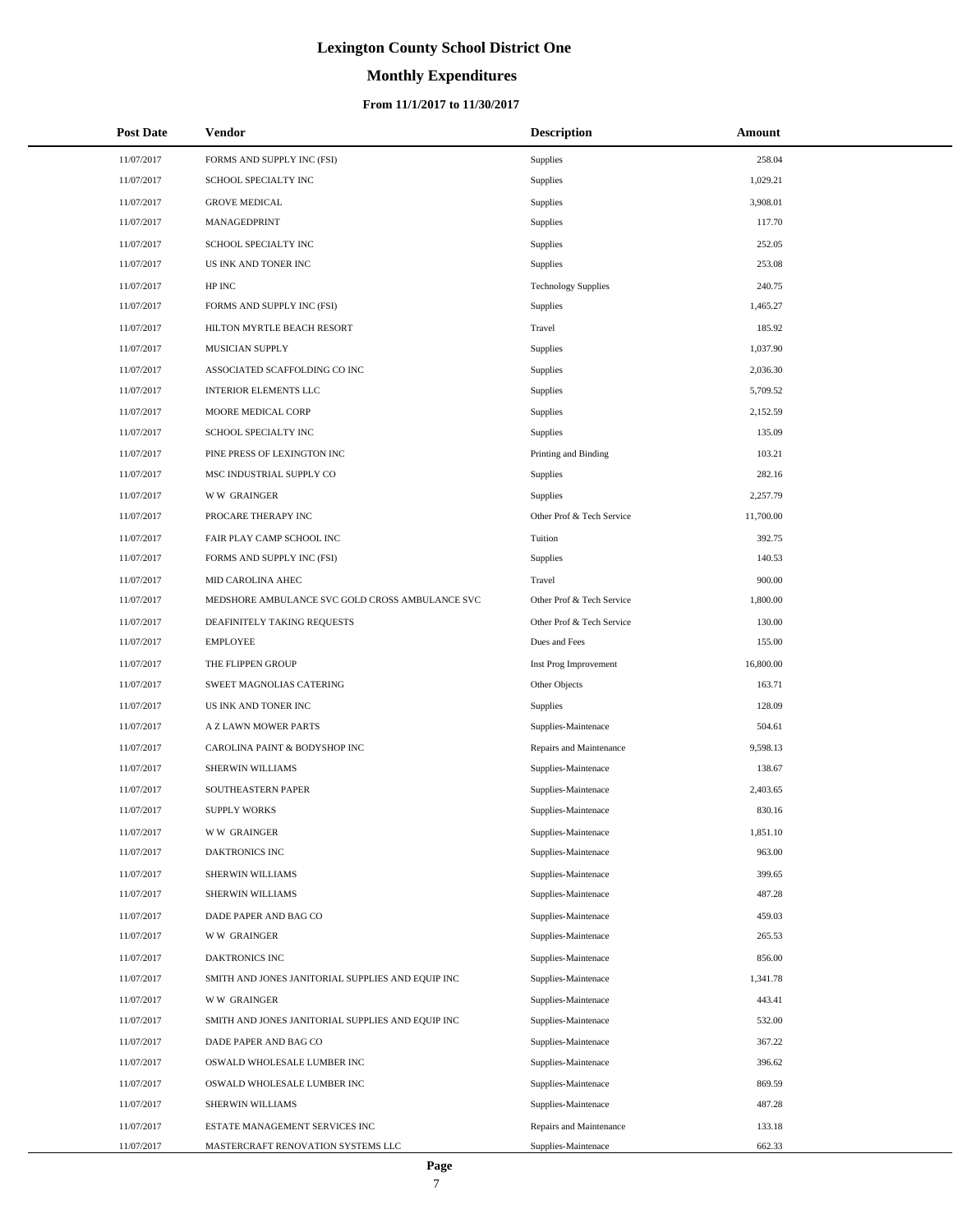# Lexington County School District One

## Monthly Expenditures

### From 11/1/2017 to 11/30/2017

| Post Date | Vendor | Description | Amount |
|---|---|---|---|
| 11/07/2017 | FORMS AND SUPPLY INC (FSI) | Supplies | 258.04 |
| 11/07/2017 | SCHOOL SPECIALTY INC | Supplies | 1,029.21 |
| 11/07/2017 | GROVE MEDICAL | Supplies | 3,908.01 |
| 11/07/2017 | MANAGEDPRINT | Supplies | 117.70 |
| 11/07/2017 | SCHOOL SPECIALTY INC | Supplies | 252.05 |
| 11/07/2017 | US INK AND TONER INC | Supplies | 253.08 |
| 11/07/2017 | HP INC | Technology Supplies | 240.75 |
| 11/07/2017 | FORMS AND SUPPLY INC (FSI) | Supplies | 1,465.27 |
| 11/07/2017 | HILTON MYRTLE BEACH RESORT | Travel | 185.92 |
| 11/07/2017 | MUSICIAN SUPPLY | Supplies | 1,037.90 |
| 11/07/2017 | ASSOCIATED SCAFFOLDING CO INC | Supplies | 2,036.30 |
| 11/07/2017 | INTERIOR ELEMENTS LLC | Supplies | 5,709.52 |
| 11/07/2017 | MOORE MEDICAL CORP | Supplies | 2,152.59 |
| 11/07/2017 | SCHOOL SPECIALTY INC | Supplies | 135.09 |
| 11/07/2017 | PINE PRESS OF LEXINGTON INC | Printing and Binding | 103.21 |
| 11/07/2017 | MSC INDUSTRIAL SUPPLY CO | Supplies | 282.16 |
| 11/07/2017 | W W GRAINGER | Supplies | 2,257.79 |
| 11/07/2017 | PROCARE THERAPY INC | Other Prof & Tech Service | 11,700.00 |
| 11/07/2017 | FAIR PLAY CAMP SCHOOL INC | Tuition | 392.75 |
| 11/07/2017 | FORMS AND SUPPLY INC (FSI) | Supplies | 140.53 |
| 11/07/2017 | MID CAROLINA AHEC | Travel | 900.00 |
| 11/07/2017 | MEDSHORE AMBULANCE SVC GOLD CROSS AMBULANCE SVC | Other Prof & Tech Service | 1,800.00 |
| 11/07/2017 | DEAFINITELY TAKING REQUESTS | Other Prof & Tech Service | 130.00 |
| 11/07/2017 | EMPLOYEE | Dues and Fees | 155.00 |
| 11/07/2017 | THE FLIPPEN GROUP | Inst Prog Improvement | 16,800.00 |
| 11/07/2017 | SWEET MAGNOLIAS CATERING | Other Objects | 163.71 |
| 11/07/2017 | US INK AND TONER INC | Supplies | 128.09 |
| 11/07/2017 | A Z LAWN MOWER PARTS | Supplies-Maintenace | 504.61 |
| 11/07/2017 | CAROLINA PAINT & BODYSHOP INC | Repairs and Maintenance | 9,598.13 |
| 11/07/2017 | SHERWIN WILLIAMS | Supplies-Maintenace | 138.67 |
| 11/07/2017 | SOUTHEASTERN PAPER | Supplies-Maintenace | 2,403.65 |
| 11/07/2017 | SUPPLY WORKS | Supplies-Maintenace | 830.16 |
| 11/07/2017 | W W GRAINGER | Supplies-Maintenace | 1,851.10 |
| 11/07/2017 | DAKTRONICS INC | Supplies-Maintenace | 963.00 |
| 11/07/2017 | SHERWIN WILLIAMS | Supplies-Maintenace | 399.65 |
| 11/07/2017 | SHERWIN WILLIAMS | Supplies-Maintenace | 487.28 |
| 11/07/2017 | DADE PAPER AND BAG CO | Supplies-Maintenace | 459.03 |
| 11/07/2017 | W W GRAINGER | Supplies-Maintenace | 265.53 |
| 11/07/2017 | DAKTRONICS INC | Supplies-Maintenace | 856.00 |
| 11/07/2017 | SMITH AND JONES JANITORIAL SUPPLIES AND EQUIP INC | Supplies-Maintenace | 1,341.78 |
| 11/07/2017 | W W GRAINGER | Supplies-Maintenace | 443.41 |
| 11/07/2017 | SMITH AND JONES JANITORIAL SUPPLIES AND EQUIP INC | Supplies-Maintenace | 532.00 |
| 11/07/2017 | DADE PAPER AND BAG CO | Supplies-Maintenace | 367.22 |
| 11/07/2017 | OSWALD WHOLESALE LUMBER INC | Supplies-Maintenace | 396.62 |
| 11/07/2017 | OSWALD WHOLESALE LUMBER INC | Supplies-Maintenace | 869.59 |
| 11/07/2017 | SHERWIN WILLIAMS | Supplies-Maintenace | 487.28 |
| 11/07/2017 | ESTATE MANAGEMENT SERVICES INC | Repairs and Maintenance | 133.18 |
| 11/07/2017 | MASTERCRAFT RENOVATION SYSTEMS LLC | Supplies-Maintenace | 662.33 |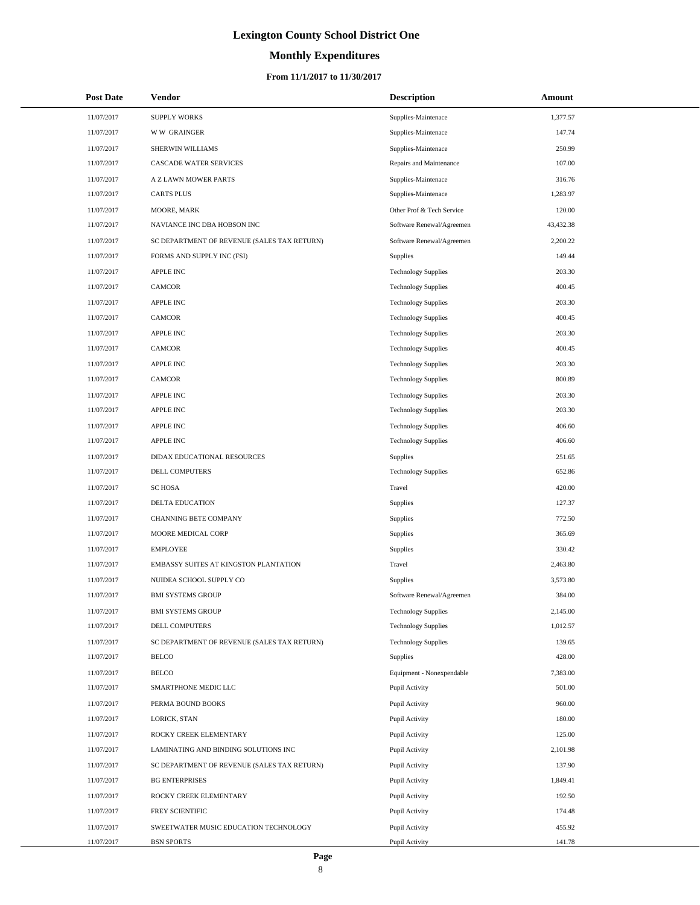# Lexington County School District One

## Monthly Expenditures

### From 11/1/2017 to 11/30/2017

| Post Date | Vendor | Description | Amount |
|---|---|---|---|
| 11/07/2017 | SUPPLY WORKS | Supplies-Maintenace | 1,377.57 |
| 11/07/2017 | W W GRAINGER | Supplies-Maintenace | 147.74 |
| 11/07/2017 | SHERWIN WILLIAMS | Supplies-Maintenace | 250.99 |
| 11/07/2017 | CASCADE WATER SERVICES | Repairs and Maintenance | 107.00 |
| 11/07/2017 | A Z LAWN MOWER PARTS | Supplies-Maintenace | 316.76 |
| 11/07/2017 | CARTS PLUS | Supplies-Maintenace | 1,283.97 |
| 11/07/2017 | MOORE, MARK | Other Prof & Tech Service | 120.00 |
| 11/07/2017 | NAVIANCE INC DBA HOBSON INC | Software Renewal/Agreemen | 43,432.38 |
| 11/07/2017 | SC DEPARTMENT OF REVENUE (SALES TAX RETURN) | Software Renewal/Agreemen | 2,200.22 |
| 11/07/2017 | FORMS AND SUPPLY INC (FSI) | Supplies | 149.44 |
| 11/07/2017 | APPLE INC | Technology Supplies | 203.30 |
| 11/07/2017 | CAMCOR | Technology Supplies | 400.45 |
| 11/07/2017 | APPLE INC | Technology Supplies | 203.30 |
| 11/07/2017 | CAMCOR | Technology Supplies | 400.45 |
| 11/07/2017 | APPLE INC | Technology Supplies | 203.30 |
| 11/07/2017 | CAMCOR | Technology Supplies | 400.45 |
| 11/07/2017 | APPLE INC | Technology Supplies | 203.30 |
| 11/07/2017 | CAMCOR | Technology Supplies | 800.89 |
| 11/07/2017 | APPLE INC | Technology Supplies | 203.30 |
| 11/07/2017 | APPLE INC | Technology Supplies | 203.30 |
| 11/07/2017 | APPLE INC | Technology Supplies | 406.60 |
| 11/07/2017 | APPLE INC | Technology Supplies | 406.60 |
| 11/07/2017 | DIDAX EDUCATIONAL RESOURCES | Supplies | 251.65 |
| 11/07/2017 | DELL COMPUTERS | Technology Supplies | 652.86 |
| 11/07/2017 | SC HOSA | Travel | 420.00 |
| 11/07/2017 | DELTA EDUCATION | Supplies | 127.37 |
| 11/07/2017 | CHANNING BETE COMPANY | Supplies | 772.50 |
| 11/07/2017 | MOORE MEDICAL CORP | Supplies | 365.69 |
| 11/07/2017 | EMPLOYEE | Supplies | 330.42 |
| 11/07/2017 | EMBASSY SUITES AT KINGSTON PLANTATION | Travel | 2,463.80 |
| 11/07/2017 | NUIDEA SCHOOL SUPPLY CO | Supplies | 3,573.80 |
| 11/07/2017 | BMI SYSTEMS GROUP | Software Renewal/Agreemen | 384.00 |
| 11/07/2017 | BMI SYSTEMS GROUP | Technology Supplies | 2,145.00 |
| 11/07/2017 | DELL COMPUTERS | Technology Supplies | 1,012.57 |
| 11/07/2017 | SC DEPARTMENT OF REVENUE (SALES TAX RETURN) | Technology Supplies | 139.65 |
| 11/07/2017 | BELCO | Supplies | 428.00 |
| 11/07/2017 | BELCO | Equipment - Nonexpendable | 7,383.00 |
| 11/07/2017 | SMARTPHONE MEDIC LLC | Pupil Activity | 501.00 |
| 11/07/2017 | PERMA BOUND BOOKS | Pupil Activity | 960.00 |
| 11/07/2017 | LORICK, STAN | Pupil Activity | 180.00 |
| 11/07/2017 | ROCKY CREEK ELEMENTARY | Pupil Activity | 125.00 |
| 11/07/2017 | LAMINATING AND BINDING SOLUTIONS INC | Pupil Activity | 2,101.98 |
| 11/07/2017 | SC DEPARTMENT OF REVENUE (SALES TAX RETURN) | Pupil Activity | 137.90 |
| 11/07/2017 | BG ENTERPRISES | Pupil Activity | 1,849.41 |
| 11/07/2017 | ROCKY CREEK ELEMENTARY | Pupil Activity | 192.50 |
| 11/07/2017 | FREY SCIENTIFIC | Pupil Activity | 174.48 |
| 11/07/2017 | SWEETWATER MUSIC EDUCATION TECHNOLOGY | Pupil Activity | 455.92 |
| 11/07/2017 | BSN SPORTS | Pupil Activity | 141.78 |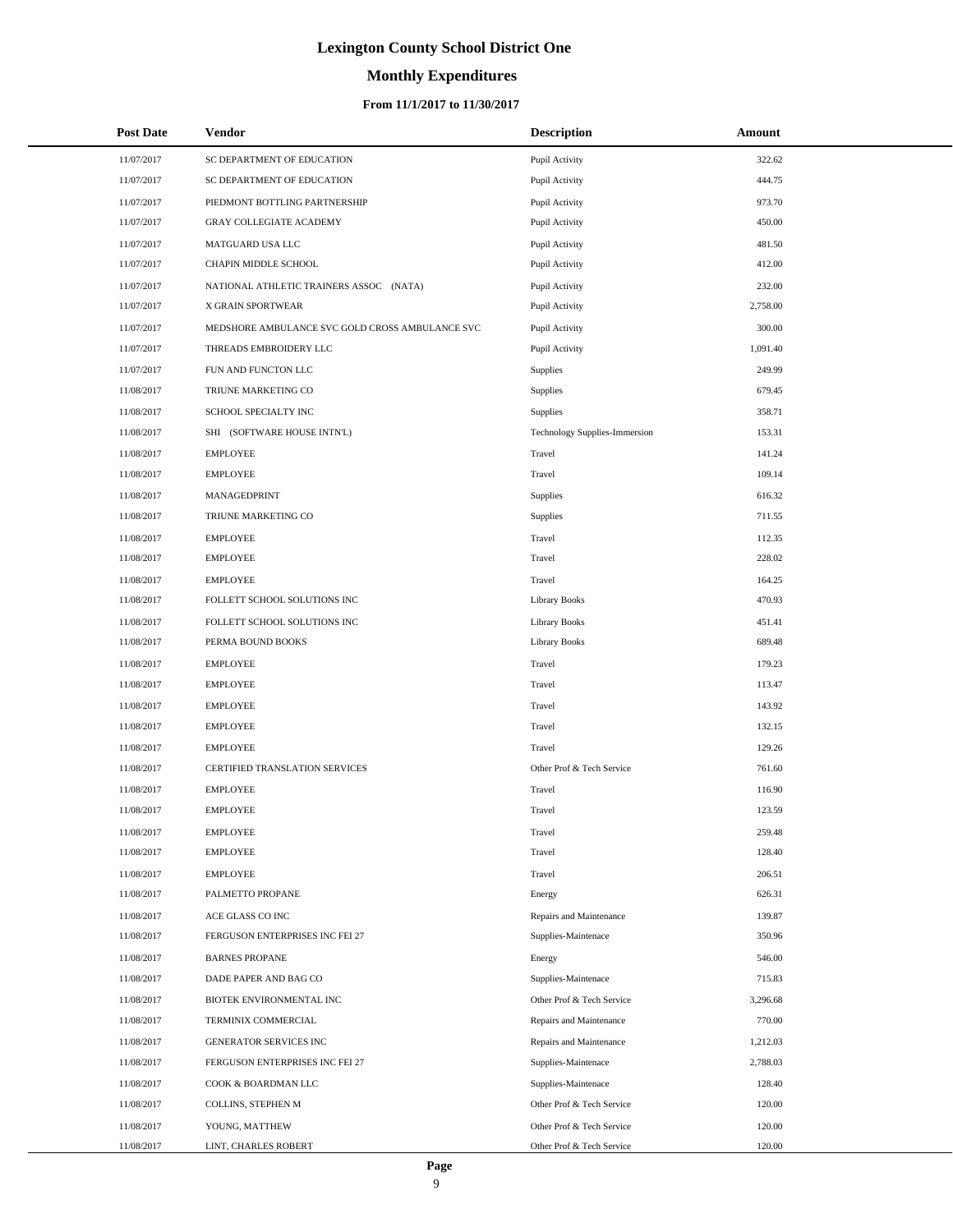# Lexington County School District One

## Monthly Expenditures

### From 11/1/2017 to 11/30/2017

| Post Date | Vendor | Description | Amount |
| --- | --- | --- | --- |
| 11/07/2017 | SC DEPARTMENT OF EDUCATION | Pupil Activity | 322.62 |
| 11/07/2017 | SC DEPARTMENT OF EDUCATION | Pupil Activity | 444.75 |
| 11/07/2017 | PIEDMONT BOTTLING PARTNERSHIP | Pupil Activity | 973.70 |
| 11/07/2017 | GRAY COLLEGIATE ACADEMY | Pupil Activity | 450.00 |
| 11/07/2017 | MATGUARD USA LLC | Pupil Activity | 481.50 |
| 11/07/2017 | CHAPIN MIDDLE SCHOOL | Pupil Activity | 412.00 |
| 11/07/2017 | NATIONAL ATHLETIC TRAINERS ASSOC (NATA) | Pupil Activity | 232.00 |
| 11/07/2017 | X GRAIN SPORTWEAR | Pupil Activity | 2,758.00 |
| 11/07/2017 | MEDSHORE AMBULANCE SVC GOLD CROSS AMBULANCE SVC | Pupil Activity | 300.00 |
| 11/07/2017 | THREADS EMBROIDERY LLC | Pupil Activity | 1,091.40 |
| 11/07/2017 | FUN AND FUNCTON LLC | Supplies | 249.99 |
| 11/08/2017 | TRIUNE MARKETING CO | Supplies | 679.45 |
| 11/08/2017 | SCHOOL SPECIALTY INC | Supplies | 358.71 |
| 11/08/2017 | SHI (SOFTWARE HOUSE INTN'L) | Technology Supplies-Immersion | 153.31 |
| 11/08/2017 | EMPLOYEE | Travel | 141.24 |
| 11/08/2017 | EMPLOYEE | Travel | 109.14 |
| 11/08/2017 | MANAGEDPRINT | Supplies | 616.32 |
| 11/08/2017 | TRIUNE MARKETING CO | Supplies | 711.55 |
| 11/08/2017 | EMPLOYEE | Travel | 112.35 |
| 11/08/2017 | EMPLOYEE | Travel | 228.02 |
| 11/08/2017 | EMPLOYEE | Travel | 164.25 |
| 11/08/2017 | FOLLETT SCHOOL SOLUTIONS INC | Library Books | 470.93 |
| 11/08/2017 | FOLLETT SCHOOL SOLUTIONS INC | Library Books | 451.41 |
| 11/08/2017 | PERMA BOUND BOOKS | Library Books | 689.48 |
| 11/08/2017 | EMPLOYEE | Travel | 179.23 |
| 11/08/2017 | EMPLOYEE | Travel | 113.47 |
| 11/08/2017 | EMPLOYEE | Travel | 143.92 |
| 11/08/2017 | EMPLOYEE | Travel | 132.15 |
| 11/08/2017 | EMPLOYEE | Travel | 129.26 |
| 11/08/2017 | CERTIFIED TRANSLATION SERVICES | Other Prof & Tech Service | 761.60 |
| 11/08/2017 | EMPLOYEE | Travel | 116.90 |
| 11/08/2017 | EMPLOYEE | Travel | 123.59 |
| 11/08/2017 | EMPLOYEE | Travel | 259.48 |
| 11/08/2017 | EMPLOYEE | Travel | 128.40 |
| 11/08/2017 | EMPLOYEE | Travel | 206.51 |
| 11/08/2017 | PALMETTO PROPANE | Energy | 626.31 |
| 11/08/2017 | ACE GLASS CO INC | Repairs and Maintenance | 139.87 |
| 11/08/2017 | FERGUSON ENTERPRISES INC FEI 27 | Supplies-Maintenace | 350.96 |
| 11/08/2017 | BARNES PROPANE | Energy | 546.00 |
| 11/08/2017 | DADE PAPER AND BAG CO | Supplies-Maintenace | 715.83 |
| 11/08/2017 | BIOTEK ENVIRONMENTAL INC | Other Prof & Tech Service | 3,296.68 |
| 11/08/2017 | TERMINIX COMMERCIAL | Repairs and Maintenance | 770.00 |
| 11/08/2017 | GENERATOR SERVICES INC | Repairs and Maintenance | 1,212.03 |
| 11/08/2017 | FERGUSON ENTERPRISES INC FEI 27 | Supplies-Maintenace | 2,788.03 |
| 11/08/2017 | COOK & BOARDMAN LLC | Supplies-Maintenace | 128.40 |
| 11/08/2017 | COLLINS, STEPHEN M | Other Prof & Tech Service | 120.00 |
| 11/08/2017 | YOUNG, MATTHEW | Other Prof & Tech Service | 120.00 |
| 11/08/2017 | LINT, CHARLES ROBERT | Other Prof & Tech Service | 120.00 |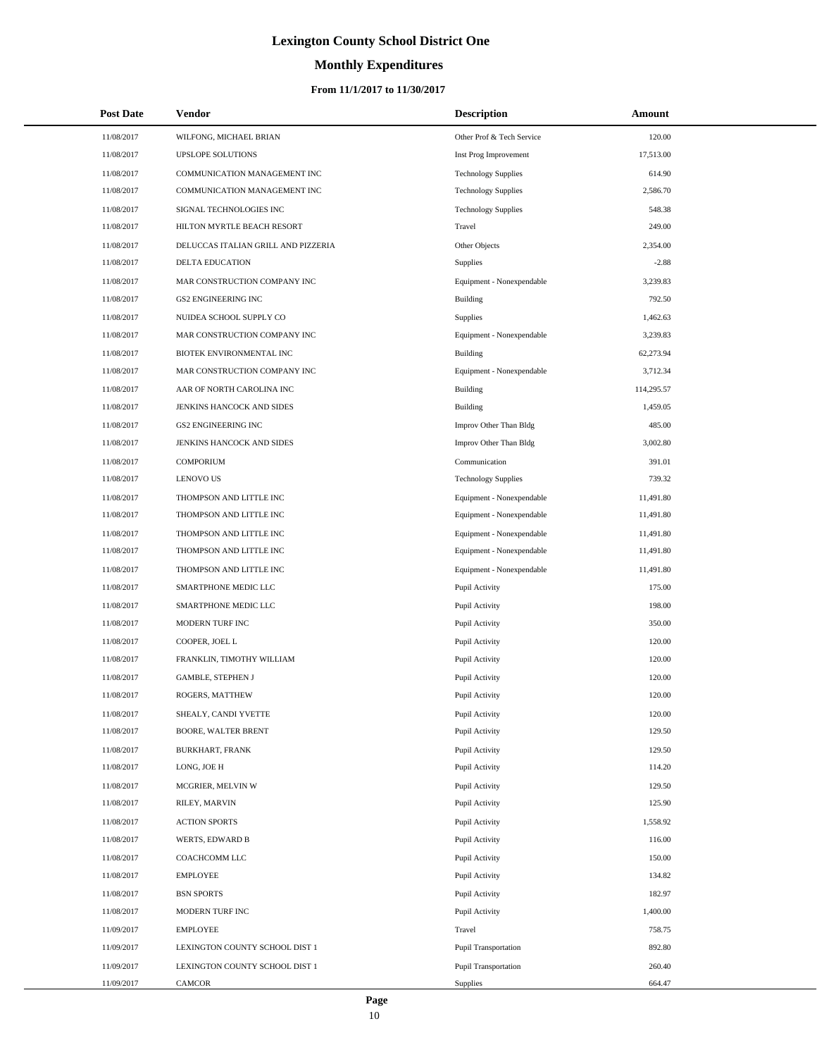# Lexington County School District One

## Monthly Expenditures

### From 11/1/2017 to 11/30/2017

| Post Date | Vendor | Description | Amount |
| --- | --- | --- | --- |
| 11/08/2017 | WILFONG, MICHAEL BRIAN | Other Prof & Tech Service | 120.00 |
| 11/08/2017 | UPSLOPE SOLUTIONS | Inst Prog Improvement | 17,513.00 |
| 11/08/2017 | COMMUNICATION MANAGEMENT INC | Technology Supplies | 614.90 |
| 11/08/2017 | COMMUNICATION MANAGEMENT INC | Technology Supplies | 2,586.70 |
| 11/08/2017 | SIGNAL TECHNOLOGIES INC | Technology Supplies | 548.38 |
| 11/08/2017 | HILTON MYRTLE BEACH RESORT | Travel | 249.00 |
| 11/08/2017 | DELUCCAS ITALIAN GRILL AND PIZZERIA | Other Objects | 2,354.00 |
| 11/08/2017 | DELTA EDUCATION | Supplies | -2.88 |
| 11/08/2017 | MAR CONSTRUCTION COMPANY INC | Equipment - Nonexpendable | 3,239.83 |
| 11/08/2017 | GS2 ENGINEERING INC | Building | 792.50 |
| 11/08/2017 | NUIDEA SCHOOL SUPPLY CO | Supplies | 1,462.63 |
| 11/08/2017 | MAR CONSTRUCTION COMPANY INC | Equipment - Nonexpendable | 3,239.83 |
| 11/08/2017 | BIOTEK ENVIRONMENTAL INC | Building | 62,273.94 |
| 11/08/2017 | MAR CONSTRUCTION COMPANY INC | Equipment - Nonexpendable | 3,712.34 |
| 11/08/2017 | AAR OF NORTH CAROLINA INC | Building | 114,295.57 |
| 11/08/2017 | JENKINS HANCOCK AND SIDES | Building | 1,459.05 |
| 11/08/2017 | GS2 ENGINEERING INC | Improv Other Than Bldg | 485.00 |
| 11/08/2017 | JENKINS HANCOCK AND SIDES | Improv Other Than Bldg | 3,002.80 |
| 11/08/2017 | COMPORIUM | Communication | 391.01 |
| 11/08/2017 | LENOVO US | Technology Supplies | 739.32 |
| 11/08/2017 | THOMPSON AND LITTLE INC | Equipment - Nonexpendable | 11,491.80 |
| 11/08/2017 | THOMPSON AND LITTLE INC | Equipment - Nonexpendable | 11,491.80 |
| 11/08/2017 | THOMPSON AND LITTLE INC | Equipment - Nonexpendable | 11,491.80 |
| 11/08/2017 | THOMPSON AND LITTLE INC | Equipment - Nonexpendable | 11,491.80 |
| 11/08/2017 | THOMPSON AND LITTLE INC | Equipment - Nonexpendable | 11,491.80 |
| 11/08/2017 | SMARTPHONE MEDIC LLC | Pupil Activity | 175.00 |
| 11/08/2017 | SMARTPHONE MEDIC LLC | Pupil Activity | 198.00 |
| 11/08/2017 | MODERN TURF INC | Pupil Activity | 350.00 |
| 11/08/2017 | COOPER, JOEL L | Pupil Activity | 120.00 |
| 11/08/2017 | FRANKLIN, TIMOTHY WILLIAM | Pupil Activity | 120.00 |
| 11/08/2017 | GAMBLE, STEPHEN J | Pupil Activity | 120.00 |
| 11/08/2017 | ROGERS, MATTHEW | Pupil Activity | 120.00 |
| 11/08/2017 | SHEALY, CANDI YVETTE | Pupil Activity | 120.00 |
| 11/08/2017 | BOORE, WALTER BRENT | Pupil Activity | 129.50 |
| 11/08/2017 | BURKHART, FRANK | Pupil Activity | 129.50 |
| 11/08/2017 | LONG, JOE H | Pupil Activity | 114.20 |
| 11/08/2017 | MCGRIER, MELVIN W | Pupil Activity | 129.50 |
| 11/08/2017 | RILEY, MARVIN | Pupil Activity | 125.90 |
| 11/08/2017 | ACTION SPORTS | Pupil Activity | 1,558.92 |
| 11/08/2017 | WERTS, EDWARD B | Pupil Activity | 116.00 |
| 11/08/2017 | COACHCOMM LLC | Pupil Activity | 150.00 |
| 11/08/2017 | EMPLOYEE | Pupil Activity | 134.82 |
| 11/08/2017 | BSN SPORTS | Pupil Activity | 182.97 |
| 11/08/2017 | MODERN TURF INC | Pupil Activity | 1,400.00 |
| 11/09/2017 | EMPLOYEE | Travel | 758.75 |
| 11/09/2017 | LEXINGTON COUNTY SCHOOL DIST 1 | Pupil Transportation | 892.80 |
| 11/09/2017 | LEXINGTON COUNTY SCHOOL DIST 1 | Pupil Transportation | 260.40 |
| 11/09/2017 | CAMCOR | Supplies | 664.47 |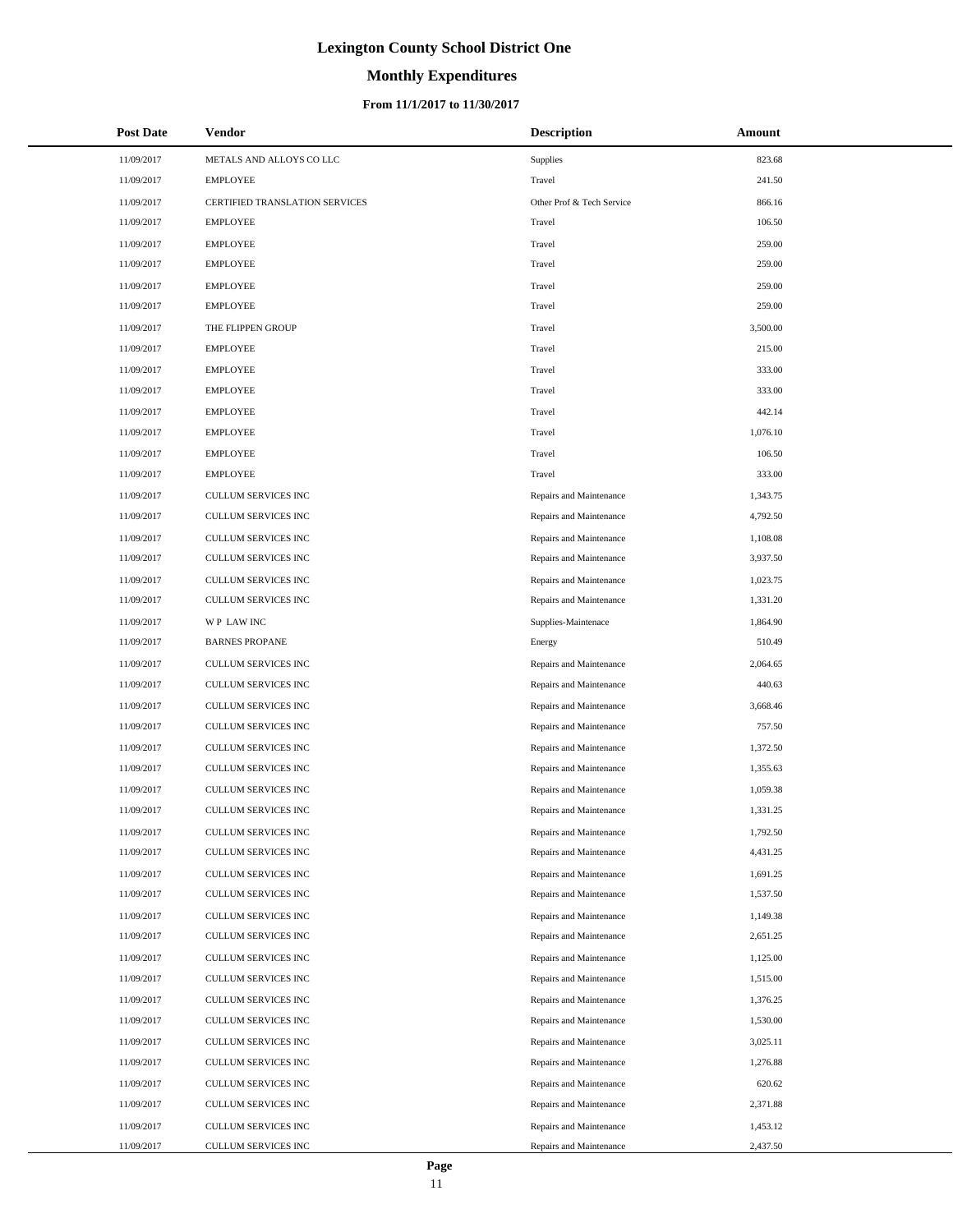# Lexington County School District One

## Monthly Expenditures

### From 11/1/2017 to 11/30/2017

| Post Date | Vendor | Description | Amount |
| --- | --- | --- | --- |
| 11/09/2017 | METALS AND ALLOYS CO LLC | Supplies | 823.68 |
| 11/09/2017 | EMPLOYEE | Travel | 241.50 |
| 11/09/2017 | CERTIFIED TRANSLATION SERVICES | Other Prof & Tech Service | 866.16 |
| 11/09/2017 | EMPLOYEE | Travel | 106.50 |
| 11/09/2017 | EMPLOYEE | Travel | 259.00 |
| 11/09/2017 | EMPLOYEE | Travel | 259.00 |
| 11/09/2017 | EMPLOYEE | Travel | 259.00 |
| 11/09/2017 | EMPLOYEE | Travel | 259.00 |
| 11/09/2017 | THE FLIPPEN GROUP | Travel | 3,500.00 |
| 11/09/2017 | EMPLOYEE | Travel | 215.00 |
| 11/09/2017 | EMPLOYEE | Travel | 333.00 |
| 11/09/2017 | EMPLOYEE | Travel | 333.00 |
| 11/09/2017 | EMPLOYEE | Travel | 442.14 |
| 11/09/2017 | EMPLOYEE | Travel | 1,076.10 |
| 11/09/2017 | EMPLOYEE | Travel | 106.50 |
| 11/09/2017 | EMPLOYEE | Travel | 333.00 |
| 11/09/2017 | CULLUM SERVICES INC | Repairs and Maintenance | 1,343.75 |
| 11/09/2017 | CULLUM SERVICES INC | Repairs and Maintenance | 4,792.50 |
| 11/09/2017 | CULLUM SERVICES INC | Repairs and Maintenance | 1,108.08 |
| 11/09/2017 | CULLUM SERVICES INC | Repairs and Maintenance | 3,937.50 |
| 11/09/2017 | CULLUM SERVICES INC | Repairs and Maintenance | 1,023.75 |
| 11/09/2017 | CULLUM SERVICES INC | Repairs and Maintenance | 1,331.20 |
| 11/09/2017 | W P LAW INC | Supplies-Maintenace | 1,864.90 |
| 11/09/2017 | BARNES PROPANE | Energy | 510.49 |
| 11/09/2017 | CULLUM SERVICES INC | Repairs and Maintenance | 2,064.65 |
| 11/09/2017 | CULLUM SERVICES INC | Repairs and Maintenance | 440.63 |
| 11/09/2017 | CULLUM SERVICES INC | Repairs and Maintenance | 3,668.46 |
| 11/09/2017 | CULLUM SERVICES INC | Repairs and Maintenance | 757.50 |
| 11/09/2017 | CULLUM SERVICES INC | Repairs and Maintenance | 1,372.50 |
| 11/09/2017 | CULLUM SERVICES INC | Repairs and Maintenance | 1,355.63 |
| 11/09/2017 | CULLUM SERVICES INC | Repairs and Maintenance | 1,059.38 |
| 11/09/2017 | CULLUM SERVICES INC | Repairs and Maintenance | 1,331.25 |
| 11/09/2017 | CULLUM SERVICES INC | Repairs and Maintenance | 1,792.50 |
| 11/09/2017 | CULLUM SERVICES INC | Repairs and Maintenance | 4,431.25 |
| 11/09/2017 | CULLUM SERVICES INC | Repairs and Maintenance | 1,691.25 |
| 11/09/2017 | CULLUM SERVICES INC | Repairs and Maintenance | 1,537.50 |
| 11/09/2017 | CULLUM SERVICES INC | Repairs and Maintenance | 1,149.38 |
| 11/09/2017 | CULLUM SERVICES INC | Repairs and Maintenance | 2,651.25 |
| 11/09/2017 | CULLUM SERVICES INC | Repairs and Maintenance | 1,125.00 |
| 11/09/2017 | CULLUM SERVICES INC | Repairs and Maintenance | 1,515.00 |
| 11/09/2017 | CULLUM SERVICES INC | Repairs and Maintenance | 1,376.25 |
| 11/09/2017 | CULLUM SERVICES INC | Repairs and Maintenance | 1,530.00 |
| 11/09/2017 | CULLUM SERVICES INC | Repairs and Maintenance | 3,025.11 |
| 11/09/2017 | CULLUM SERVICES INC | Repairs and Maintenance | 1,276.88 |
| 11/09/2017 | CULLUM SERVICES INC | Repairs and Maintenance | 620.62 |
| 11/09/2017 | CULLUM SERVICES INC | Repairs and Maintenance | 2,371.88 |
| 11/09/2017 | CULLUM SERVICES INC | Repairs and Maintenance | 1,453.12 |
| 11/09/2017 | CULLUM SERVICES INC | Repairs and Maintenance | 2,437.50 |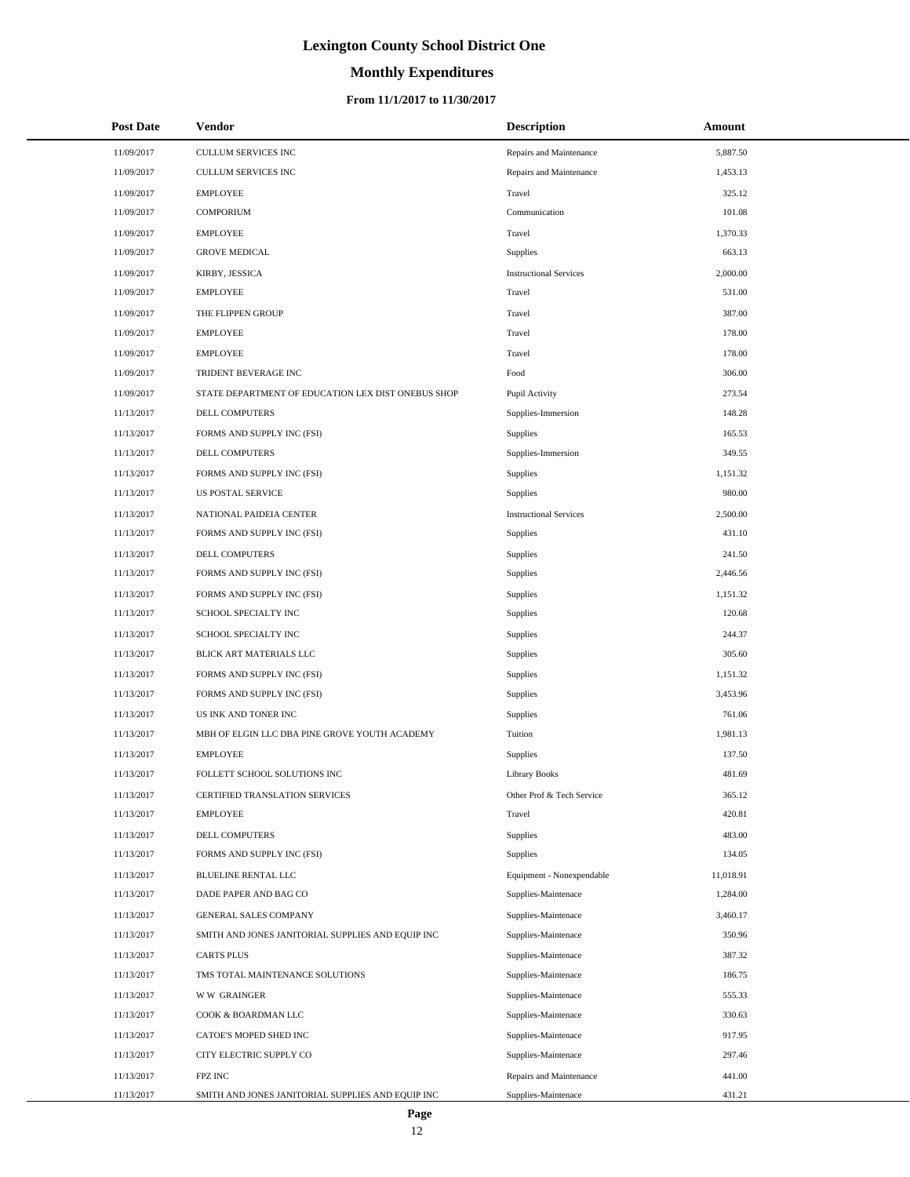# Lexington County School District One

## Monthly Expenditures

### From 11/1/2017 to 11/30/2017

| Post Date | Vendor | Description | Amount |
|---|---|---|---|
| 11/09/2017 | CULLUM SERVICES INC | Repairs and Maintenance | 5,887.50 |
| 11/09/2017 | CULLUM SERVICES INC | Repairs and Maintenance | 1,453.13 |
| 11/09/2017 | EMPLOYEE | Travel | 325.12 |
| 11/09/2017 | COMPORIUM | Communication | 101.08 |
| 11/09/2017 | EMPLOYEE | Travel | 1,370.33 |
| 11/09/2017 | GROVE MEDICAL | Supplies | 663.13 |
| 11/09/2017 | KIRBY, JESSICA | Instructional Services | 2,000.00 |
| 11/09/2017 | EMPLOYEE | Travel | 531.00 |
| 11/09/2017 | THE FLIPPEN GROUP | Travel | 387.00 |
| 11/09/2017 | EMPLOYEE | Travel | 178.00 |
| 11/09/2017 | EMPLOYEE | Travel | 178.00 |
| 11/09/2017 | TRIDENT BEVERAGE INC | Food | 306.00 |
| 11/09/2017 | STATE DEPARTMENT OF EDUCATION LEX DIST ONEBUS SHOP | Pupil Activity | 273.54 |
| 11/13/2017 | DELL COMPUTERS | Supplies-Immersion | 148.28 |
| 11/13/2017 | FORMS AND SUPPLY INC (FSI) | Supplies | 165.53 |
| 11/13/2017 | DELL COMPUTERS | Supplies-Immersion | 349.55 |
| 11/13/2017 | FORMS AND SUPPLY INC (FSI) | Supplies | 1,151.32 |
| 11/13/2017 | US POSTAL SERVICE | Supplies | 980.00 |
| 11/13/2017 | NATIONAL PAIDEIA CENTER | Instructional Services | 2,500.00 |
| 11/13/2017 | FORMS AND SUPPLY INC (FSI) | Supplies | 431.10 |
| 11/13/2017 | DELL COMPUTERS | Supplies | 241.50 |
| 11/13/2017 | FORMS AND SUPPLY INC (FSI) | Supplies | 2,446.56 |
| 11/13/2017 | FORMS AND SUPPLY INC (FSI) | Supplies | 1,151.32 |
| 11/13/2017 | SCHOOL SPECIALTY INC | Supplies | 120.68 |
| 11/13/2017 | SCHOOL SPECIALTY INC | Supplies | 244.37 |
| 11/13/2017 | BLICK ART MATERIALS LLC | Supplies | 305.60 |
| 11/13/2017 | FORMS AND SUPPLY INC (FSI) | Supplies | 1,151.32 |
| 11/13/2017 | FORMS AND SUPPLY INC (FSI) | Supplies | 3,453.96 |
| 11/13/2017 | US INK AND TONER INC | Supplies | 761.06 |
| 11/13/2017 | MBH OF ELGIN LLC DBA PINE GROVE YOUTH ACADEMY | Tuition | 1,981.13 |
| 11/13/2017 | EMPLOYEE | Supplies | 137.50 |
| 11/13/2017 | FOLLETT SCHOOL SOLUTIONS INC | Library Books | 481.69 |
| 11/13/2017 | CERTIFIED TRANSLATION SERVICES | Other Prof & Tech Service | 365.12 |
| 11/13/2017 | EMPLOYEE | Travel | 420.81 |
| 11/13/2017 | DELL COMPUTERS | Supplies | 483.00 |
| 11/13/2017 | FORMS AND SUPPLY INC (FSI) | Supplies | 134.05 |
| 11/13/2017 | BLUELINE RENTAL LLC | Equipment - Nonexpendable | 11,018.91 |
| 11/13/2017 | DADE PAPER AND BAG CO | Supplies-Maintenace | 1,284.00 |
| 11/13/2017 | GENERAL SALES COMPANY | Supplies-Maintenace | 3,460.17 |
| 11/13/2017 | SMITH AND JONES JANITORIAL SUPPLIES AND EQUIP INC | Supplies-Maintenace | 350.96 |
| 11/13/2017 | CARTS PLUS | Supplies-Maintenace | 387.32 |
| 11/13/2017 | TMS TOTAL MAINTENANCE SOLUTIONS | Supplies-Maintenace | 186.75 |
| 11/13/2017 | W W GRAINGER | Supplies-Maintenace | 555.33 |
| 11/13/2017 | COOK & BOARDMAN LLC | Supplies-Maintenace | 330.63 |
| 11/13/2017 | CATOE'S MOPED SHED INC | Supplies-Maintenace | 917.95 |
| 11/13/2017 | CITY ELECTRIC SUPPLY CO | Supplies-Maintenace | 297.46 |
| 11/13/2017 | FPZ INC | Repairs and Maintenance | 441.00 |
| 11/13/2017 | SMITH AND JONES JANITORIAL SUPPLIES AND EQUIP INC | Supplies-Maintenace | 431.21 |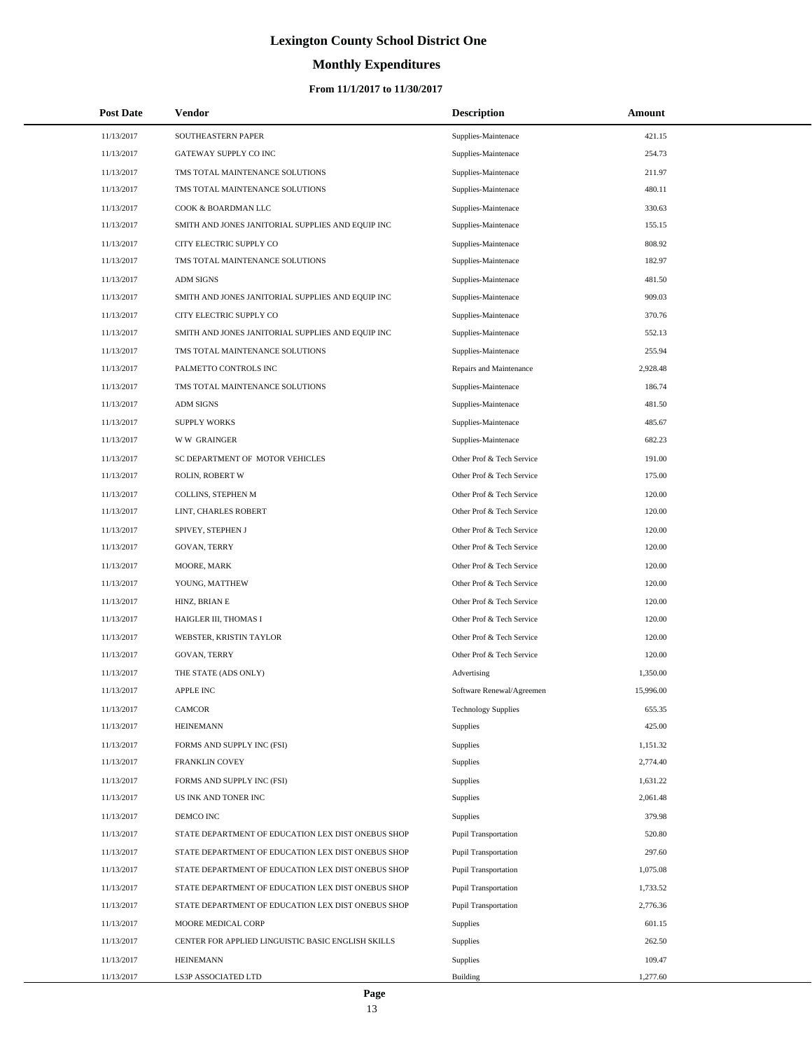# Lexington County School District One

## Monthly Expenditures

### From 11/1/2017 to 11/30/2017

| Post Date | Vendor | Description | Amount |
| --- | --- | --- | --- |
| 11/13/2017 | SOUTHEASTERN PAPER | Supplies-Maintenace | 421.15 |
| 11/13/2017 | GATEWAY SUPPLY CO INC | Supplies-Maintenace | 254.73 |
| 11/13/2017 | TMS TOTAL MAINTENANCE SOLUTIONS | Supplies-Maintenace | 211.97 |
| 11/13/2017 | TMS TOTAL MAINTENANCE SOLUTIONS | Supplies-Maintenace | 480.11 |
| 11/13/2017 | COOK & BOARDMAN LLC | Supplies-Maintenace | 330.63 |
| 11/13/2017 | SMITH AND JONES JANITORIAL SUPPLIES AND EQUIP INC | Supplies-Maintenace | 155.15 |
| 11/13/2017 | CITY ELECTRIC SUPPLY CO | Supplies-Maintenace | 808.92 |
| 11/13/2017 | TMS TOTAL MAINTENANCE SOLUTIONS | Supplies-Maintenace | 182.97 |
| 11/13/2017 | ADM SIGNS | Supplies-Maintenace | 481.50 |
| 11/13/2017 | SMITH AND JONES JANITORIAL SUPPLIES AND EQUIP INC | Supplies-Maintenace | 909.03 |
| 11/13/2017 | CITY ELECTRIC SUPPLY CO | Supplies-Maintenace | 370.76 |
| 11/13/2017 | SMITH AND JONES JANITORIAL SUPPLIES AND EQUIP INC | Supplies-Maintenace | 552.13 |
| 11/13/2017 | TMS TOTAL MAINTENANCE SOLUTIONS | Supplies-Maintenace | 255.94 |
| 11/13/2017 | PALMETTO CONTROLS INC | Repairs and Maintenance | 2,928.48 |
| 11/13/2017 | TMS TOTAL MAINTENANCE SOLUTIONS | Supplies-Maintenace | 186.74 |
| 11/13/2017 | ADM SIGNS | Supplies-Maintenace | 481.50 |
| 11/13/2017 | SUPPLY WORKS | Supplies-Maintenace | 485.67 |
| 11/13/2017 | W W GRAINGER | Supplies-Maintenace | 682.23 |
| 11/13/2017 | SC DEPARTMENT OF MOTOR VEHICLES | Other Prof & Tech Service | 191.00 |
| 11/13/2017 | ROLIN, ROBERT W | Other Prof & Tech Service | 175.00 |
| 11/13/2017 | COLLINS, STEPHEN M | Other Prof & Tech Service | 120.00 |
| 11/13/2017 | LINT, CHARLES ROBERT | Other Prof & Tech Service | 120.00 |
| 11/13/2017 | SPIVEY, STEPHEN J | Other Prof & Tech Service | 120.00 |
| 11/13/2017 | GOVAN, TERRY | Other Prof & Tech Service | 120.00 |
| 11/13/2017 | MOORE, MARK | Other Prof & Tech Service | 120.00 |
| 11/13/2017 | YOUNG, MATTHEW | Other Prof & Tech Service | 120.00 |
| 11/13/2017 | HINZ, BRIAN E | Other Prof & Tech Service | 120.00 |
| 11/13/2017 | HAIGLER III, THOMAS I | Other Prof & Tech Service | 120.00 |
| 11/13/2017 | WEBSTER, KRISTIN TAYLOR | Other Prof & Tech Service | 120.00 |
| 11/13/2017 | GOVAN, TERRY | Other Prof & Tech Service | 120.00 |
| 11/13/2017 | THE STATE (ADS ONLY) | Advertising | 1,350.00 |
| 11/13/2017 | APPLE INC | Software Renewal/Agreemen | 15,996.00 |
| 11/13/2017 | CAMCOR | Technology Supplies | 655.35 |
| 11/13/2017 | HEINEMANN | Supplies | 425.00 |
| 11/13/2017 | FORMS AND SUPPLY INC (FSI) | Supplies | 1,151.32 |
| 11/13/2017 | FRANKLIN COVEY | Supplies | 2,774.40 |
| 11/13/2017 | FORMS AND SUPPLY INC (FSI) | Supplies | 1,631.22 |
| 11/13/2017 | US INK AND TONER INC | Supplies | 2,061.48 |
| 11/13/2017 | DEMCO INC | Supplies | 379.98 |
| 11/13/2017 | STATE DEPARTMENT OF EDUCATION LEX DIST ONEBUS SHOP | Pupil Transportation | 520.80 |
| 11/13/2017 | STATE DEPARTMENT OF EDUCATION LEX DIST ONEBUS SHOP | Pupil Transportation | 297.60 |
| 11/13/2017 | STATE DEPARTMENT OF EDUCATION LEX DIST ONEBUS SHOP | Pupil Transportation | 1,075.08 |
| 11/13/2017 | STATE DEPARTMENT OF EDUCATION LEX DIST ONEBUS SHOP | Pupil Transportation | 1,733.52 |
| 11/13/2017 | STATE DEPARTMENT OF EDUCATION LEX DIST ONEBUS SHOP | Pupil Transportation | 2,776.36 |
| 11/13/2017 | MOORE MEDICAL CORP | Supplies | 601.15 |
| 11/13/2017 | CENTER FOR APPLIED LINGUISTIC BASIC ENGLISH SKILLS | Supplies | 262.50 |
| 11/13/2017 | HEINEMANN | Supplies | 109.47 |
| 11/13/2017 | LS3P ASSOCIATED LTD | Building | 1,277.60 |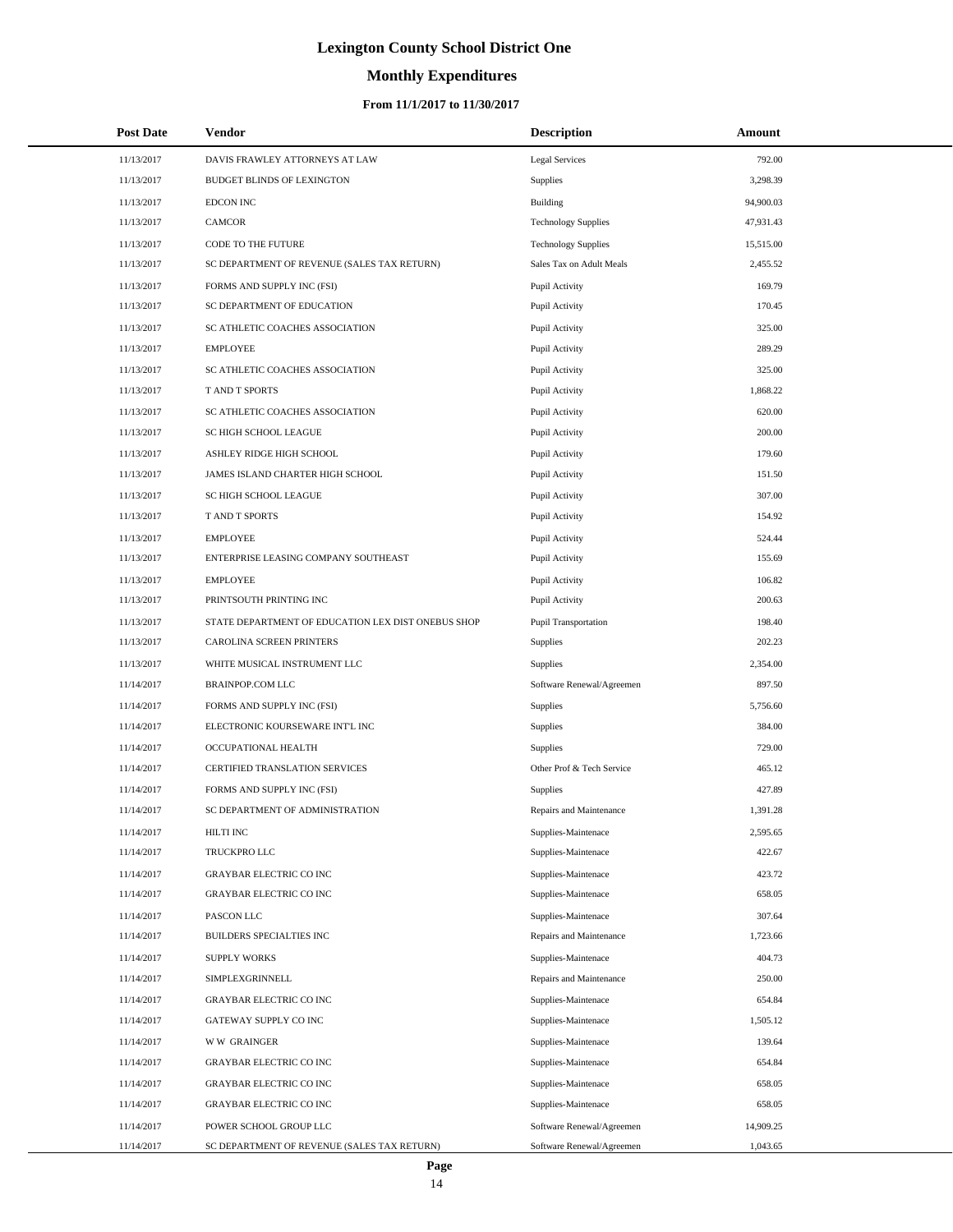# Lexington County School District One

## Monthly Expenditures

#### From 11/1/2017 to 11/30/2017

| Post Date | Vendor | Description | Amount |
|---|---|---|---|
| 11/13/2017 | DAVIS FRAWLEY ATTORNEYS AT LAW | Legal Services | 792.00 |
| 11/13/2017 | BUDGET BLINDS OF LEXINGTON | Supplies | 3,298.39 |
| 11/13/2017 | EDCON INC | Building | 94,900.03 |
| 11/13/2017 | CAMCOR | Technology Supplies | 47,931.43 |
| 11/13/2017 | CODE TO THE FUTURE | Technology Supplies | 15,515.00 |
| 11/13/2017 | SC DEPARTMENT OF REVENUE (SALES TAX RETURN) | Sales Tax on Adult Meals | 2,455.52 |
| 11/13/2017 | FORMS AND SUPPLY INC (FSI) | Pupil Activity | 169.79 |
| 11/13/2017 | SC DEPARTMENT OF EDUCATION | Pupil Activity | 170.45 |
| 11/13/2017 | SC ATHLETIC COACHES ASSOCIATION | Pupil Activity | 325.00 |
| 11/13/2017 | EMPLOYEE | Pupil Activity | 289.29 |
| 11/13/2017 | SC ATHLETIC COACHES ASSOCIATION | Pupil Activity | 325.00 |
| 11/13/2017 | T AND T SPORTS | Pupil Activity | 1,868.22 |
| 11/13/2017 | SC ATHLETIC COACHES ASSOCIATION | Pupil Activity | 620.00 |
| 11/13/2017 | SC HIGH SCHOOL LEAGUE | Pupil Activity | 200.00 |
| 11/13/2017 | ASHLEY RIDGE HIGH SCHOOL | Pupil Activity | 179.60 |
| 11/13/2017 | JAMES ISLAND CHARTER HIGH SCHOOL | Pupil Activity | 151.50 |
| 11/13/2017 | SC HIGH SCHOOL LEAGUE | Pupil Activity | 307.00 |
| 11/13/2017 | T AND T SPORTS | Pupil Activity | 154.92 |
| 11/13/2017 | EMPLOYEE | Pupil Activity | 524.44 |
| 11/13/2017 | ENTERPRISE LEASING COMPANY SOUTHEAST | Pupil Activity | 155.69 |
| 11/13/2017 | EMPLOYEE | Pupil Activity | 106.82 |
| 11/13/2017 | PRINTSOUTH PRINTING INC | Pupil Activity | 200.63 |
| 11/13/2017 | STATE DEPARTMENT OF EDUCATION LEX DIST ONEBUS SHOP | Pupil Transportation | 198.40 |
| 11/13/2017 | CAROLINA SCREEN PRINTERS | Supplies | 202.23 |
| 11/13/2017 | WHITE MUSICAL INSTRUMENT LLC | Supplies | 2,354.00 |
| 11/14/2017 | BRAINPOP.COM LLC | Software Renewal/Agreemen | 897.50 |
| 11/14/2017 | FORMS AND SUPPLY INC (FSI) | Supplies | 5,756.60 |
| 11/14/2017 | ELECTRONIC KOURSEWARE INT'L INC | Supplies | 384.00 |
| 11/14/2017 | OCCUPATIONAL HEALTH | Supplies | 729.00 |
| 11/14/2017 | CERTIFIED TRANSLATION SERVICES | Other Prof & Tech Service | 465.12 |
| 11/14/2017 | FORMS AND SUPPLY INC (FSI) | Supplies | 427.89 |
| 11/14/2017 | SC DEPARTMENT OF ADMINISTRATION | Repairs and Maintenance | 1,391.28 |
| 11/14/2017 | HILTI INC | Supplies-Maintenace | 2,595.65 |
| 11/14/2017 | TRUCKPRO LLC | Supplies-Maintenace | 422.67 |
| 11/14/2017 | GRAYBAR ELECTRIC CO INC | Supplies-Maintenace | 423.72 |
| 11/14/2017 | GRAYBAR ELECTRIC CO INC | Supplies-Maintenace | 658.05 |
| 11/14/2017 | PASCON LLC | Supplies-Maintenace | 307.64 |
| 11/14/2017 | BUILDERS SPECIALTIES INC | Repairs and Maintenance | 1,723.66 |
| 11/14/2017 | SUPPLY WORKS | Supplies-Maintenace | 404.73 |
| 11/14/2017 | SIMPLEXGRINNELL | Repairs and Maintenance | 250.00 |
| 11/14/2017 | GRAYBAR ELECTRIC CO INC | Supplies-Maintenace | 654.84 |
| 11/14/2017 | GATEWAY SUPPLY CO INC | Supplies-Maintenace | 1,505.12 |
| 11/14/2017 | W W GRAINGER | Supplies-Maintenace | 139.64 |
| 11/14/2017 | GRAYBAR ELECTRIC CO INC | Supplies-Maintenace | 654.84 |
| 11/14/2017 | GRAYBAR ELECTRIC CO INC | Supplies-Maintenace | 658.05 |
| 11/14/2017 | GRAYBAR ELECTRIC CO INC | Supplies-Maintenace | 658.05 |
| 11/14/2017 | POWER SCHOOL GROUP LLC | Software Renewal/Agreemen | 14,909.25 |
| 11/14/2017 | SC DEPARTMENT OF REVENUE (SALES TAX RETURN) | Software Renewal/Agreemen | 1,043.65 |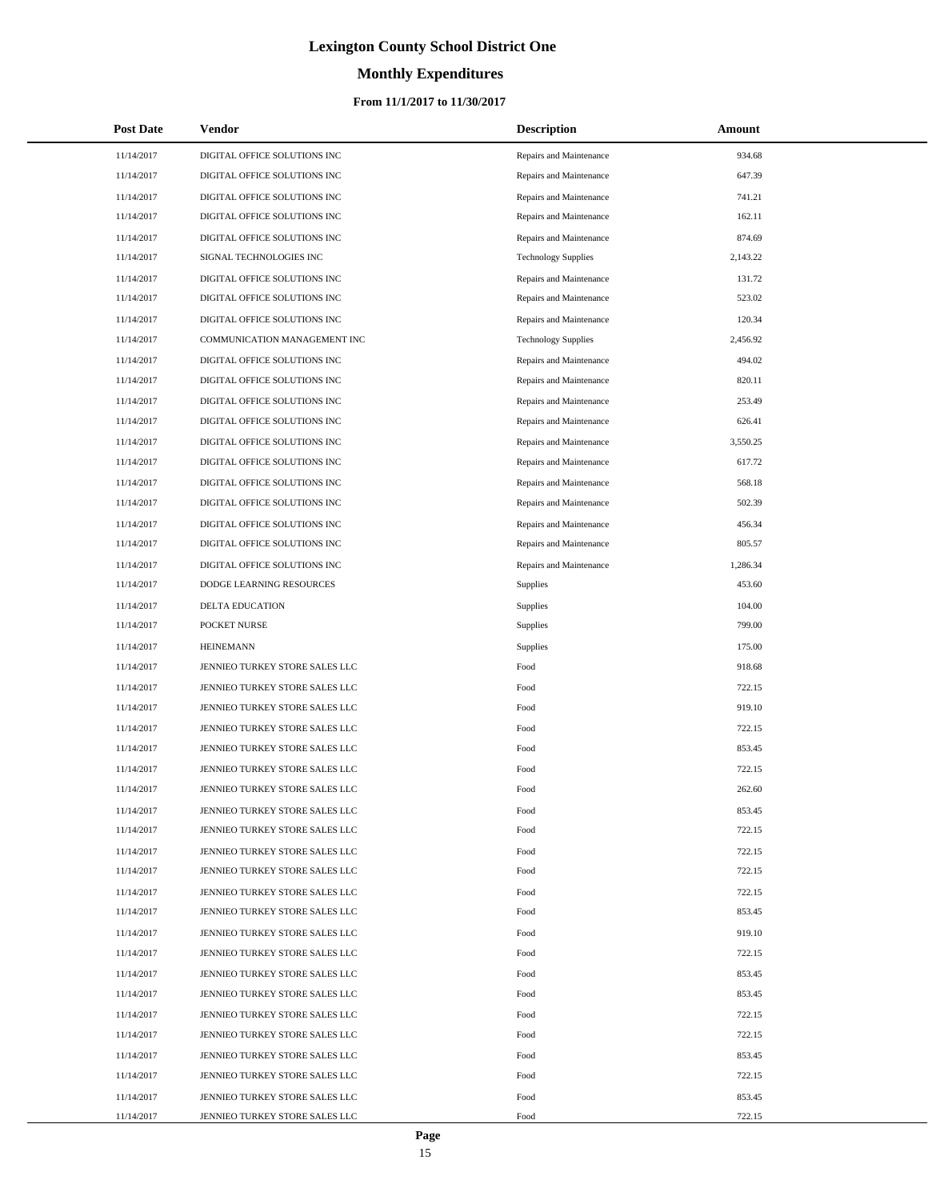# Lexington County School District One

## Monthly Expenditures

### From 11/1/2017 to 11/30/2017

| Post Date | Vendor | Description | Amount |
|---|---|---|---|
| 11/14/2017 | DIGITAL OFFICE SOLUTIONS INC | Repairs and Maintenance | 934.68 |
| 11/14/2017 | DIGITAL OFFICE SOLUTIONS INC | Repairs and Maintenance | 647.39 |
| 11/14/2017 | DIGITAL OFFICE SOLUTIONS INC | Repairs and Maintenance | 741.21 |
| 11/14/2017 | DIGITAL OFFICE SOLUTIONS INC | Repairs and Maintenance | 162.11 |
| 11/14/2017 | DIGITAL OFFICE SOLUTIONS INC | Repairs and Maintenance | 874.69 |
| 11/14/2017 | SIGNAL TECHNOLOGIES INC | Technology Supplies | 2,143.22 |
| 11/14/2017 | DIGITAL OFFICE SOLUTIONS INC | Repairs and Maintenance | 131.72 |
| 11/14/2017 | DIGITAL OFFICE SOLUTIONS INC | Repairs and Maintenance | 523.02 |
| 11/14/2017 | DIGITAL OFFICE SOLUTIONS INC | Repairs and Maintenance | 120.34 |
| 11/14/2017 | COMMUNICATION MANAGEMENT INC | Technology Supplies | 2,456.92 |
| 11/14/2017 | DIGITAL OFFICE SOLUTIONS INC | Repairs and Maintenance | 494.02 |
| 11/14/2017 | DIGITAL OFFICE SOLUTIONS INC | Repairs and Maintenance | 820.11 |
| 11/14/2017 | DIGITAL OFFICE SOLUTIONS INC | Repairs and Maintenance | 253.49 |
| 11/14/2017 | DIGITAL OFFICE SOLUTIONS INC | Repairs and Maintenance | 626.41 |
| 11/14/2017 | DIGITAL OFFICE SOLUTIONS INC | Repairs and Maintenance | 3,550.25 |
| 11/14/2017 | DIGITAL OFFICE SOLUTIONS INC | Repairs and Maintenance | 617.72 |
| 11/14/2017 | DIGITAL OFFICE SOLUTIONS INC | Repairs and Maintenance | 568.18 |
| 11/14/2017 | DIGITAL OFFICE SOLUTIONS INC | Repairs and Maintenance | 502.39 |
| 11/14/2017 | DIGITAL OFFICE SOLUTIONS INC | Repairs and Maintenance | 456.34 |
| 11/14/2017 | DIGITAL OFFICE SOLUTIONS INC | Repairs and Maintenance | 805.57 |
| 11/14/2017 | DIGITAL OFFICE SOLUTIONS INC | Repairs and Maintenance | 1,286.34 |
| 11/14/2017 | DODGE LEARNING RESOURCES | Supplies | 453.60 |
| 11/14/2017 | DELTA EDUCATION | Supplies | 104.00 |
| 11/14/2017 | POCKET NURSE | Supplies | 799.00 |
| 11/14/2017 | HEINEMANN | Supplies | 175.00 |
| 11/14/2017 | JENNIEO TURKEY STORE SALES LLC | Food | 918.68 |
| 11/14/2017 | JENNIEO TURKEY STORE SALES LLC | Food | 722.15 |
| 11/14/2017 | JENNIEO TURKEY STORE SALES LLC | Food | 919.10 |
| 11/14/2017 | JENNIEO TURKEY STORE SALES LLC | Food | 722.15 |
| 11/14/2017 | JENNIEO TURKEY STORE SALES LLC | Food | 853.45 |
| 11/14/2017 | JENNIEO TURKEY STORE SALES LLC | Food | 722.15 |
| 11/14/2017 | JENNIEO TURKEY STORE SALES LLC | Food | 262.60 |
| 11/14/2017 | JENNIEO TURKEY STORE SALES LLC | Food | 853.45 |
| 11/14/2017 | JENNIEO TURKEY STORE SALES LLC | Food | 722.15 |
| 11/14/2017 | JENNIEO TURKEY STORE SALES LLC | Food | 722.15 |
| 11/14/2017 | JENNIEO TURKEY STORE SALES LLC | Food | 722.15 |
| 11/14/2017 | JENNIEO TURKEY STORE SALES LLC | Food | 722.15 |
| 11/14/2017 | JENNIEO TURKEY STORE SALES LLC | Food | 853.45 |
| 11/14/2017 | JENNIEO TURKEY STORE SALES LLC | Food | 919.10 |
| 11/14/2017 | JENNIEO TURKEY STORE SALES LLC | Food | 722.15 |
| 11/14/2017 | JENNIEO TURKEY STORE SALES LLC | Food | 853.45 |
| 11/14/2017 | JENNIEO TURKEY STORE SALES LLC | Food | 853.45 |
| 11/14/2017 | JENNIEO TURKEY STORE SALES LLC | Food | 722.15 |
| 11/14/2017 | JENNIEO TURKEY STORE SALES LLC | Food | 722.15 |
| 11/14/2017 | JENNIEO TURKEY STORE SALES LLC | Food | 853.45 |
| 11/14/2017 | JENNIEO TURKEY STORE SALES LLC | Food | 722.15 |
| 11/14/2017 | JENNIEO TURKEY STORE SALES LLC | Food | 853.45 |
| 11/14/2017 | JENNIEO TURKEY STORE SALES LLC | Food | 722.15 |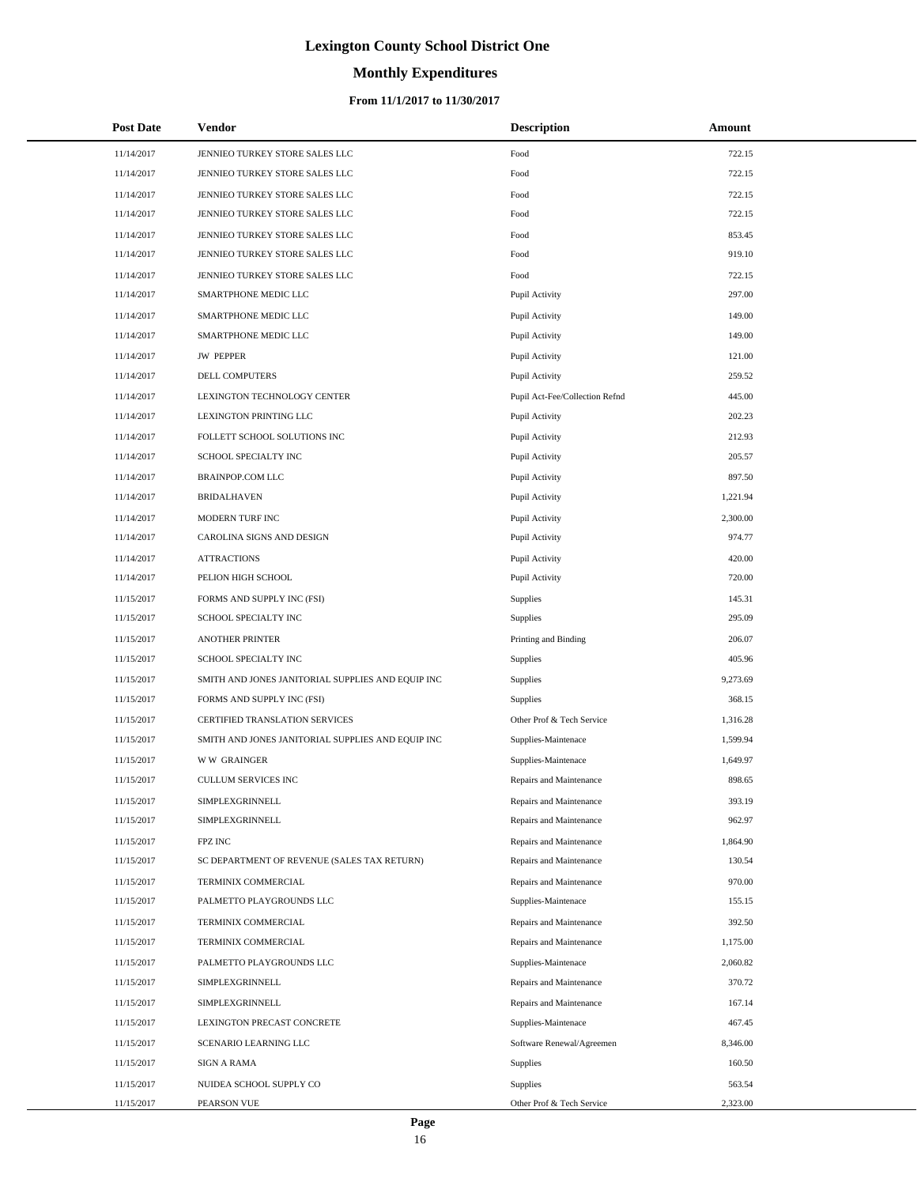# Lexington County School District One

## Monthly Expenditures

### From 11/1/2017 to 11/30/2017

| Post Date | Vendor | Description | Amount |
|---|---|---|---|
| 11/14/2017 | JENNIEO TURKEY STORE SALES LLC | Food | 722.15 |
| 11/14/2017 | JENNIEO TURKEY STORE SALES LLC | Food | 722.15 |
| 11/14/2017 | JENNIEO TURKEY STORE SALES LLC | Food | 722.15 |
| 11/14/2017 | JENNIEO TURKEY STORE SALES LLC | Food | 722.15 |
| 11/14/2017 | JENNIEO TURKEY STORE SALES LLC | Food | 853.45 |
| 11/14/2017 | JENNIEO TURKEY STORE SALES LLC | Food | 919.10 |
| 11/14/2017 | JENNIEO TURKEY STORE SALES LLC | Food | 722.15 |
| 11/14/2017 | SMARTPHONE MEDIC LLC | Pupil Activity | 297.00 |
| 11/14/2017 | SMARTPHONE MEDIC LLC | Pupil Activity | 149.00 |
| 11/14/2017 | SMARTPHONE MEDIC LLC | Pupil Activity | 149.00 |
| 11/14/2017 | JW PEPPER | Pupil Activity | 121.00 |
| 11/14/2017 | DELL COMPUTERS | Pupil Activity | 259.52 |
| 11/14/2017 | LEXINGTON TECHNOLOGY CENTER | Pupil Act-Fee/Collection Refnd | 445.00 |
| 11/14/2017 | LEXINGTON PRINTING LLC | Pupil Activity | 202.23 |
| 11/14/2017 | FOLLETT SCHOOL SOLUTIONS INC | Pupil Activity | 212.93 |
| 11/14/2017 | SCHOOL SPECIALTY INC | Pupil Activity | 205.57 |
| 11/14/2017 | BRAINPOP.COM LLC | Pupil Activity | 897.50 |
| 11/14/2017 | BRIDALHAVEN | Pupil Activity | 1,221.94 |
| 11/14/2017 | MODERN TURF INC | Pupil Activity | 2,300.00 |
| 11/14/2017 | CAROLINA SIGNS AND DESIGN | Pupil Activity | 974.77 |
| 11/14/2017 | ATTRACTIONS | Pupil Activity | 420.00 |
| 11/14/2017 | PELION HIGH SCHOOL | Pupil Activity | 720.00 |
| 11/15/2017 | FORMS AND SUPPLY INC (FSI) | Supplies | 145.31 |
| 11/15/2017 | SCHOOL SPECIALTY INC | Supplies | 295.09 |
| 11/15/2017 | ANOTHER PRINTER | Printing and Binding | 206.07 |
| 11/15/2017 | SCHOOL SPECIALTY INC | Supplies | 405.96 |
| 11/15/2017 | SMITH AND JONES JANITORIAL SUPPLIES AND EQUIP INC | Supplies | 9,273.69 |
| 11/15/2017 | FORMS AND SUPPLY INC (FSI) | Supplies | 368.15 |
| 11/15/2017 | CERTIFIED TRANSLATION SERVICES | Other Prof & Tech Service | 1,316.28 |
| 11/15/2017 | SMITH AND JONES JANITORIAL SUPPLIES AND EQUIP INC | Supplies-Maintenace | 1,599.94 |
| 11/15/2017 | W W GRAINGER | Supplies-Maintenace | 1,649.97 |
| 11/15/2017 | CULLUM SERVICES INC | Repairs and Maintenance | 898.65 |
| 11/15/2017 | SIMPLEXGRINNELL | Repairs and Maintenance | 393.19 |
| 11/15/2017 | SIMPLEXGRINNELL | Repairs and Maintenance | 962.97 |
| 11/15/2017 | FPZ INC | Repairs and Maintenance | 1,864.90 |
| 11/15/2017 | SC DEPARTMENT OF REVENUE (SALES TAX RETURN) | Repairs and Maintenance | 130.54 |
| 11/15/2017 | TERMINIX COMMERCIAL | Repairs and Maintenance | 970.00 |
| 11/15/2017 | PALMETTO PLAYGROUNDS LLC | Supplies-Maintenace | 155.15 |
| 11/15/2017 | TERMINIX COMMERCIAL | Repairs and Maintenance | 392.50 |
| 11/15/2017 | TERMINIX COMMERCIAL | Repairs and Maintenance | 1,175.00 |
| 11/15/2017 | PALMETTO PLAYGROUNDS LLC | Supplies-Maintenace | 2,060.82 |
| 11/15/2017 | SIMPLEXGRINNELL | Repairs and Maintenance | 370.72 |
| 11/15/2017 | SIMPLEXGRINNELL | Repairs and Maintenance | 167.14 |
| 11/15/2017 | LEXINGTON PRECAST CONCRETE | Supplies-Maintenace | 467.45 |
| 11/15/2017 | SCENARIO LEARNING LLC | Software Renewal/Agreemen | 8,346.00 |
| 11/15/2017 | SIGN A RAMA | Supplies | 160.50 |
| 11/15/2017 | NUIDEA SCHOOL SUPPLY CO | Supplies | 563.54 |
| 11/15/2017 | PEARSON VUE | Other Prof & Tech Service | 2,323.00 |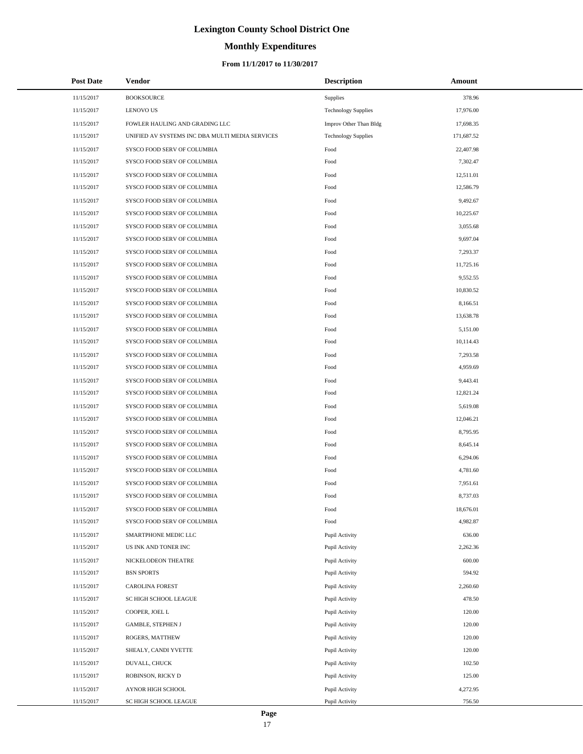# Lexington County School District One

## Monthly Expenditures

### From 11/1/2017 to 11/30/2017

| Post Date | Vendor | Description | Amount |
|---|---|---|---|
| 11/15/2017 | BOOKSOURCE | Supplies | 378.96 |
| 11/15/2017 | LENOVO US | Technology Supplies | 17,976.00 |
| 11/15/2017 | FOWLER HAULING AND GRADING LLC | Improv Other Than Bldg | 17,698.35 |
| 11/15/2017 | UNIFIED AV SYSTEMS INC DBA MULTI MEDIA SERVICES | Technology Supplies | 171,687.52 |
| 11/15/2017 | SYSCO FOOD SERV OF COLUMBIA | Food | 22,407.98 |
| 11/15/2017 | SYSCO FOOD SERV OF COLUMBIA | Food | 7,302.47 |
| 11/15/2017 | SYSCO FOOD SERV OF COLUMBIA | Food | 12,511.01 |
| 11/15/2017 | SYSCO FOOD SERV OF COLUMBIA | Food | 12,586.79 |
| 11/15/2017 | SYSCO FOOD SERV OF COLUMBIA | Food | 9,492.67 |
| 11/15/2017 | SYSCO FOOD SERV OF COLUMBIA | Food | 10,225.67 |
| 11/15/2017 | SYSCO FOOD SERV OF COLUMBIA | Food | 3,055.68 |
| 11/15/2017 | SYSCO FOOD SERV OF COLUMBIA | Food | 9,697.04 |
| 11/15/2017 | SYSCO FOOD SERV OF COLUMBIA | Food | 7,293.37 |
| 11/15/2017 | SYSCO FOOD SERV OF COLUMBIA | Food | 11,725.16 |
| 11/15/2017 | SYSCO FOOD SERV OF COLUMBIA | Food | 9,552.55 |
| 11/15/2017 | SYSCO FOOD SERV OF COLUMBIA | Food | 10,830.52 |
| 11/15/2017 | SYSCO FOOD SERV OF COLUMBIA | Food | 8,166.51 |
| 11/15/2017 | SYSCO FOOD SERV OF COLUMBIA | Food | 13,638.78 |
| 11/15/2017 | SYSCO FOOD SERV OF COLUMBIA | Food | 5,151.00 |
| 11/15/2017 | SYSCO FOOD SERV OF COLUMBIA | Food | 10,114.43 |
| 11/15/2017 | SYSCO FOOD SERV OF COLUMBIA | Food | 7,293.58 |
| 11/15/2017 | SYSCO FOOD SERV OF COLUMBIA | Food | 4,959.69 |
| 11/15/2017 | SYSCO FOOD SERV OF COLUMBIA | Food | 9,443.41 |
| 11/15/2017 | SYSCO FOOD SERV OF COLUMBIA | Food | 12,821.24 |
| 11/15/2017 | SYSCO FOOD SERV OF COLUMBIA | Food | 5,619.08 |
| 11/15/2017 | SYSCO FOOD SERV OF COLUMBIA | Food | 12,046.21 |
| 11/15/2017 | SYSCO FOOD SERV OF COLUMBIA | Food | 8,795.95 |
| 11/15/2017 | SYSCO FOOD SERV OF COLUMBIA | Food | 8,645.14 |
| 11/15/2017 | SYSCO FOOD SERV OF COLUMBIA | Food | 6,294.06 |
| 11/15/2017 | SYSCO FOOD SERV OF COLUMBIA | Food | 4,781.60 |
| 11/15/2017 | SYSCO FOOD SERV OF COLUMBIA | Food | 7,951.61 |
| 11/15/2017 | SYSCO FOOD SERV OF COLUMBIA | Food | 8,737.03 |
| 11/15/2017 | SYSCO FOOD SERV OF COLUMBIA | Food | 18,676.01 |
| 11/15/2017 | SYSCO FOOD SERV OF COLUMBIA | Food | 4,982.87 |
| 11/15/2017 | SMARTPHONE MEDIC LLC | Pupil Activity | 636.00 |
| 11/15/2017 | US INK AND TONER INC | Pupil Activity | 2,262.36 |
| 11/15/2017 | NICKELODEON THEATRE | Pupil Activity | 600.00 |
| 11/15/2017 | BSN SPORTS | Pupil Activity | 594.92 |
| 11/15/2017 | CAROLINA FOREST | Pupil Activity | 2,260.60 |
| 11/15/2017 | SC HIGH SCHOOL LEAGUE | Pupil Activity | 478.50 |
| 11/15/2017 | COOPER, JOEL L | Pupil Activity | 120.00 |
| 11/15/2017 | GAMBLE, STEPHEN J | Pupil Activity | 120.00 |
| 11/15/2017 | ROGERS, MATTHEW | Pupil Activity | 120.00 |
| 11/15/2017 | SHEALY, CANDI YVETTE | Pupil Activity | 120.00 |
| 11/15/2017 | DUVALL, CHUCK | Pupil Activity | 102.50 |
| 11/15/2017 | ROBINSON, RICKY D | Pupil Activity | 125.00 |
| 11/15/2017 | AYNOR HIGH SCHOOL | Pupil Activity | 4,272.95 |
| 11/15/2017 | SC HIGH SCHOOL LEAGUE | Pupil Activity | 756.50 |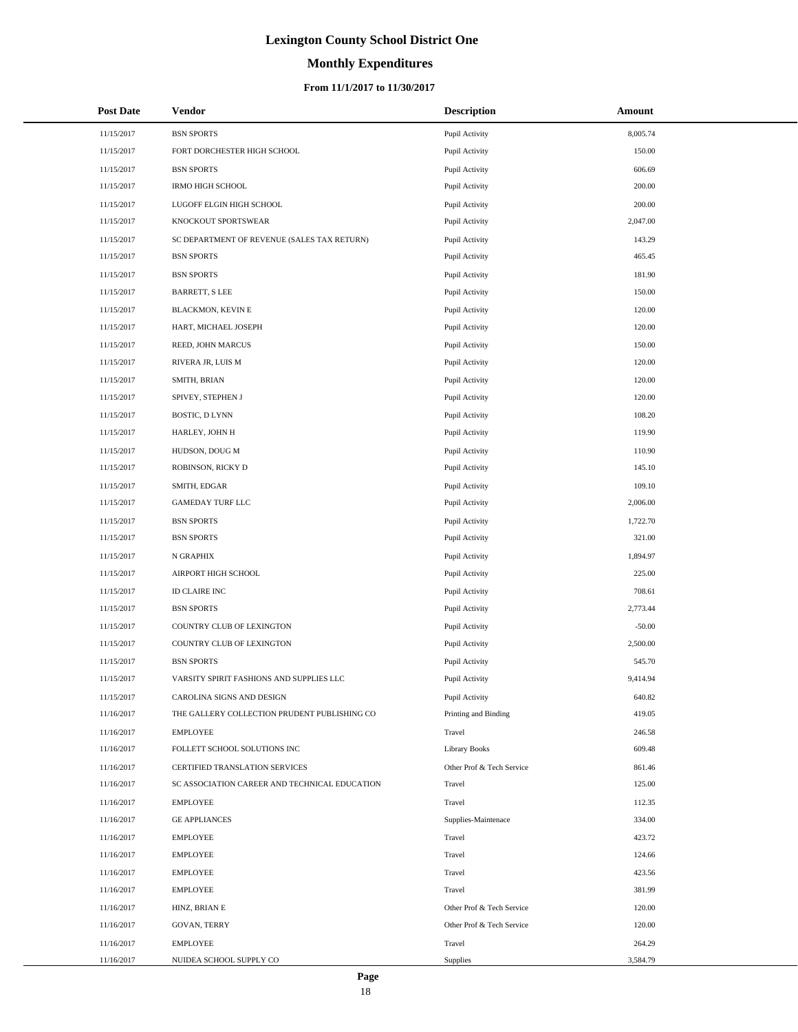# Lexington County School District One

## Monthly Expenditures

### From 11/1/2017 to 11/30/2017

| Post Date | Vendor | Description | Amount |
|---|---|---|---|
| 11/15/2017 | BSN SPORTS | Pupil Activity | 8,005.74 |
| 11/15/2017 | FORT DORCHESTER HIGH SCHOOL | Pupil Activity | 150.00 |
| 11/15/2017 | BSN SPORTS | Pupil Activity | 606.69 |
| 11/15/2017 | IRMO HIGH SCHOOL | Pupil Activity | 200.00 |
| 11/15/2017 | LUGOFF ELGIN HIGH SCHOOL | Pupil Activity | 200.00 |
| 11/15/2017 | KNOCKOUT SPORTSWEAR | Pupil Activity | 2,047.00 |
| 11/15/2017 | SC DEPARTMENT OF REVENUE (SALES TAX RETURN) | Pupil Activity | 143.29 |
| 11/15/2017 | BSN SPORTS | Pupil Activity | 465.45 |
| 11/15/2017 | BSN SPORTS | Pupil Activity | 181.90 |
| 11/15/2017 | BARRETT, S LEE | Pupil Activity | 150.00 |
| 11/15/2017 | BLACKMON, KEVIN E | Pupil Activity | 120.00 |
| 11/15/2017 | HART, MICHAEL JOSEPH | Pupil Activity | 120.00 |
| 11/15/2017 | REED, JOHN MARCUS | Pupil Activity | 150.00 |
| 11/15/2017 | RIVERA JR, LUIS M | Pupil Activity | 120.00 |
| 11/15/2017 | SMITH, BRIAN | Pupil Activity | 120.00 |
| 11/15/2017 | SPIVEY, STEPHEN J | Pupil Activity | 120.00 |
| 11/15/2017 | BOSTIC, D LYNN | Pupil Activity | 108.20 |
| 11/15/2017 | HARLEY, JOHN H | Pupil Activity | 119.90 |
| 11/15/2017 | HUDSON, DOUG M | Pupil Activity | 110.90 |
| 11/15/2017 | ROBINSON, RICKY D | Pupil Activity | 145.10 |
| 11/15/2017 | SMITH, EDGAR | Pupil Activity | 109.10 |
| 11/15/2017 | GAMEDAY TURF LLC | Pupil Activity | 2,006.00 |
| 11/15/2017 | BSN SPORTS | Pupil Activity | 1,722.70 |
| 11/15/2017 | BSN SPORTS | Pupil Activity | 321.00 |
| 11/15/2017 | N GRAPHIX | Pupil Activity | 1,894.97 |
| 11/15/2017 | AIRPORT HIGH SCHOOL | Pupil Activity | 225.00 |
| 11/15/2017 | ID CLAIRE INC | Pupil Activity | 708.61 |
| 11/15/2017 | BSN SPORTS | Pupil Activity | 2,773.44 |
| 11/15/2017 | COUNTRY CLUB OF LEXINGTON | Pupil Activity | -50.00 |
| 11/15/2017 | COUNTRY CLUB OF LEXINGTON | Pupil Activity | 2,500.00 |
| 11/15/2017 | BSN SPORTS | Pupil Activity | 545.70 |
| 11/15/2017 | VARSITY SPIRIT FASHIONS AND SUPPLIES LLC | Pupil Activity | 9,414.94 |
| 11/15/2017 | CAROLINA SIGNS AND DESIGN | Pupil Activity | 640.82 |
| 11/16/2017 | THE GALLERY COLLECTION PRUDENT PUBLISHING CO | Printing and Binding | 419.05 |
| 11/16/2017 | EMPLOYEE | Travel | 246.58 |
| 11/16/2017 | FOLLETT SCHOOL SOLUTIONS INC | Library Books | 609.48 |
| 11/16/2017 | CERTIFIED TRANSLATION SERVICES | Other Prof & Tech Service | 861.46 |
| 11/16/2017 | SC ASSOCIATION CAREER AND TECHNICAL EDUCATION | Travel | 125.00 |
| 11/16/2017 | EMPLOYEE | Travel | 112.35 |
| 11/16/2017 | GE APPLIANCES | Supplies-Maintenace | 334.00 |
| 11/16/2017 | EMPLOYEE | Travel | 423.72 |
| 11/16/2017 | EMPLOYEE | Travel | 124.66 |
| 11/16/2017 | EMPLOYEE | Travel | 423.56 |
| 11/16/2017 | EMPLOYEE | Travel | 381.99 |
| 11/16/2017 | HINZ, BRIAN E | Other Prof & Tech Service | 120.00 |
| 11/16/2017 | GOVAN, TERRY | Other Prof & Tech Service | 120.00 |
| 11/16/2017 | EMPLOYEE | Travel | 264.29 |
| 11/16/2017 | NUIDEA SCHOOL SUPPLY CO | Supplies | 3,584.79 |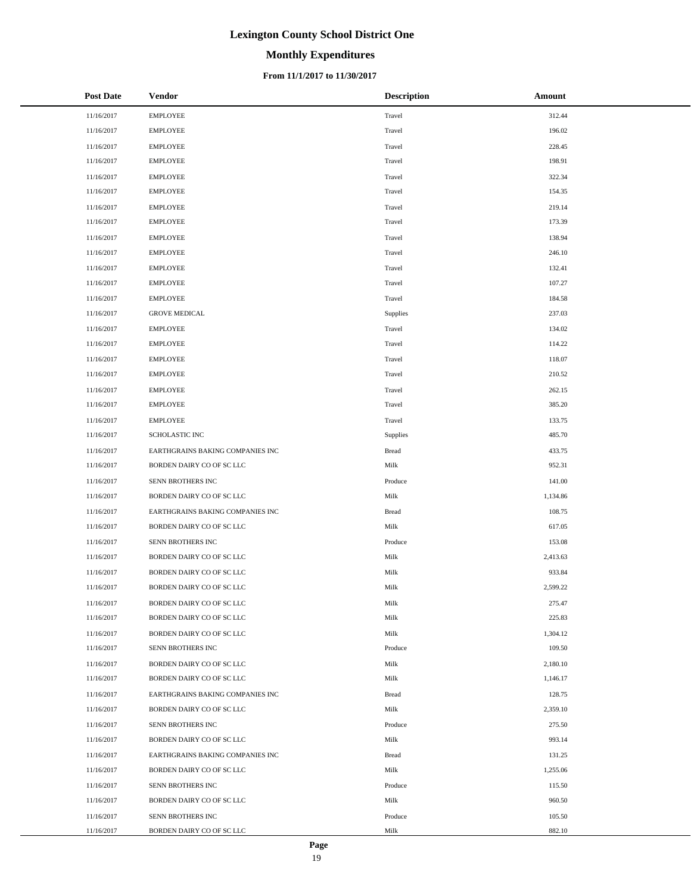# Lexington County School District One

## Monthly Expenditures

### From 11/1/2017 to 11/30/2017

| Post Date | Vendor | Description | Amount |
|---|---|---|---|
| 11/16/2017 | EMPLOYEE | Travel | 312.44 |
| 11/16/2017 | EMPLOYEE | Travel | 196.02 |
| 11/16/2017 | EMPLOYEE | Travel | 228.45 |
| 11/16/2017 | EMPLOYEE | Travel | 198.91 |
| 11/16/2017 | EMPLOYEE | Travel | 322.34 |
| 11/16/2017 | EMPLOYEE | Travel | 154.35 |
| 11/16/2017 | EMPLOYEE | Travel | 219.14 |
| 11/16/2017 | EMPLOYEE | Travel | 173.39 |
| 11/16/2017 | EMPLOYEE | Travel | 138.94 |
| 11/16/2017 | EMPLOYEE | Travel | 246.10 |
| 11/16/2017 | EMPLOYEE | Travel | 132.41 |
| 11/16/2017 | EMPLOYEE | Travel | 107.27 |
| 11/16/2017 | EMPLOYEE | Travel | 184.58 |
| 11/16/2017 | GROVE MEDICAL | Supplies | 237.03 |
| 11/16/2017 | EMPLOYEE | Travel | 134.02 |
| 11/16/2017 | EMPLOYEE | Travel | 114.22 |
| 11/16/2017 | EMPLOYEE | Travel | 118.07 |
| 11/16/2017 | EMPLOYEE | Travel | 210.52 |
| 11/16/2017 | EMPLOYEE | Travel | 262.15 |
| 11/16/2017 | EMPLOYEE | Travel | 385.20 |
| 11/16/2017 | EMPLOYEE | Travel | 133.75 |
| 11/16/2017 | SCHOLASTIC INC | Supplies | 485.70 |
| 11/16/2017 | EARTHGRAINS BAKING COMPANIES INC | Bread | 433.75 |
| 11/16/2017 | BORDEN DAIRY CO OF SC LLC | Milk | 952.31 |
| 11/16/2017 | SENN BROTHERS INC | Produce | 141.00 |
| 11/16/2017 | BORDEN DAIRY CO OF SC LLC | Milk | 1,134.86 |
| 11/16/2017 | EARTHGRAINS BAKING COMPANIES INC | Bread | 108.75 |
| 11/16/2017 | BORDEN DAIRY CO OF SC LLC | Milk | 617.05 |
| 11/16/2017 | SENN BROTHERS INC | Produce | 153.08 |
| 11/16/2017 | BORDEN DAIRY CO OF SC LLC | Milk | 2,413.63 |
| 11/16/2017 | BORDEN DAIRY CO OF SC LLC | Milk | 933.84 |
| 11/16/2017 | BORDEN DAIRY CO OF SC LLC | Milk | 2,599.22 |
| 11/16/2017 | BORDEN DAIRY CO OF SC LLC | Milk | 275.47 |
| 11/16/2017 | BORDEN DAIRY CO OF SC LLC | Milk | 225.83 |
| 11/16/2017 | BORDEN DAIRY CO OF SC LLC | Milk | 1,304.12 |
| 11/16/2017 | SENN BROTHERS INC | Produce | 109.50 |
| 11/16/2017 | BORDEN DAIRY CO OF SC LLC | Milk | 2,180.10 |
| 11/16/2017 | BORDEN DAIRY CO OF SC LLC | Milk | 1,146.17 |
| 11/16/2017 | EARTHGRAINS BAKING COMPANIES INC | Bread | 128.75 |
| 11/16/2017 | BORDEN DAIRY CO OF SC LLC | Milk | 2,359.10 |
| 11/16/2017 | SENN BROTHERS INC | Produce | 275.50 |
| 11/16/2017 | BORDEN DAIRY CO OF SC LLC | Milk | 993.14 |
| 11/16/2017 | EARTHGRAINS BAKING COMPANIES INC | Bread | 131.25 |
| 11/16/2017 | BORDEN DAIRY CO OF SC LLC | Milk | 1,255.06 |
| 11/16/2017 | SENN BROTHERS INC | Produce | 115.50 |
| 11/16/2017 | BORDEN DAIRY CO OF SC LLC | Milk | 960.50 |
| 11/16/2017 | SENN BROTHERS INC | Produce | 105.50 |
| 11/16/2017 | BORDEN DAIRY CO OF SC LLC | Milk | 882.10 |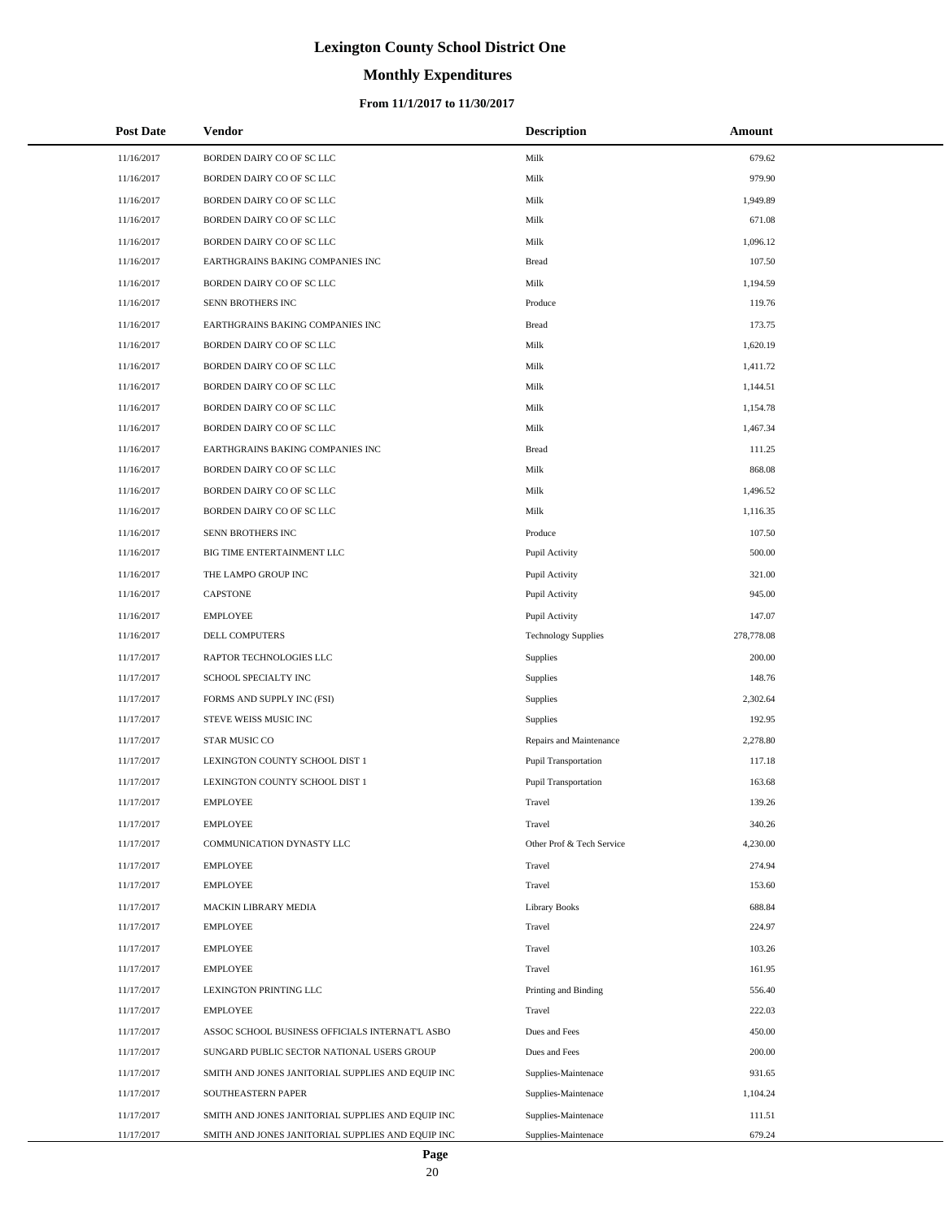# Lexington County School District One

## Monthly Expenditures

### From 11/1/2017 to 11/30/2017

| Post Date | Vendor | Description | Amount |
|---|---|---|---|
| 11/16/2017 | BORDEN DAIRY CO OF SC LLC | Milk | 679.62 |
| 11/16/2017 | BORDEN DAIRY CO OF SC LLC | Milk | 979.90 |
| 11/16/2017 | BORDEN DAIRY CO OF SC LLC | Milk | 1,949.89 |
| 11/16/2017 | BORDEN DAIRY CO OF SC LLC | Milk | 671.08 |
| 11/16/2017 | BORDEN DAIRY CO OF SC LLC | Milk | 1,096.12 |
| 11/16/2017 | EARTHGRAINS BAKING COMPANIES INC | Bread | 107.50 |
| 11/16/2017 | BORDEN DAIRY CO OF SC LLC | Milk | 1,194.59 |
| 11/16/2017 | SENN BROTHERS INC | Produce | 119.76 |
| 11/16/2017 | EARTHGRAINS BAKING COMPANIES INC | Bread | 173.75 |
| 11/16/2017 | BORDEN DAIRY CO OF SC LLC | Milk | 1,620.19 |
| 11/16/2017 | BORDEN DAIRY CO OF SC LLC | Milk | 1,411.72 |
| 11/16/2017 | BORDEN DAIRY CO OF SC LLC | Milk | 1,144.51 |
| 11/16/2017 | BORDEN DAIRY CO OF SC LLC | Milk | 1,154.78 |
| 11/16/2017 | BORDEN DAIRY CO OF SC LLC | Milk | 1,467.34 |
| 11/16/2017 | EARTHGRAINS BAKING COMPANIES INC | Bread | 111.25 |
| 11/16/2017 | BORDEN DAIRY CO OF SC LLC | Milk | 868.08 |
| 11/16/2017 | BORDEN DAIRY CO OF SC LLC | Milk | 1,496.52 |
| 11/16/2017 | BORDEN DAIRY CO OF SC LLC | Milk | 1,116.35 |
| 11/16/2017 | SENN BROTHERS INC | Produce | 107.50 |
| 11/16/2017 | BIG TIME ENTERTAINMENT LLC | Pupil Activity | 500.00 |
| 11/16/2017 | THE LAMPO GROUP INC | Pupil Activity | 321.00 |
| 11/16/2017 | CAPSTONE | Pupil Activity | 945.00 |
| 11/16/2017 | EMPLOYEE | Pupil Activity | 147.07 |
| 11/16/2017 | DELL COMPUTERS | Technology Supplies | 278,778.08 |
| 11/17/2017 | RAPTOR TECHNOLOGIES LLC | Supplies | 200.00 |
| 11/17/2017 | SCHOOL SPECIALTY INC | Supplies | 148.76 |
| 11/17/2017 | FORMS AND SUPPLY INC (FSI) | Supplies | 2,302.64 |
| 11/17/2017 | STEVE WEISS MUSIC INC | Supplies | 192.95 |
| 11/17/2017 | STAR MUSIC CO | Repairs and Maintenance | 2,278.80 |
| 11/17/2017 | LEXINGTON COUNTY SCHOOL DIST 1 | Pupil Transportation | 117.18 |
| 11/17/2017 | LEXINGTON COUNTY SCHOOL DIST 1 | Pupil Transportation | 163.68 |
| 11/17/2017 | EMPLOYEE | Travel | 139.26 |
| 11/17/2017 | EMPLOYEE | Travel | 340.26 |
| 11/17/2017 | COMMUNICATION DYNASTY LLC | Other Prof & Tech Service | 4,230.00 |
| 11/17/2017 | EMPLOYEE | Travel | 274.94 |
| 11/17/2017 | EMPLOYEE | Travel | 153.60 |
| 11/17/2017 | MACKIN LIBRARY MEDIA | Library Books | 688.84 |
| 11/17/2017 | EMPLOYEE | Travel | 224.97 |
| 11/17/2017 | EMPLOYEE | Travel | 103.26 |
| 11/17/2017 | EMPLOYEE | Travel | 161.95 |
| 11/17/2017 | LEXINGTON PRINTING LLC | Printing and Binding | 556.40 |
| 11/17/2017 | EMPLOYEE | Travel | 222.03 |
| 11/17/2017 | ASSOC SCHOOL BUSINESS OFFICIALS INTERNAT'L ASBO | Dues and Fees | 450.00 |
| 11/17/2017 | SUNGARD PUBLIC SECTOR NATIONAL USERS GROUP | Dues and Fees | 200.00 |
| 11/17/2017 | SMITH AND JONES JANITORIAL SUPPLIES AND EQUIP INC | Supplies-Maintenace | 931.65 |
| 11/17/2017 | SOUTHEASTERN PAPER | Supplies-Maintenace | 1,104.24 |
| 11/17/2017 | SMITH AND JONES JANITORIAL SUPPLIES AND EQUIP INC | Supplies-Maintenace | 111.51 |
| 11/17/2017 | SMITH AND JONES JANITORIAL SUPPLIES AND EQUIP INC | Supplies-Maintenace | 679.24 |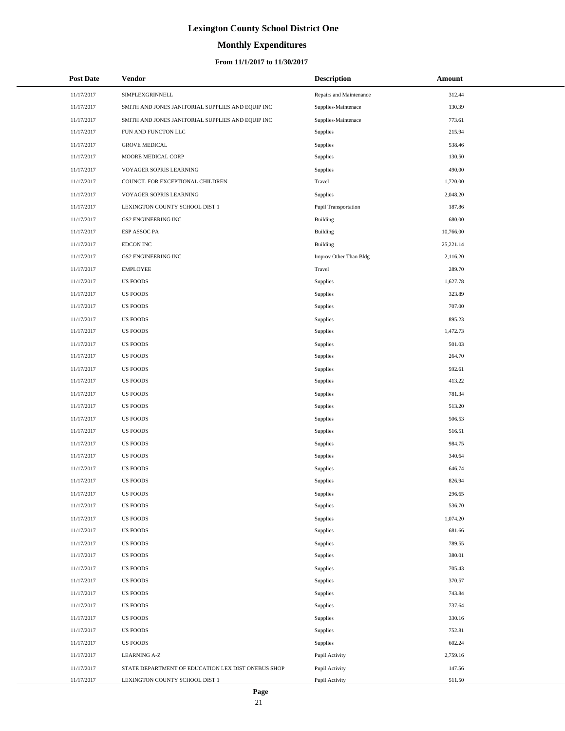# Lexington County School District One

## Monthly Expenditures

### From 11/1/2017 to 11/30/2017

| Post Date | Vendor | Description | Amount |
|---|---|---|---|
| 11/17/2017 | SIMPLEXGRINNELL | Repairs and Maintenance | 312.44 |
| 11/17/2017 | SMITH AND JONES JANITORIAL SUPPLIES AND EQUIP INC | Supplies-Maintenace | 130.39 |
| 11/17/2017 | SMITH AND JONES JANITORIAL SUPPLIES AND EQUIP INC | Supplies-Maintenace | 773.61 |
| 11/17/2017 | FUN AND FUNCTON LLC | Supplies | 215.94 |
| 11/17/2017 | GROVE MEDICAL | Supplies | 538.46 |
| 11/17/2017 | MOORE MEDICAL CORP | Supplies | 130.50 |
| 11/17/2017 | VOYAGER SOPRIS LEARNING | Supplies | 490.00 |
| 11/17/2017 | COUNCIL FOR EXCEPTIONAL CHILDREN | Travel | 1,720.00 |
| 11/17/2017 | VOYAGER SOPRIS LEARNING | Supplies | 2,048.20 |
| 11/17/2017 | LEXINGTON COUNTY SCHOOL DIST 1 | Pupil Transportation | 187.86 |
| 11/17/2017 | GS2 ENGINEERING INC | Building | 680.00 |
| 11/17/2017 | ESP ASSOC PA | Building | 10,766.00 |
| 11/17/2017 | EDCON INC | Building | 25,221.14 |
| 11/17/2017 | GS2 ENGINEERING INC | Improv Other Than Bldg | 2,116.20 |
| 11/17/2017 | EMPLOYEE | Travel | 289.70 |
| 11/17/2017 | US FOODS | Supplies | 1,627.78 |
| 11/17/2017 | US FOODS | Supplies | 323.89 |
| 11/17/2017 | US FOODS | Supplies | 707.00 |
| 11/17/2017 | US FOODS | Supplies | 895.23 |
| 11/17/2017 | US FOODS | Supplies | 1,472.73 |
| 11/17/2017 | US FOODS | Supplies | 501.03 |
| 11/17/2017 | US FOODS | Supplies | 264.70 |
| 11/17/2017 | US FOODS | Supplies | 592.61 |
| 11/17/2017 | US FOODS | Supplies | 413.22 |
| 11/17/2017 | US FOODS | Supplies | 781.34 |
| 11/17/2017 | US FOODS | Supplies | 513.20 |
| 11/17/2017 | US FOODS | Supplies | 506.53 |
| 11/17/2017 | US FOODS | Supplies | 516.51 |
| 11/17/2017 | US FOODS | Supplies | 984.75 |
| 11/17/2017 | US FOODS | Supplies | 340.64 |
| 11/17/2017 | US FOODS | Supplies | 646.74 |
| 11/17/2017 | US FOODS | Supplies | 826.94 |
| 11/17/2017 | US FOODS | Supplies | 296.65 |
| 11/17/2017 | US FOODS | Supplies | 536.70 |
| 11/17/2017 | US FOODS | Supplies | 1,074.20 |
| 11/17/2017 | US FOODS | Supplies | 681.66 |
| 11/17/2017 | US FOODS | Supplies | 789.55 |
| 11/17/2017 | US FOODS | Supplies | 380.01 |
| 11/17/2017 | US FOODS | Supplies | 705.43 |
| 11/17/2017 | US FOODS | Supplies | 370.57 |
| 11/17/2017 | US FOODS | Supplies | 743.84 |
| 11/17/2017 | US FOODS | Supplies | 737.64 |
| 11/17/2017 | US FOODS | Supplies | 330.16 |
| 11/17/2017 | US FOODS | Supplies | 752.81 |
| 11/17/2017 | US FOODS | Supplies | 602.24 |
| 11/17/2017 | LEARNING A-Z | Pupil Activity | 2,759.16 |
| 11/17/2017 | STATE DEPARTMENT OF EDUCATION LEX DIST ONEBUS SHOP | Pupil Activity | 147.56 |
| 11/17/2017 | LEXINGTON COUNTY SCHOOL DIST 1 | Pupil Activity | 511.50 |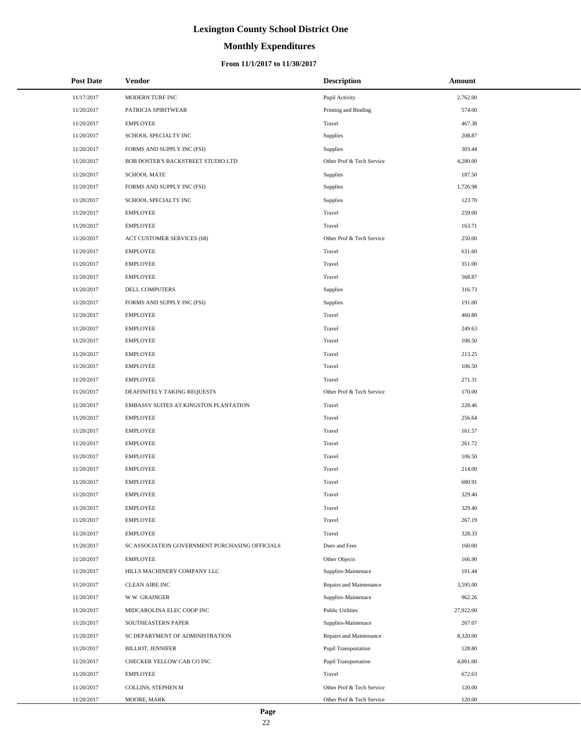# Lexington County School District One

## Monthly Expenditures

### From 11/1/2017 to 11/30/2017

| Post Date | Vendor | Description | Amount |
|---|---|---|---|
| 11/17/2017 | MODERN TURF INC | Pupil Activity | 2,762.00 |
| 11/20/2017 | PATRICIA SPIRITWEAR | Printing and Binding | 574.00 |
| 11/20/2017 | EMPLOYEE | Travel | 467.38 |
| 11/20/2017 | SCHOOL SPECIALTY INC | Supplies | 208.87 |
| 11/20/2017 | FORMS AND SUPPLY INC (FSI) | Supplies | 303.44 |
| 11/20/2017 | BOB DOSTER'S BACKSTREET STUDIO LTD | Other Prof & Tech Service | 4,280.00 |
| 11/20/2017 | SCHOOL MATE | Supplies | 187.50 |
| 11/20/2017 | FORMS AND SUPPLY INC (FSI) | Supplies | 1,726.98 |
| 11/20/2017 | SCHOOL SPECIALTY INC | Supplies | 123.70 |
| 11/20/2017 | EMPLOYEE | Travel | 259.00 |
| 11/20/2017 | EMPLOYEE | Travel | 163.71 |
| 11/20/2017 | ACT CUSTOMER SERVICES (68) | Other Prof & Tech Service | 250.00 |
| 11/20/2017 | EMPLOYEE | Travel | 631.60 |
| 11/20/2017 | EMPLOYEE | Travel | 351.00 |
| 11/20/2017 | EMPLOYEE | Travel | 568.87 |
| 11/20/2017 | DELL COMPUTERS | Supplies | 316.73 |
| 11/20/2017 | FORMS AND SUPPLY INC (FSI) | Supplies | 191.00 |
| 11/20/2017 | EMPLOYEE | Travel | 460.80 |
| 11/20/2017 | EMPLOYEE | Travel | 249.63 |
| 11/20/2017 | EMPLOYEE | Travel | 106.50 |
| 11/20/2017 | EMPLOYEE | Travel | 213.25 |
| 11/20/2017 | EMPLOYEE | Travel | 106.50 |
| 11/20/2017 | EMPLOYEE | Travel | 271.31 |
| 11/20/2017 | DEAFINITELY TAKING REQUESTS | Other Prof & Tech Service | 170.00 |
| 11/20/2017 | EMBASSY SUITES AT KINGSTON PLANTATION | Travel | 228.46 |
| 11/20/2017 | EMPLOYEE | Travel | 256.64 |
| 11/20/2017 | EMPLOYEE | Travel | 161.57 |
| 11/20/2017 | EMPLOYEE | Travel | 261.72 |
| 11/20/2017 | EMPLOYEE | Travel | 106.50 |
| 11/20/2017 | EMPLOYEE | Travel | 214.00 |
| 11/20/2017 | EMPLOYEE | Travel | 680.91 |
| 11/20/2017 | EMPLOYEE | Travel | 329.40 |
| 11/20/2017 | EMPLOYEE | Travel | 329.40 |
| 11/20/2017 | EMPLOYEE | Travel | 267.19 |
| 11/20/2017 | EMPLOYEE | Travel | 328.33 |
| 11/20/2017 | SC ASSOCIATION GOVERNMENT PURCHASING OFFICIALS | Dues and Fees | 160.00 |
| 11/20/2017 | EMPLOYEE | Other Objects | 166.90 |
| 11/20/2017 | HILLS MACHINERY COMPANY LLC | Supplies-Maintenace | 101.44 |
| 11/20/2017 | CLEAN AIRE INC | Repairs and Maintenance | 3,595.00 |
| 11/20/2017 | W W GRAINGER | Supplies-Maintenace | 962.26 |
| 11/20/2017 | MIDCAROLINA ELEC COOP INC | Public Utilities | 27,922.00 |
| 11/20/2017 | SOUTHEASTERN PAPER | Supplies-Maintenace | 267.07 |
| 11/20/2017 | SC DEPARTMENT OF ADMINISTRATION | Repairs and Maintenance | 8,320.00 |
| 11/20/2017 | BILLIOT, JENNIFER | Pupil Transportation | 128.80 |
| 11/20/2017 | CHECKER YELLOW CAB CO INC | Pupil Transportation | 4,001.00 |
| 11/20/2017 | EMPLOYEE | Travel | 672.63 |
| 11/20/2017 | COLLINS, STEPHEN M | Other Prof & Tech Service | 120.00 |
| 11/20/2017 | MOORE, MARK | Other Prof & Tech Service | 120.00 |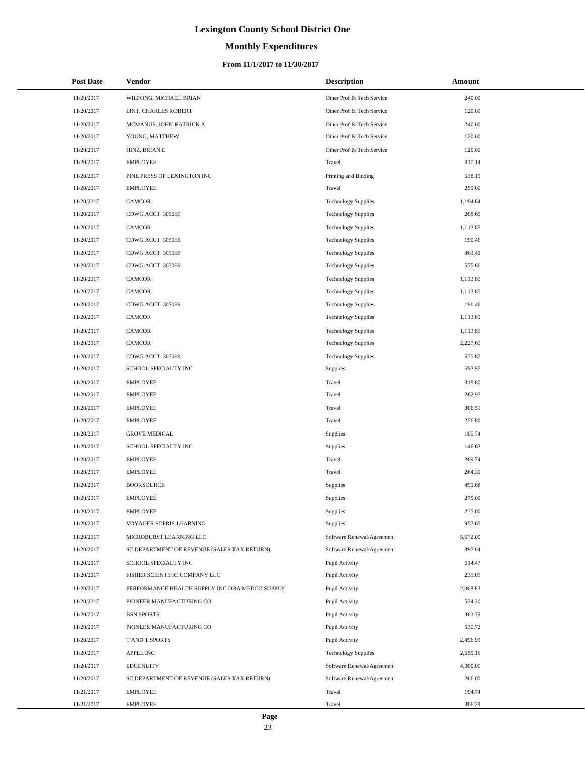# Lexington County School District One

## Monthly Expenditures

### From 11/1/2017 to 11/30/2017

| Post Date | Vendor | Description | Amount |
|---|---|---|---|
| 11/20/2017 | WILFONG, MICHAEL BRIAN | Other Prof & Tech Service | 240.00 |
| 11/20/2017 | LINT, CHARLES ROBERT | Other Prof & Tech Service | 120.00 |
| 11/20/2017 | MCMANUS, JOHN-PATRICK A. | Other Prof & Tech Service | 240.00 |
| 11/20/2017 | YOUNG, MATTHEW | Other Prof & Tech Service | 120.00 |
| 11/20/2017 | HINZ, BRIAN E | Other Prof & Tech Service | 120.00 |
| 11/20/2017 | EMPLOYEE | Travel | 310.14 |
| 11/20/2017 | PINE PRESS OF LEXINGTON INC | Printing and Binding | 538.15 |
| 11/20/2017 | EMPLOYEE | Travel | 259.00 |
| 11/20/2017 | CAMCOR | Technology Supplies | 1,194.64 |
| 11/20/2017 | CDWG ACCT 305089 | Technology Supplies | 208.65 |
| 11/20/2017 | CAMCOR | Technology Supplies | 1,113.85 |
| 11/20/2017 | CDWG ACCT 305089 | Technology Supplies | 190.46 |
| 11/20/2017 | CDWG ACCT 305089 | Technology Supplies | 863.49 |
| 11/20/2017 | CDWG ACCT 305089 | Technology Supplies | 575.66 |
| 11/20/2017 | CAMCOR | Technology Supplies | 1,113.85 |
| 11/20/2017 | CAMCOR | Technology Supplies | 1,113.85 |
| 11/20/2017 | CDWG ACCT 305089 | Technology Supplies | 190.46 |
| 11/20/2017 | CAMCOR | Technology Supplies | 1,113.85 |
| 11/20/2017 | CAMCOR | Technology Supplies | 1,113.85 |
| 11/20/2017 | CAMCOR | Technology Supplies | 2,227.69 |
| 11/20/2017 | CDWG ACCT 305089 | Technology Supplies | 575.87 |
| 11/20/2017 | SCHOOL SPECIALTY INC | Supplies | 592.97 |
| 11/20/2017 | EMPLOYEE | Travel | 319.80 |
| 11/20/2017 | EMPLOYEE | Travel | 282.97 |
| 11/20/2017 | EMPLOYEE | Travel | 306.51 |
| 11/20/2017 | EMPLOYEE | Travel | 256.80 |
| 11/20/2017 | GROVE MEDICAL | Supplies | 105.74 |
| 11/20/2017 | SCHOOL SPECIALTY INC | Supplies | 146.63 |
| 11/20/2017 | EMPLOYEE | Travel | 269.74 |
| 11/20/2017 | EMPLOYEE | Travel | 264.39 |
| 11/20/2017 | BOOKSOURCE | Supplies | 499.68 |
| 11/20/2017 | EMPLOYEE | Supplies | 275.00 |
| 11/20/2017 | EMPLOYEE | Supplies | 275.00 |
| 11/20/2017 | VOYAGER SOPRIS LEARNING | Supplies | 957.65 |
| 11/20/2017 | MICROBURST LEARNING LLC | Software Renewal/Agreemen | 5,672.00 |
| 11/20/2017 | SC DEPARTMENT OF REVENUE (SALES TAX RETURN) | Software Renewal/Agreemen | 397.04 |
| 11/20/2017 | SCHOOL SPECIALTY INC | Pupil Activity | 614.47 |
| 11/20/2017 | FISHER SCIENTIFIC COMPANY LLC | Pupil Activity | 231.05 |
| 11/20/2017 | PERFORMANCE HEALTH SUPPLY INC DBA MEDCO SUPPLY | Pupil Activity | 2,008.83 |
| 11/20/2017 | PIONEER MANUFACTURING CO | Pupil Activity | 524.30 |
| 11/20/2017 | BSN SPORTS | Pupil Activity | 363.79 |
| 11/20/2017 | PIONEER MANUFACTURING CO | Pupil Activity | 530.72 |
| 11/20/2017 | T AND T SPORTS | Pupil Activity | 2,496.99 |
| 11/20/2017 | APPLE INC | Technology Supplies | 2,555.16 |
| 11/20/2017 | EDGENUITY | Software Renewal/Agreemen | 4,300.00 |
| 11/20/2017 | SC DEPARTMENT OF REVENUE (SALES TAX RETURN) | Software Renewal/Agreemen | 266.00 |
| 11/21/2017 | EMPLOYEE | Travel | 194.74 |
| 11/21/2017 | EMPLOYEE | Travel | 306.29 |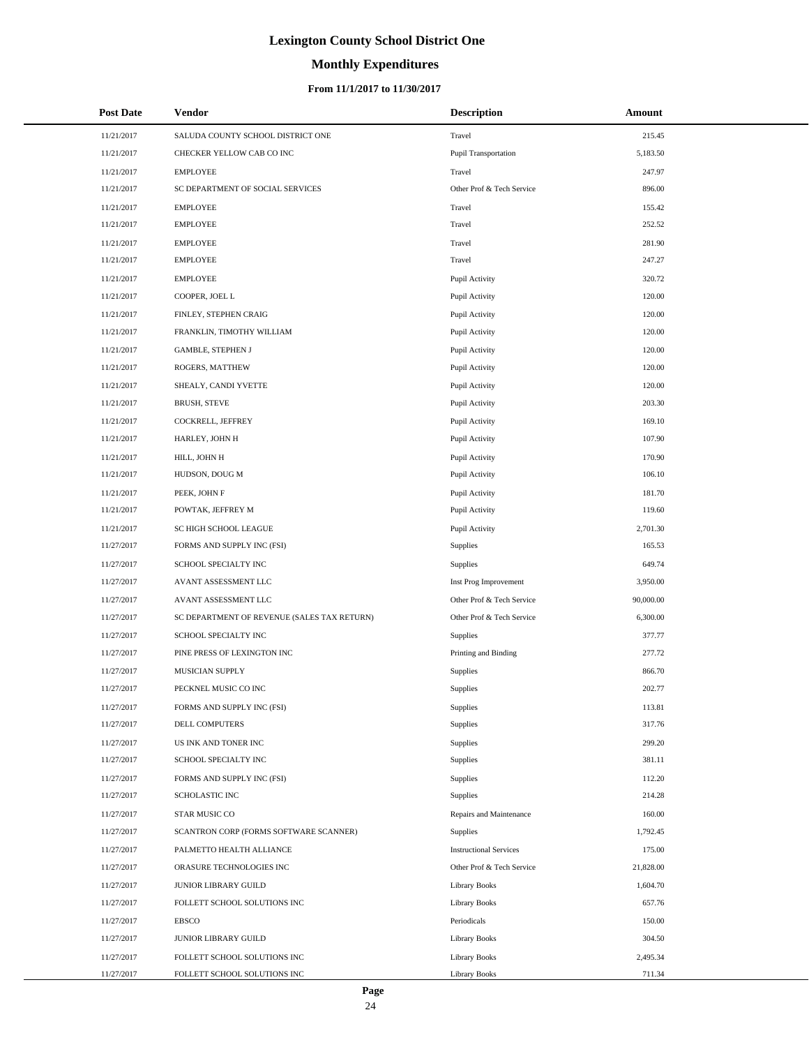# Lexington County School District One

## Monthly Expenditures

### From 11/1/2017 to 11/30/2017

| Post Date | Vendor | Description | Amount |
|---|---|---|---|
| 11/21/2017 | SALUDA COUNTY SCHOOL DISTRICT ONE | Travel | 215.45 |
| 11/21/2017 | CHECKER YELLOW CAB CO INC | Pupil Transportation | 5,183.50 |
| 11/21/2017 | EMPLOYEE | Travel | 247.97 |
| 11/21/2017 | SC DEPARTMENT OF SOCIAL SERVICES | Other Prof & Tech Service | 896.00 |
| 11/21/2017 | EMPLOYEE | Travel | 155.42 |
| 11/21/2017 | EMPLOYEE | Travel | 252.52 |
| 11/21/2017 | EMPLOYEE | Travel | 281.90 |
| 11/21/2017 | EMPLOYEE | Travel | 247.27 |
| 11/21/2017 | EMPLOYEE | Pupil Activity | 320.72 |
| 11/21/2017 | COOPER, JOEL L | Pupil Activity | 120.00 |
| 11/21/2017 | FINLEY, STEPHEN CRAIG | Pupil Activity | 120.00 |
| 11/21/2017 | FRANKLIN, TIMOTHY WILLIAM | Pupil Activity | 120.00 |
| 11/21/2017 | GAMBLE, STEPHEN J | Pupil Activity | 120.00 |
| 11/21/2017 | ROGERS, MATTHEW | Pupil Activity | 120.00 |
| 11/21/2017 | SHEALY, CANDI YVETTE | Pupil Activity | 120.00 |
| 11/21/2017 | BRUSH, STEVE | Pupil Activity | 203.30 |
| 11/21/2017 | COCKRELL, JEFFREY | Pupil Activity | 169.10 |
| 11/21/2017 | HARLEY, JOHN H | Pupil Activity | 107.90 |
| 11/21/2017 | HILL, JOHN H | Pupil Activity | 170.90 |
| 11/21/2017 | HUDSON, DOUG M | Pupil Activity | 106.10 |
| 11/21/2017 | PEEK, JOHN F | Pupil Activity | 181.70 |
| 11/21/2017 | POWTAK, JEFFREY M | Pupil Activity | 119.60 |
| 11/21/2017 | SC HIGH SCHOOL LEAGUE | Pupil Activity | 2,701.30 |
| 11/27/2017 | FORMS AND SUPPLY INC (FSI) | Supplies | 165.53 |
| 11/27/2017 | SCHOOL SPECIALTY INC | Supplies | 649.74 |
| 11/27/2017 | AVANT ASSESSMENT LLC | Inst Prog Improvement | 3,950.00 |
| 11/27/2017 | AVANT ASSESSMENT LLC | Other Prof & Tech Service | 90,000.00 |
| 11/27/2017 | SC DEPARTMENT OF REVENUE (SALES TAX RETURN) | Other Prof & Tech Service | 6,300.00 |
| 11/27/2017 | SCHOOL SPECIALTY INC | Supplies | 377.77 |
| 11/27/2017 | PINE PRESS OF LEXINGTON INC | Printing and Binding | 277.72 |
| 11/27/2017 | MUSICIAN SUPPLY | Supplies | 866.70 |
| 11/27/2017 | PECKNEL MUSIC CO INC | Supplies | 202.77 |
| 11/27/2017 | FORMS AND SUPPLY INC (FSI) | Supplies | 113.81 |
| 11/27/2017 | DELL COMPUTERS | Supplies | 317.76 |
| 11/27/2017 | US INK AND TONER INC | Supplies | 299.20 |
| 11/27/2017 | SCHOOL SPECIALTY INC | Supplies | 381.11 |
| 11/27/2017 | FORMS AND SUPPLY INC (FSI) | Supplies | 112.20 |
| 11/27/2017 | SCHOLASTIC INC | Supplies | 214.28 |
| 11/27/2017 | STAR MUSIC CO | Repairs and Maintenance | 160.00 |
| 11/27/2017 | SCANTRON CORP (FORMS SOFTWARE SCANNER) | Supplies | 1,792.45 |
| 11/27/2017 | PALMETTO HEALTH ALLIANCE | Instructional Services | 175.00 |
| 11/27/2017 | ORASURE TECHNOLOGIES INC | Other Prof & Tech Service | 21,828.00 |
| 11/27/2017 | JUNIOR LIBRARY GUILD | Library Books | 1,604.70 |
| 11/27/2017 | FOLLETT SCHOOL SOLUTIONS INC | Library Books | 657.76 |
| 11/27/2017 | EBSCO | Periodicals | 150.00 |
| 11/27/2017 | JUNIOR LIBRARY GUILD | Library Books | 304.50 |
| 11/27/2017 | FOLLETT SCHOOL SOLUTIONS INC | Library Books | 2,495.34 |
| 11/27/2017 | FOLLETT SCHOOL SOLUTIONS INC | Library Books | 711.34 |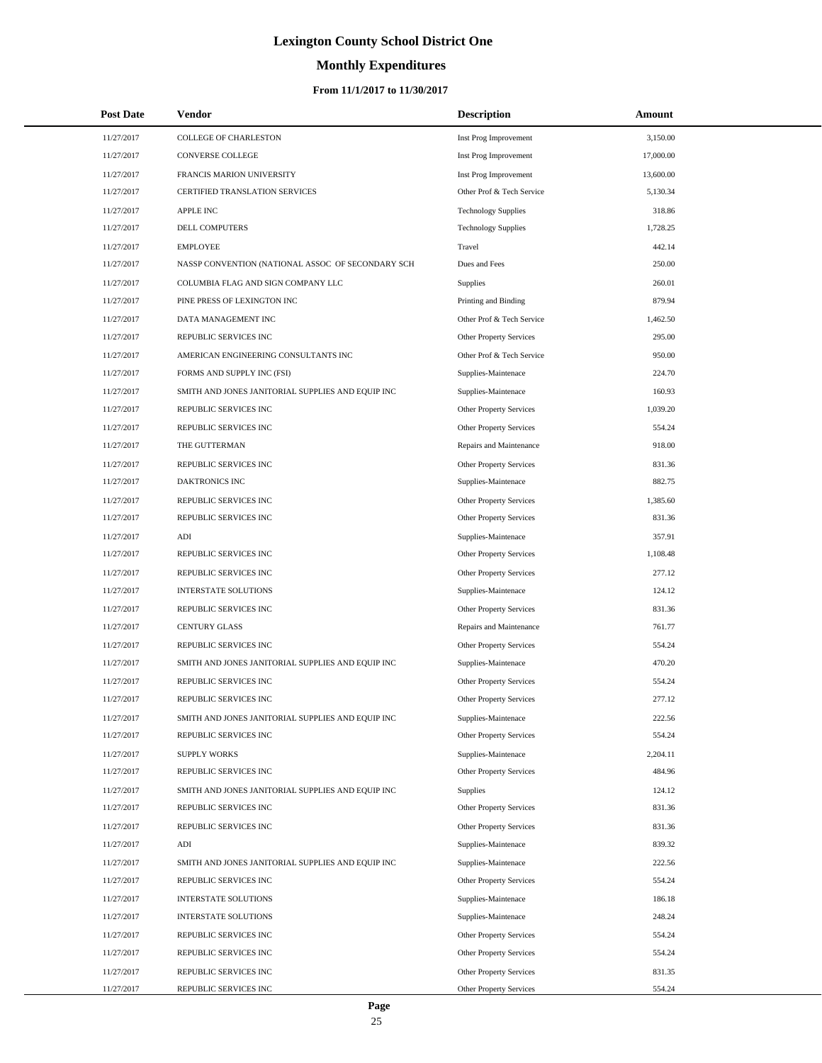# Lexington County School District One

## Monthly Expenditures

### From 11/1/2017 to 11/30/2017

| Post Date | Vendor | Description | Amount |
|---|---|---|---|
| 11/27/2017 | COLLEGE OF CHARLESTON | Inst Prog Improvement | 3,150.00 |
| 11/27/2017 | CONVERSE COLLEGE | Inst Prog Improvement | 17,000.00 |
| 11/27/2017 | FRANCIS MARION UNIVERSITY | Inst Prog Improvement | 13,600.00 |
| 11/27/2017 | CERTIFIED TRANSLATION SERVICES | Other Prof & Tech Service | 5,130.34 |
| 11/27/2017 | APPLE INC | Technology Supplies | 318.86 |
| 11/27/2017 | DELL COMPUTERS | Technology Supplies | 1,728.25 |
| 11/27/2017 | EMPLOYEE | Travel | 442.14 |
| 11/27/2017 | NASSP CONVENTION (NATIONAL ASSOC OF SECONDARY SCH | Dues and Fees | 250.00 |
| 11/27/2017 | COLUMBIA FLAG AND SIGN COMPANY LLC | Supplies | 260.01 |
| 11/27/2017 | PINE PRESS OF LEXINGTON INC | Printing and Binding | 879.94 |
| 11/27/2017 | DATA MANAGEMENT INC | Other Prof & Tech Service | 1,462.50 |
| 11/27/2017 | REPUBLIC SERVICES INC | Other Property Services | 295.00 |
| 11/27/2017 | AMERICAN ENGINEERING CONSULTANTS INC | Other Prof & Tech Service | 950.00 |
| 11/27/2017 | FORMS AND SUPPLY INC (FSI) | Supplies-Maintenace | 224.70 |
| 11/27/2017 | SMITH AND JONES JANITORIAL SUPPLIES AND EQUIP INC | Supplies-Maintenace | 160.93 |
| 11/27/2017 | REPUBLIC SERVICES INC | Other Property Services | 1,039.20 |
| 11/27/2017 | REPUBLIC SERVICES INC | Other Property Services | 554.24 |
| 11/27/2017 | THE GUTTERMAN | Repairs and Maintenance | 918.00 |
| 11/27/2017 | REPUBLIC SERVICES INC | Other Property Services | 831.36 |
| 11/27/2017 | DAKTRONICS INC | Supplies-Maintenace | 882.75 |
| 11/27/2017 | REPUBLIC SERVICES INC | Other Property Services | 1,385.60 |
| 11/27/2017 | REPUBLIC SERVICES INC | Other Property Services | 831.36 |
| 11/27/2017 | ADI | Supplies-Maintenace | 357.91 |
| 11/27/2017 | REPUBLIC SERVICES INC | Other Property Services | 1,108.48 |
| 11/27/2017 | REPUBLIC SERVICES INC | Other Property Services | 277.12 |
| 11/27/2017 | INTERSTATE SOLUTIONS | Supplies-Maintenace | 124.12 |
| 11/27/2017 | REPUBLIC SERVICES INC | Other Property Services | 831.36 |
| 11/27/2017 | CENTURY GLASS | Repairs and Maintenance | 761.77 |
| 11/27/2017 | REPUBLIC SERVICES INC | Other Property Services | 554.24 |
| 11/27/2017 | SMITH AND JONES JANITORIAL SUPPLIES AND EQUIP INC | Supplies-Maintenace | 470.20 |
| 11/27/2017 | REPUBLIC SERVICES INC | Other Property Services | 554.24 |
| 11/27/2017 | REPUBLIC SERVICES INC | Other Property Services | 277.12 |
| 11/27/2017 | SMITH AND JONES JANITORIAL SUPPLIES AND EQUIP INC | Supplies-Maintenace | 222.56 |
| 11/27/2017 | REPUBLIC SERVICES INC | Other Property Services | 554.24 |
| 11/27/2017 | SUPPLY WORKS | Supplies-Maintenace | 2,204.11 |
| 11/27/2017 | REPUBLIC SERVICES INC | Other Property Services | 484.96 |
| 11/27/2017 | SMITH AND JONES JANITORIAL SUPPLIES AND EQUIP INC | Supplies | 124.12 |
| 11/27/2017 | REPUBLIC SERVICES INC | Other Property Services | 831.36 |
| 11/27/2017 | REPUBLIC SERVICES INC | Other Property Services | 831.36 |
| 11/27/2017 | ADI | Supplies-Maintenace | 839.32 |
| 11/27/2017 | SMITH AND JONES JANITORIAL SUPPLIES AND EQUIP INC | Supplies-Maintenace | 222.56 |
| 11/27/2017 | REPUBLIC SERVICES INC | Other Property Services | 554.24 |
| 11/27/2017 | INTERSTATE SOLUTIONS | Supplies-Maintenace | 186.18 |
| 11/27/2017 | INTERSTATE SOLUTIONS | Supplies-Maintenace | 248.24 |
| 11/27/2017 | REPUBLIC SERVICES INC | Other Property Services | 554.24 |
| 11/27/2017 | REPUBLIC SERVICES INC | Other Property Services | 554.24 |
| 11/27/2017 | REPUBLIC SERVICES INC | Other Property Services | 831.35 |
| 11/27/2017 | REPUBLIC SERVICES INC | Other Property Services | 554.24 |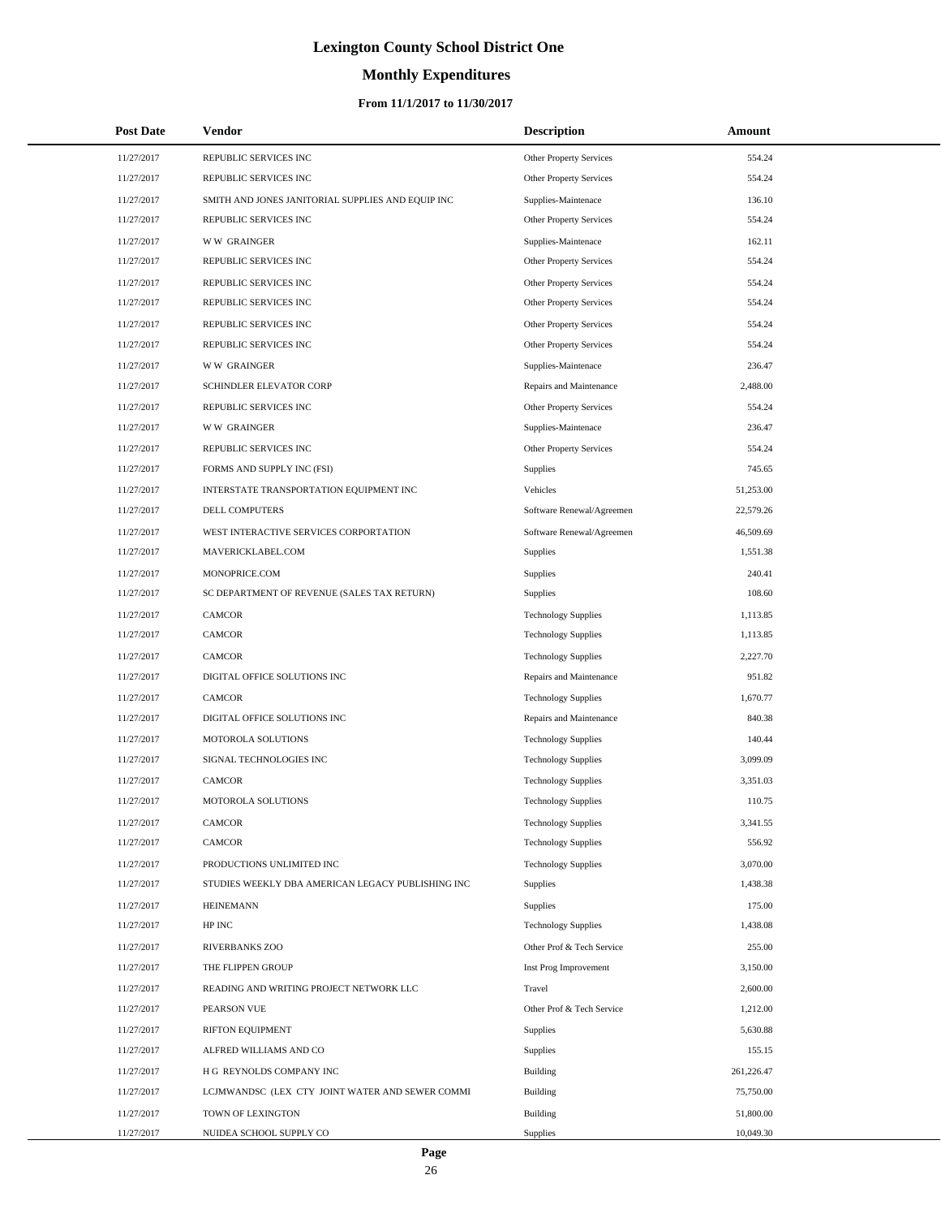# Lexington County School District One

## Monthly Expenditures

### From 11/1/2017 to 11/30/2017

| Post Date | Vendor | Description | Amount |
|---|---|---|---|
| 11/27/2017 | REPUBLIC SERVICES INC | Other Property Services | 554.24 |
| 11/27/2017 | REPUBLIC SERVICES INC | Other Property Services | 554.24 |
| 11/27/2017 | SMITH AND JONES JANITORIAL SUPPLIES AND EQUIP INC | Supplies-Maintenace | 136.10 |
| 11/27/2017 | REPUBLIC SERVICES INC | Other Property Services | 554.24 |
| 11/27/2017 | W W GRAINGER | Supplies-Maintenace | 162.11 |
| 11/27/2017 | REPUBLIC SERVICES INC | Other Property Services | 554.24 |
| 11/27/2017 | REPUBLIC SERVICES INC | Other Property Services | 554.24 |
| 11/27/2017 | REPUBLIC SERVICES INC | Other Property Services | 554.24 |
| 11/27/2017 | REPUBLIC SERVICES INC | Other Property Services | 554.24 |
| 11/27/2017 | REPUBLIC SERVICES INC | Other Property Services | 554.24 |
| 11/27/2017 | W W GRAINGER | Supplies-Maintenace | 236.47 |
| 11/27/2017 | SCHINDLER ELEVATOR CORP | Repairs and Maintenance | 2,488.00 |
| 11/27/2017 | REPUBLIC SERVICES INC | Other Property Services | 554.24 |
| 11/27/2017 | W W GRAINGER | Supplies-Maintenace | 236.47 |
| 11/27/2017 | REPUBLIC SERVICES INC | Other Property Services | 554.24 |
| 11/27/2017 | FORMS AND SUPPLY INC (FSI) | Supplies | 745.65 |
| 11/27/2017 | INTERSTATE TRANSPORTATION EQUIPMENT INC | Vehicles | 51,253.00 |
| 11/27/2017 | DELL COMPUTERS | Software Renewal/Agreemen | 22,579.26 |
| 11/27/2017 | WEST INTERACTIVE SERVICES CORPORTATION | Software Renewal/Agreemen | 46,509.69 |
| 11/27/2017 | MAVERICKLABEL.COM | Supplies | 1,551.38 |
| 11/27/2017 | MONOPRICE.COM | Supplies | 240.41 |
| 11/27/2017 | SC DEPARTMENT OF REVENUE (SALES TAX RETURN) | Supplies | 108.60 |
| 11/27/2017 | CAMCOR | Technology Supplies | 1,113.85 |
| 11/27/2017 | CAMCOR | Technology Supplies | 1,113.85 |
| 11/27/2017 | CAMCOR | Technology Supplies | 2,227.70 |
| 11/27/2017 | DIGITAL OFFICE SOLUTIONS INC | Repairs and Maintenance | 951.82 |
| 11/27/2017 | CAMCOR | Technology Supplies | 1,670.77 |
| 11/27/2017 | DIGITAL OFFICE SOLUTIONS INC | Repairs and Maintenance | 840.38 |
| 11/27/2017 | MOTOROLA SOLUTIONS | Technology Supplies | 140.44 |
| 11/27/2017 | SIGNAL TECHNOLOGIES INC | Technology Supplies | 3,099.09 |
| 11/27/2017 | CAMCOR | Technology Supplies | 3,351.03 |
| 11/27/2017 | MOTOROLA SOLUTIONS | Technology Supplies | 110.75 |
| 11/27/2017 | CAMCOR | Technology Supplies | 3,341.55 |
| 11/27/2017 | CAMCOR | Technology Supplies | 556.92 |
| 11/27/2017 | PRODUCTIONS UNLIMITED INC | Technology Supplies | 3,070.00 |
| 11/27/2017 | STUDIES WEEKLY DBA AMERICAN LEGACY PUBLISHING INC | Supplies | 1,438.38 |
| 11/27/2017 | HEINEMANN | Supplies | 175.00 |
| 11/27/2017 | HP INC | Technology Supplies | 1,438.08 |
| 11/27/2017 | RIVERBANKS ZOO | Other Prof & Tech Service | 255.00 |
| 11/27/2017 | THE FLIPPEN GROUP | Inst Prog Improvement | 3,150.00 |
| 11/27/2017 | READING AND WRITING PROJECT NETWORK LLC | Travel | 2,600.00 |
| 11/27/2017 | PEARSON VUE | Other Prof & Tech Service | 1,212.00 |
| 11/27/2017 | RIFTON EQUIPMENT | Supplies | 5,630.88 |
| 11/27/2017 | ALFRED WILLIAMS AND CO | Supplies | 155.15 |
| 11/27/2017 | H G REYNOLDS COMPANY INC | Building | 261,226.47 |
| 11/27/2017 | LCJMWANDSC (LEX CTY JOINT WATER AND SEWER COMMI | Building | 75,750.00 |
| 11/27/2017 | TOWN OF LEXINGTON | Building | 51,800.00 |
| 11/27/2017 | NUIDEA SCHOOL SUPPLY CO | Supplies | 10,049.30 |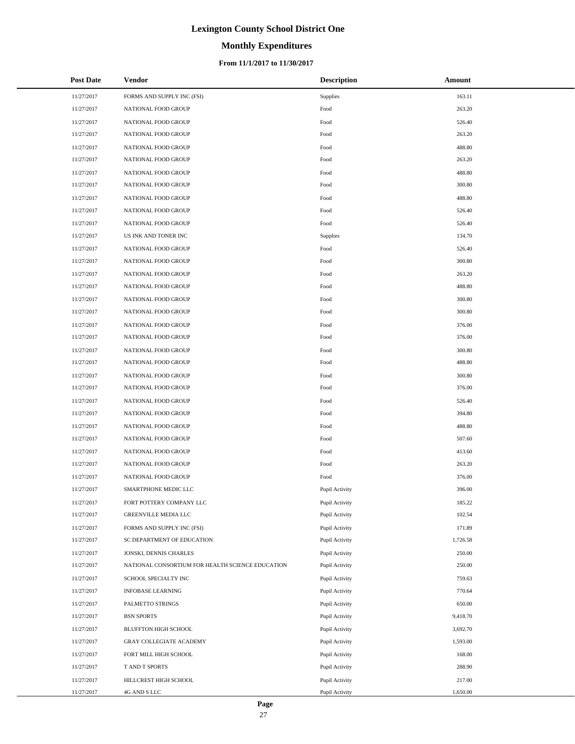# Lexington County School District One

## Monthly Expenditures

### From 11/1/2017 to 11/30/2017

| Post Date | Vendor | Description | Amount |
|---|---|---|---|
| 11/27/2017 | FORMS AND SUPPLY INC (FSI) | Supplies | 163.11 |
| 11/27/2017 | NATIONAL FOOD GROUP | Food | 263.20 |
| 11/27/2017 | NATIONAL FOOD GROUP | Food | 526.40 |
| 11/27/2017 | NATIONAL FOOD GROUP | Food | 263.20 |
| 11/27/2017 | NATIONAL FOOD GROUP | Food | 488.80 |
| 11/27/2017 | NATIONAL FOOD GROUP | Food | 263.20 |
| 11/27/2017 | NATIONAL FOOD GROUP | Food | 488.80 |
| 11/27/2017 | NATIONAL FOOD GROUP | Food | 300.80 |
| 11/27/2017 | NATIONAL FOOD GROUP | Food | 488.80 |
| 11/27/2017 | NATIONAL FOOD GROUP | Food | 526.40 |
| 11/27/2017 | NATIONAL FOOD GROUP | Food | 526.40 |
| 11/27/2017 | US INK AND TONER INC | Supplies | 134.70 |
| 11/27/2017 | NATIONAL FOOD GROUP | Food | 526.40 |
| 11/27/2017 | NATIONAL FOOD GROUP | Food | 300.80 |
| 11/27/2017 | NATIONAL FOOD GROUP | Food | 263.20 |
| 11/27/2017 | NATIONAL FOOD GROUP | Food | 488.80 |
| 11/27/2017 | NATIONAL FOOD GROUP | Food | 300.80 |
| 11/27/2017 | NATIONAL FOOD GROUP | Food | 300.80 |
| 11/27/2017 | NATIONAL FOOD GROUP | Food | 376.00 |
| 11/27/2017 | NATIONAL FOOD GROUP | Food | 376.00 |
| 11/27/2017 | NATIONAL FOOD GROUP | Food | 300.80 |
| 11/27/2017 | NATIONAL FOOD GROUP | Food | 488.80 |
| 11/27/2017 | NATIONAL FOOD GROUP | Food | 300.80 |
| 11/27/2017 | NATIONAL FOOD GROUP | Food | 376.00 |
| 11/27/2017 | NATIONAL FOOD GROUP | Food | 526.40 |
| 11/27/2017 | NATIONAL FOOD GROUP | Food | 394.80 |
| 11/27/2017 | NATIONAL FOOD GROUP | Food | 488.80 |
| 11/27/2017 | NATIONAL FOOD GROUP | Food | 507.60 |
| 11/27/2017 | NATIONAL FOOD GROUP | Food | 413.60 |
| 11/27/2017 | NATIONAL FOOD GROUP | Food | 263.20 |
| 11/27/2017 | NATIONAL FOOD GROUP | Food | 376.00 |
| 11/27/2017 | SMARTPHONE MEDIC LLC | Pupil Activity | 396.00 |
| 11/27/2017 | FORT POTTERY COMPANY LLC | Pupil Activity | 185.22 |
| 11/27/2017 | GREENVILLE MEDIA LLC | Pupil Activity | 102.54 |
| 11/27/2017 | FORMS AND SUPPLY INC (FSI) | Pupil Activity | 171.89 |
| 11/27/2017 | SC DEPARTMENT OF EDUCATION | Pupil Activity | 1,726.58 |
| 11/27/2017 | JONSKI, DENNIS CHARLES | Pupil Activity | 250.00 |
| 11/27/2017 | NATIONAL CONSORTIUM FOR HEALTH SCIENCE EDUCATION | Pupil Activity | 250.00 |
| 11/27/2017 | SCHOOL SPECIALTY INC | Pupil Activity | 759.63 |
| 11/27/2017 | INFOBASE LEARNING | Pupil Activity | 770.64 |
| 11/27/2017 | PALMETTO STRINGS | Pupil Activity | 650.00 |
| 11/27/2017 | BSN SPORTS | Pupil Activity | 9,418.70 |
| 11/27/2017 | BLUFFTON HIGH SCHOOL | Pupil Activity | 3,692.70 |
| 11/27/2017 | GRAY COLLEGIATE ACADEMY | Pupil Activity | 1,593.00 |
| 11/27/2017 | FORT MILL HIGH SCHOOL | Pupil Activity | 168.00 |
| 11/27/2017 | T AND T SPORTS | Pupil Activity | 288.90 |
| 11/27/2017 | HILLCREST HIGH SCHOOL | Pupil Activity | 217.00 |
| 11/27/2017 | 4G AND S LLC | Pupil Activity | 1,650.00 |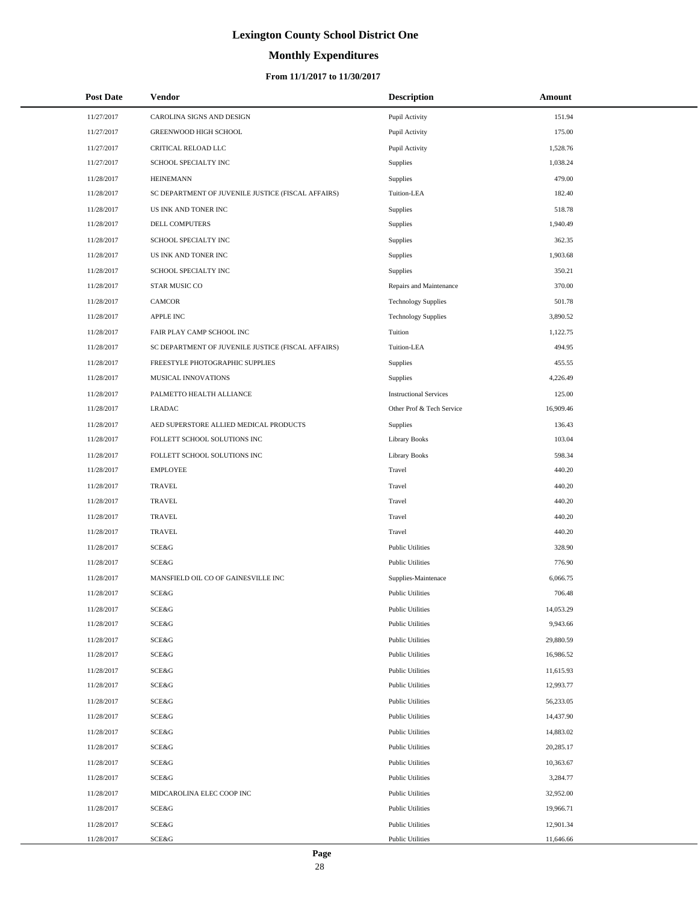# Lexington County School District One

## Monthly Expenditures

### From 11/1/2017 to 11/30/2017

| Post Date | Vendor | Description | Amount |
|---|---|---|---|
| 11/27/2017 | CAROLINA SIGNS AND DESIGN | Pupil Activity | 151.94 |
| 11/27/2017 | GREENWOOD HIGH SCHOOL | Pupil Activity | 175.00 |
| 11/27/2017 | CRITICAL RELOAD LLC | Pupil Activity | 1,528.76 |
| 11/27/2017 | SCHOOL SPECIALTY INC | Supplies | 1,038.24 |
| 11/28/2017 | HEINEMANN | Supplies | 479.00 |
| 11/28/2017 | SC DEPARTMENT OF JUVENILE JUSTICE (FISCAL AFFAIRS) | Tuition-LEA | 182.40 |
| 11/28/2017 | US INK AND TONER INC | Supplies | 518.78 |
| 11/28/2017 | DELL COMPUTERS | Supplies | 1,940.49 |
| 11/28/2017 | SCHOOL SPECIALTY INC | Supplies | 362.35 |
| 11/28/2017 | US INK AND TONER INC | Supplies | 1,903.68 |
| 11/28/2017 | SCHOOL SPECIALTY INC | Supplies | 350.21 |
| 11/28/2017 | STAR MUSIC CO | Repairs and Maintenance | 370.00 |
| 11/28/2017 | CAMCOR | Technology Supplies | 501.78 |
| 11/28/2017 | APPLE INC | Technology Supplies | 3,890.52 |
| 11/28/2017 | FAIR PLAY CAMP SCHOOL INC | Tuition | 1,122.75 |
| 11/28/2017 | SC DEPARTMENT OF JUVENILE JUSTICE (FISCAL AFFAIRS) | Tuition-LEA | 494.95 |
| 11/28/2017 | FREESTYLE PHOTOGRAPHIC SUPPLIES | Supplies | 455.55 |
| 11/28/2017 | MUSICAL INNOVATIONS | Supplies | 4,226.49 |
| 11/28/2017 | PALMETTO HEALTH ALLIANCE | Instructional Services | 125.00 |
| 11/28/2017 | LRADAC | Other Prof & Tech Service | 16,909.46 |
| 11/28/2017 | AED SUPERSTORE ALLIED MEDICAL PRODUCTS | Supplies | 136.43 |
| 11/28/2017 | FOLLETT SCHOOL SOLUTIONS INC | Library Books | 103.04 |
| 11/28/2017 | FOLLETT SCHOOL SOLUTIONS INC | Library Books | 598.34 |
| 11/28/2017 | EMPLOYEE | Travel | 440.20 |
| 11/28/2017 | TRAVEL | Travel | 440.20 |
| 11/28/2017 | TRAVEL | Travel | 440.20 |
| 11/28/2017 | TRAVEL | Travel | 440.20 |
| 11/28/2017 | TRAVEL | Travel | 440.20 |
| 11/28/2017 | SCE&G | Public Utilities | 328.90 |
| 11/28/2017 | SCE&G | Public Utilities | 776.90 |
| 11/28/2017 | MANSFIELD OIL CO OF GAINESVILLE INC | Supplies-Maintenace | 6,066.75 |
| 11/28/2017 | SCE&G | Public Utilities | 706.48 |
| 11/28/2017 | SCE&G | Public Utilities | 14,053.29 |
| 11/28/2017 | SCE&G | Public Utilities | 9,943.66 |
| 11/28/2017 | SCE&G | Public Utilities | 29,880.59 |
| 11/28/2017 | SCE&G | Public Utilities | 16,986.52 |
| 11/28/2017 | SCE&G | Public Utilities | 11,615.93 |
| 11/28/2017 | SCE&G | Public Utilities | 12,993.77 |
| 11/28/2017 | SCE&G | Public Utilities | 56,233.05 |
| 11/28/2017 | SCE&G | Public Utilities | 14,437.90 |
| 11/28/2017 | SCE&G | Public Utilities | 14,883.02 |
| 11/28/2017 | SCE&G | Public Utilities | 20,285.17 |
| 11/28/2017 | SCE&G | Public Utilities | 10,363.67 |
| 11/28/2017 | SCE&G | Public Utilities | 3,284.77 |
| 11/28/2017 | MIDCAROLINA ELEC COOP INC | Public Utilities | 32,952.00 |
| 11/28/2017 | SCE&G | Public Utilities | 19,966.71 |
| 11/28/2017 | SCE&G | Public Utilities | 12,901.34 |
| 11/28/2017 | SCE&G | Public Utilities | 11,646.66 |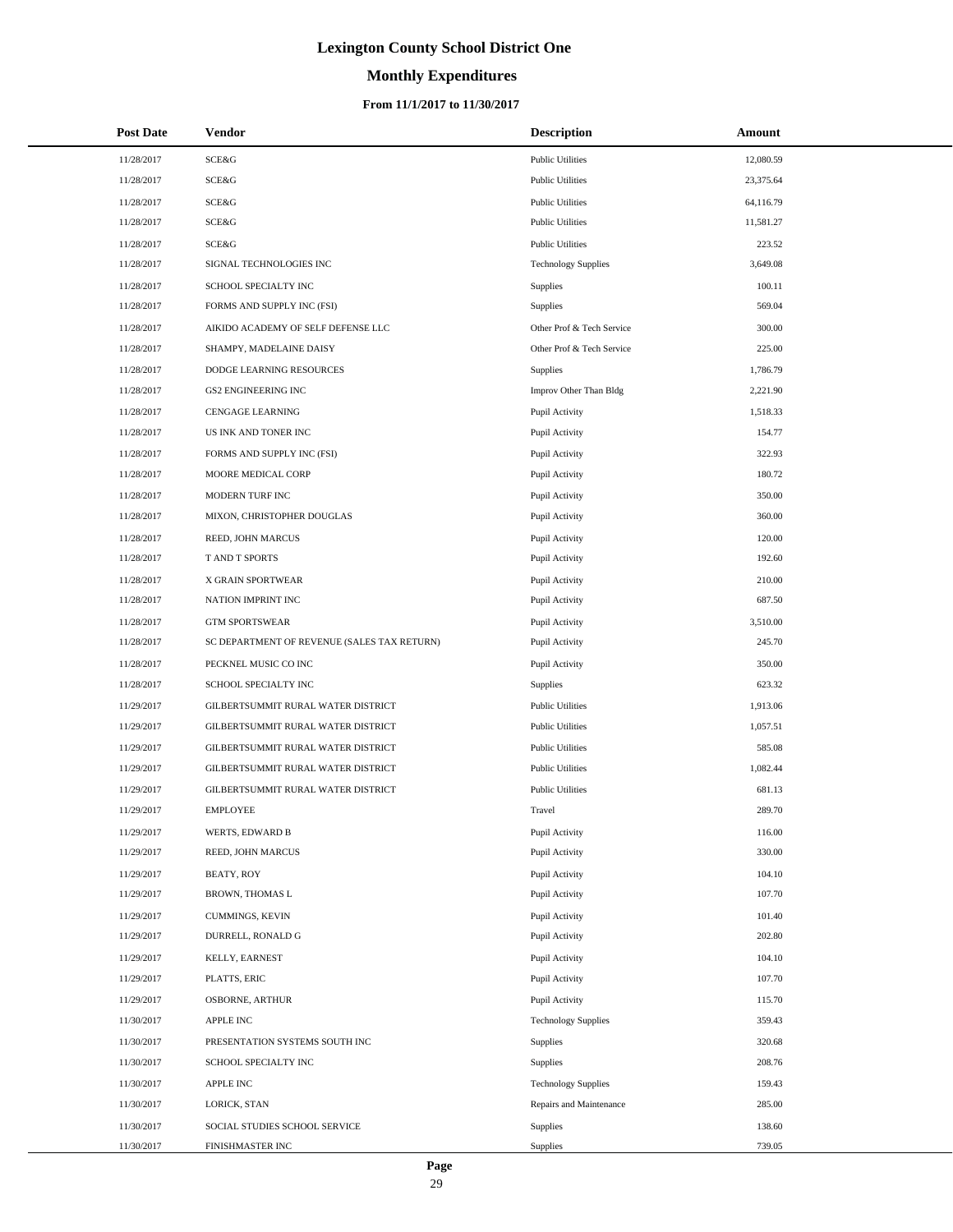# Lexington County School District One

## Monthly Expenditures

### From 11/1/2017 to 11/30/2017

| Post Date | Vendor | Description | Amount |
|---|---|---|---|
| 11/28/2017 | SCE&G | Public Utilities | 12,080.59 |
| 11/28/2017 | SCE&G | Public Utilities | 23,375.64 |
| 11/28/2017 | SCE&G | Public Utilities | 64,116.79 |
| 11/28/2017 | SCE&G | Public Utilities | 11,581.27 |
| 11/28/2017 | SCE&G | Public Utilities | 223.52 |
| 11/28/2017 | SIGNAL TECHNOLOGIES INC | Technology Supplies | 3,649.08 |
| 11/28/2017 | SCHOOL SPECIALTY INC | Supplies | 100.11 |
| 11/28/2017 | FORMS AND SUPPLY INC (FSI) | Supplies | 569.04 |
| 11/28/2017 | AIKIDO ACADEMY OF SELF DEFENSE LLC | Other Prof & Tech Service | 300.00 |
| 11/28/2017 | SHAMPY, MADELAINE DAISY | Other Prof & Tech Service | 225.00 |
| 11/28/2017 | DODGE LEARNING RESOURCES | Supplies | 1,786.79 |
| 11/28/2017 | GS2 ENGINEERING INC | Improv Other Than Bldg | 2,221.90 |
| 11/28/2017 | CENGAGE LEARNING | Pupil Activity | 1,518.33 |
| 11/28/2017 | US INK AND TONER INC | Pupil Activity | 154.77 |
| 11/28/2017 | FORMS AND SUPPLY INC (FSI) | Pupil Activity | 322.93 |
| 11/28/2017 | MOORE MEDICAL CORP | Pupil Activity | 180.72 |
| 11/28/2017 | MODERN TURF INC | Pupil Activity | 350.00 |
| 11/28/2017 | MIXON, CHRISTOPHER DOUGLAS | Pupil Activity | 360.00 |
| 11/28/2017 | REED, JOHN MARCUS | Pupil Activity | 120.00 |
| 11/28/2017 | T AND T SPORTS | Pupil Activity | 192.60 |
| 11/28/2017 | X GRAIN SPORTWEAR | Pupil Activity | 210.00 |
| 11/28/2017 | NATION IMPRINT INC | Pupil Activity | 687.50 |
| 11/28/2017 | GTM SPORTSWEAR | Pupil Activity | 3,510.00 |
| 11/28/2017 | SC DEPARTMENT OF REVENUE (SALES TAX RETURN) | Pupil Activity | 245.70 |
| 11/28/2017 | PECKNEL MUSIC CO INC | Pupil Activity | 350.00 |
| 11/28/2017 | SCHOOL SPECIALTY INC | Supplies | 623.32 |
| 11/29/2017 | GILBERTSUMMIT RURAL WATER DISTRICT | Public Utilities | 1,913.06 |
| 11/29/2017 | GILBERTSUMMIT RURAL WATER DISTRICT | Public Utilities | 1,057.51 |
| 11/29/2017 | GILBERTSUMMIT RURAL WATER DISTRICT | Public Utilities | 585.08 |
| 11/29/2017 | GILBERTSUMMIT RURAL WATER DISTRICT | Public Utilities | 1,082.44 |
| 11/29/2017 | GILBERTSUMMIT RURAL WATER DISTRICT | Public Utilities | 681.13 |
| 11/29/2017 | EMPLOYEE | Travel | 289.70 |
| 11/29/2017 | WERTS, EDWARD B | Pupil Activity | 116.00 |
| 11/29/2017 | REED, JOHN MARCUS | Pupil Activity | 330.00 |
| 11/29/2017 | BEATY, ROY | Pupil Activity | 104.10 |
| 11/29/2017 | BROWN, THOMAS L | Pupil Activity | 107.70 |
| 11/29/2017 | CUMMINGS, KEVIN | Pupil Activity | 101.40 |
| 11/29/2017 | DURRELL, RONALD G | Pupil Activity | 202.80 |
| 11/29/2017 | KELLY, EARNEST | Pupil Activity | 104.10 |
| 11/29/2017 | PLATTS, ERIC | Pupil Activity | 107.70 |
| 11/29/2017 | OSBORNE, ARTHUR | Pupil Activity | 115.70 |
| 11/30/2017 | APPLE INC | Technology Supplies | 359.43 |
| 11/30/2017 | PRESENTATION SYSTEMS SOUTH INC | Supplies | 320.68 |
| 11/30/2017 | SCHOOL SPECIALTY INC | Supplies | 208.76 |
| 11/30/2017 | APPLE INC | Technology Supplies | 159.43 |
| 11/30/2017 | LORICK, STAN | Repairs and Maintenance | 285.00 |
| 11/30/2017 | SOCIAL STUDIES SCHOOL SERVICE | Supplies | 138.60 |
| 11/30/2017 | FINISHMASTER INC | Supplies | 739.05 |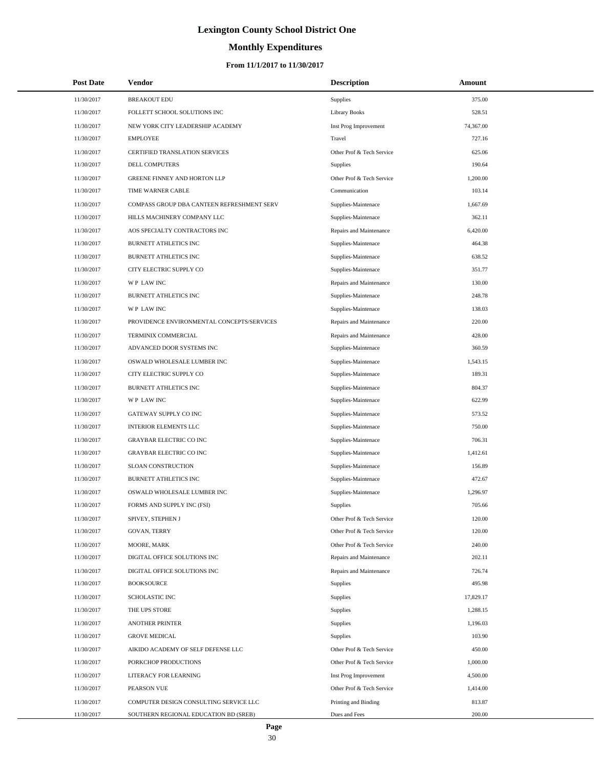# Lexington County School District One

## Monthly Expenditures

### From 11/1/2017 to 11/30/2017

| Post Date | Vendor | Description | Amount |
|---|---|---|---|
| 11/30/2017 | BREAKOUT EDU | Supplies | 375.00 |
| 11/30/2017 | FOLLETT SCHOOL SOLUTIONS INC | Library Books | 528.51 |
| 11/30/2017 | NEW YORK CITY LEADERSHIP ACADEMY | Inst Prog Improvement | 74,367.00 |
| 11/30/2017 | EMPLOYEE | Travel | 727.16 |
| 11/30/2017 | CERTIFIED TRANSLATION SERVICES | Other Prof & Tech Service | 625.06 |
| 11/30/2017 | DELL COMPUTERS | Supplies | 190.64 |
| 11/30/2017 | GREENE FINNEY AND HORTON LLP | Other Prof & Tech Service | 1,200.00 |
| 11/30/2017 | TIME WARNER CABLE | Communication | 103.14 |
| 11/30/2017 | COMPASS GROUP DBA CANTEEN REFRESHMENT SERV | Supplies-Maintenace | 1,667.69 |
| 11/30/2017 | HILLS MACHINERY COMPANY LLC | Supplies-Maintenace | 362.11 |
| 11/30/2017 | AOS SPECIALTY CONTRACTORS INC | Repairs and Maintenance | 6,420.00 |
| 11/30/2017 | BURNETT ATHLETICS INC | Supplies-Maintenace | 464.38 |
| 11/30/2017 | BURNETT ATHLETICS INC | Supplies-Maintenace | 638.52 |
| 11/30/2017 | CITY ELECTRIC SUPPLY CO | Supplies-Maintenace | 351.77 |
| 11/30/2017 | W P LAW INC | Repairs and Maintenance | 130.00 |
| 11/30/2017 | BURNETT ATHLETICS INC | Supplies-Maintenace | 248.78 |
| 11/30/2017 | W P LAW INC | Supplies-Maintenace | 138.03 |
| 11/30/2017 | PROVIDENCE ENVIRONMENTAL CONCEPTS/SERVICES | Repairs and Maintenance | 220.00 |
| 11/30/2017 | TERMINIX COMMERCIAL | Repairs and Maintenance | 428.00 |
| 11/30/2017 | ADVANCED DOOR SYSTEMS INC | Supplies-Maintenace | 360.59 |
| 11/30/2017 | OSWALD WHOLESALE LUMBER INC | Supplies-Maintenace | 1,543.15 |
| 11/30/2017 | CITY ELECTRIC SUPPLY CO | Supplies-Maintenace | 189.31 |
| 11/30/2017 | BURNETT ATHLETICS INC | Supplies-Maintenace | 804.37 |
| 11/30/2017 | W P LAW INC | Supplies-Maintenace | 622.99 |
| 11/30/2017 | GATEWAY SUPPLY CO INC | Supplies-Maintenace | 573.52 |
| 11/30/2017 | INTERIOR ELEMENTS LLC | Supplies-Maintenace | 750.00 |
| 11/30/2017 | GRAYBAR ELECTRIC CO INC | Supplies-Maintenace | 706.31 |
| 11/30/2017 | GRAYBAR ELECTRIC CO INC | Supplies-Maintenace | 1,412.61 |
| 11/30/2017 | SLOAN CONSTRUCTION | Supplies-Maintenace | 156.89 |
| 11/30/2017 | BURNETT ATHLETICS INC | Supplies-Maintenace | 472.67 |
| 11/30/2017 | OSWALD WHOLESALE LUMBER INC | Supplies-Maintenace | 1,296.97 |
| 11/30/2017 | FORMS AND SUPPLY INC (FSI) | Supplies | 705.66 |
| 11/30/2017 | SPIVEY, STEPHEN J | Other Prof & Tech Service | 120.00 |
| 11/30/2017 | GOVAN, TERRY | Other Prof & Tech Service | 120.00 |
| 11/30/2017 | MOORE, MARK | Other Prof & Tech Service | 240.00 |
| 11/30/2017 | DIGITAL OFFICE SOLUTIONS INC | Repairs and Maintenance | 202.11 |
| 11/30/2017 | DIGITAL OFFICE SOLUTIONS INC | Repairs and Maintenance | 726.74 |
| 11/30/2017 | BOOKSOURCE | Supplies | 495.98 |
| 11/30/2017 | SCHOLASTIC INC | Supplies | 17,829.17 |
| 11/30/2017 | THE UPS STORE | Supplies | 1,288.15 |
| 11/30/2017 | ANOTHER PRINTER | Supplies | 1,196.03 |
| 11/30/2017 | GROVE MEDICAL | Supplies | 103.90 |
| 11/30/2017 | AIKIDO ACADEMY OF SELF DEFENSE LLC | Other Prof & Tech Service | 450.00 |
| 11/30/2017 | PORKCHOP PRODUCTIONS | Other Prof & Tech Service | 1,000.00 |
| 11/30/2017 | LITERACY FOR LEARNING | Inst Prog Improvement | 4,500.00 |
| 11/30/2017 | PEARSON VUE | Other Prof & Tech Service | 1,414.00 |
| 11/30/2017 | COMPUTER DESIGN CONSULTING SERVICE LLC | Printing and Binding | 813.87 |
| 11/30/2017 | SOUTHERN REGIONAL EDUCATION BD (SREB) | Dues and Fees | 200.00 |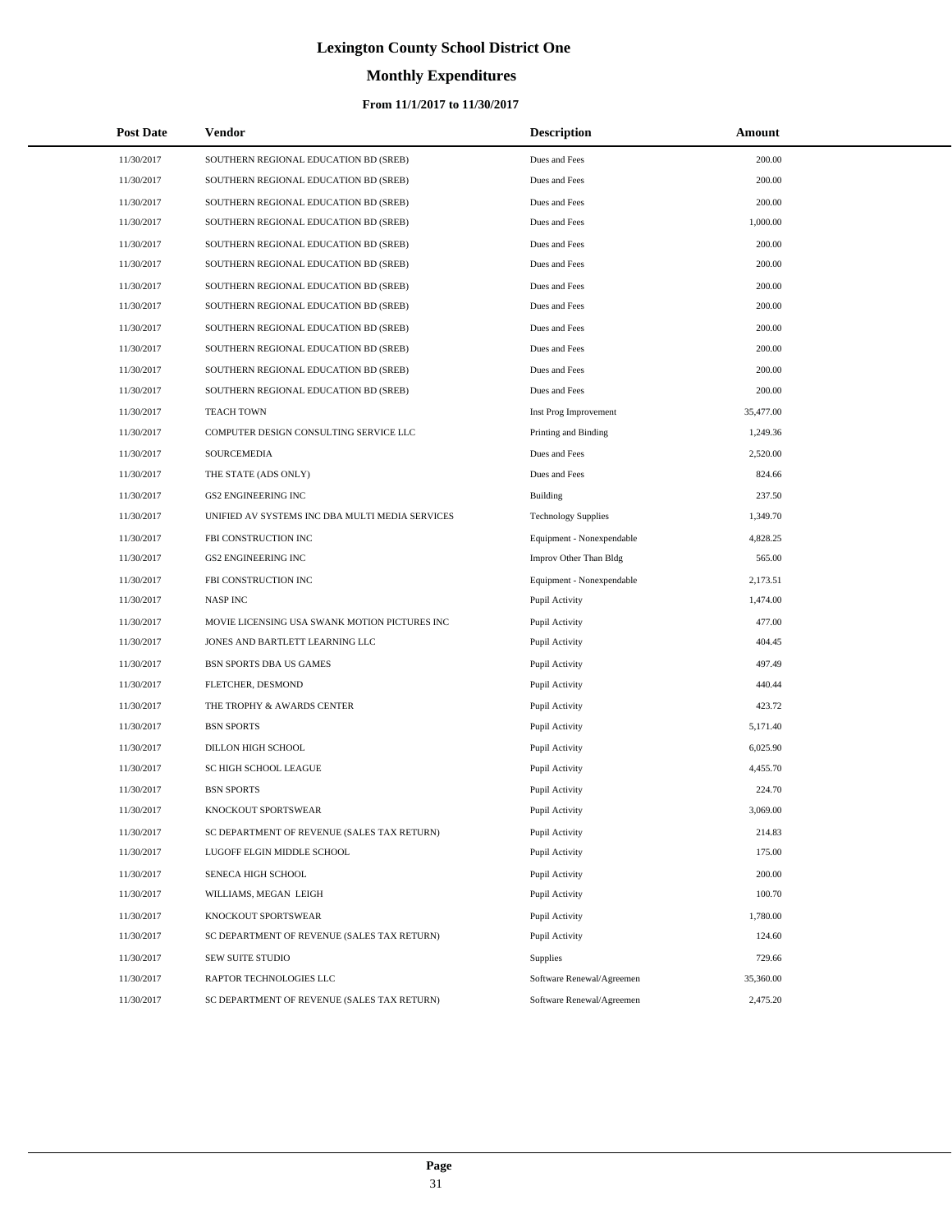# Lexington County School District One

## Monthly Expenditures

### From 11/1/2017 to 11/30/2017

| Post Date | Vendor | Description | Amount |
|---|---|---|---|
| 11/30/2017 | SOUTHERN REGIONAL EDUCATION BD (SREB) | Dues and Fees | 200.00 |
| 11/30/2017 | SOUTHERN REGIONAL EDUCATION BD (SREB) | Dues and Fees | 200.00 |
| 11/30/2017 | SOUTHERN REGIONAL EDUCATION BD (SREB) | Dues and Fees | 200.00 |
| 11/30/2017 | SOUTHERN REGIONAL EDUCATION BD (SREB) | Dues and Fees | 1,000.00 |
| 11/30/2017 | SOUTHERN REGIONAL EDUCATION BD (SREB) | Dues and Fees | 200.00 |
| 11/30/2017 | SOUTHERN REGIONAL EDUCATION BD (SREB) | Dues and Fees | 200.00 |
| 11/30/2017 | SOUTHERN REGIONAL EDUCATION BD (SREB) | Dues and Fees | 200.00 |
| 11/30/2017 | SOUTHERN REGIONAL EDUCATION BD (SREB) | Dues and Fees | 200.00 |
| 11/30/2017 | SOUTHERN REGIONAL EDUCATION BD (SREB) | Dues and Fees | 200.00 |
| 11/30/2017 | SOUTHERN REGIONAL EDUCATION BD (SREB) | Dues and Fees | 200.00 |
| 11/30/2017 | SOUTHERN REGIONAL EDUCATION BD (SREB) | Dues and Fees | 200.00 |
| 11/30/2017 | SOUTHERN REGIONAL EDUCATION BD (SREB) | Dues and Fees | 200.00 |
| 11/30/2017 | TEACH TOWN | Inst Prog Improvement | 35,477.00 |
| 11/30/2017 | COMPUTER DESIGN CONSULTING SERVICE LLC | Printing and Binding | 1,249.36 |
| 11/30/2017 | SOURCEMEDIA | Dues and Fees | 2,520.00 |
| 11/30/2017 | THE STATE (ADS ONLY) | Dues and Fees | 824.66 |
| 11/30/2017 | GS2 ENGINEERING INC | Building | 237.50 |
| 11/30/2017 | UNIFIED AV SYSTEMS INC DBA MULTI MEDIA SERVICES | Technology Supplies | 1,349.70 |
| 11/30/2017 | FBI CONSTRUCTION INC | Equipment - Nonexpendable | 4,828.25 |
| 11/30/2017 | GS2 ENGINEERING INC | Improv Other Than Bldg | 565.00 |
| 11/30/2017 | FBI CONSTRUCTION INC | Equipment - Nonexpendable | 2,173.51 |
| 11/30/2017 | NASP INC | Pupil Activity | 1,474.00 |
| 11/30/2017 | MOVIE LICENSING USA SWANK MOTION PICTURES INC | Pupil Activity | 477.00 |
| 11/30/2017 | JONES AND BARTLETT LEARNING LLC | Pupil Activity | 404.45 |
| 11/30/2017 | BSN SPORTS DBA US GAMES | Pupil Activity | 497.49 |
| 11/30/2017 | FLETCHER, DESMOND | Pupil Activity | 440.44 |
| 11/30/2017 | THE TROPHY & AWARDS CENTER | Pupil Activity | 423.72 |
| 11/30/2017 | BSN SPORTS | Pupil Activity | 5,171.40 |
| 11/30/2017 | DILLON HIGH SCHOOL | Pupil Activity | 6,025.90 |
| 11/30/2017 | SC HIGH SCHOOL LEAGUE | Pupil Activity | 4,455.70 |
| 11/30/2017 | BSN SPORTS | Pupil Activity | 224.70 |
| 11/30/2017 | KNOCKOUT SPORTSWEAR | Pupil Activity | 3,069.00 |
| 11/30/2017 | SC DEPARTMENT OF REVENUE (SALES TAX RETURN) | Pupil Activity | 214.83 |
| 11/30/2017 | LUGOFF ELGIN MIDDLE SCHOOL | Pupil Activity | 175.00 |
| 11/30/2017 | SENECA HIGH SCHOOL | Pupil Activity | 200.00 |
| 11/30/2017 | WILLIAMS, MEGAN LEIGH | Pupil Activity | 100.70 |
| 11/30/2017 | KNOCKOUT SPORTSWEAR | Pupil Activity | 1,780.00 |
| 11/30/2017 | SC DEPARTMENT OF REVENUE (SALES TAX RETURN) | Pupil Activity | 124.60 |
| 11/30/2017 | SEW SUITE STUDIO | Supplies | 729.66 |
| 11/30/2017 | RAPTOR TECHNOLOGIES LLC | Software Renewal/Agreemen | 35,360.00 |
| 11/30/2017 | SC DEPARTMENT OF REVENUE (SALES TAX RETURN) | Software Renewal/Agreemen | 2,475.20 |